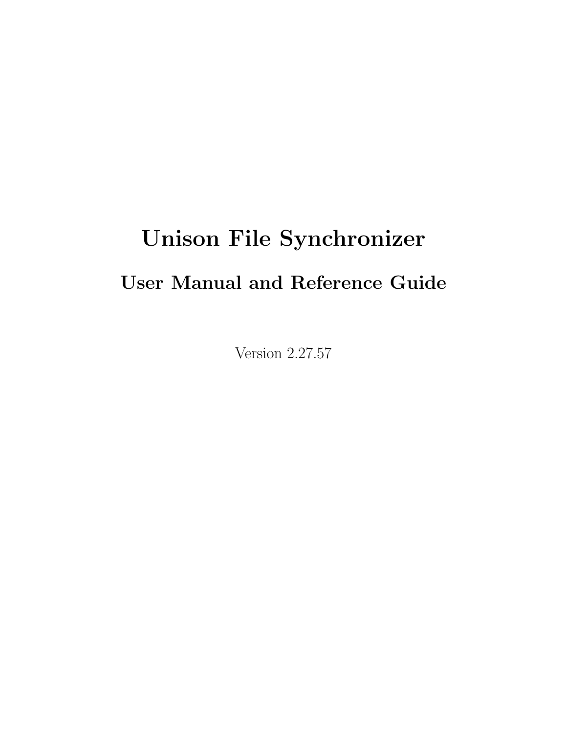# Unison File Synchronizer

## User Manual and Reference Guide

Version 2.27.57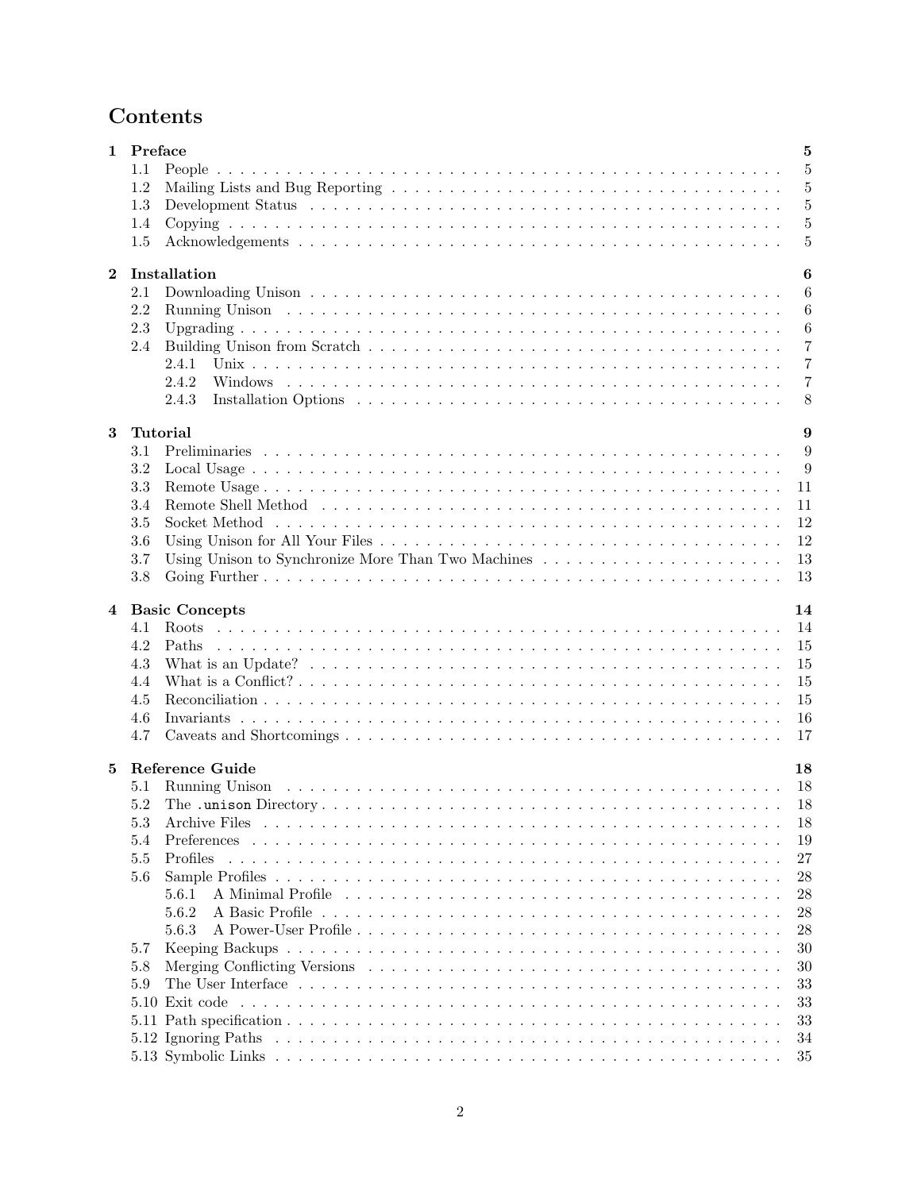# Contents

**1 Preface** **5**
- 1.1 People . . . 5
- 1.2 Mailing Lists and Bug Reporting . . . 5
- 1.3 Development Status . . . 5
- 1.4 Copying . . . 5
- 1.5 Acknowledgements . . . 5

**2 Installation** **6**
- 2.1 Downloading Unison . . . 6
- 2.2 Running Unison . . . 6
- 2.3 Upgrading . . . 6
- 2.4 Building Unison from Scratch . . . 7
  - 2.4.1 Unix . . . 7
  - 2.4.2 Windows . . . 7
  - 2.4.3 Installation Options . . . 8

**3 Tutorial** **9**
- 3.1 Preliminaries . . . 9
- 3.2 Local Usage . . . 9
- 3.3 Remote Usage . . . 11
- 3.4 Remote Shell Method . . . 11
- 3.5 Socket Method . . . 12
- 3.6 Using Unison for All Your Files . . . 12
- 3.7 Using Unison to Synchronize More Than Two Machines . . . 13
- 3.8 Going Further . . . 13

**4 Basic Concepts** **14**
- 4.1 Roots . . . 14
- 4.2 Paths . . . 15
- 4.3 What is an Update? . . . 15
- 4.4 What is a Conflict? . . . 15
- 4.5 Reconciliation . . . 15
- 4.6 Invariants . . . 16
- 4.7 Caveats and Shortcomings . . . 17

**5 Reference Guide** **18**
- 5.1 Running Unison . . . 18
- 5.2 The `.unison` Directory . . . 18
- 5.3 Archive Files . . . 18
- 5.4 Preferences . . . 19
- 5.5 Profiles . . . 27
- 5.6 Sample Profiles . . . 28
  - 5.6.1 A Minimal Profile . . . 28
  - 5.6.2 A Basic Profile . . . 28
  - 5.6.3 A Power-User Profile . . . 28
- 5.7 Keeping Backups . . . 30
- 5.8 Merging Conflicting Versions . . . 30
- 5.9 The User Interface . . . 33
- 5.10 Exit code . . . 33
- 5.11 Path specification . . . 33
- 5.12 Ignoring Paths . . . 34
- 5.13 Symbolic Links . . . 35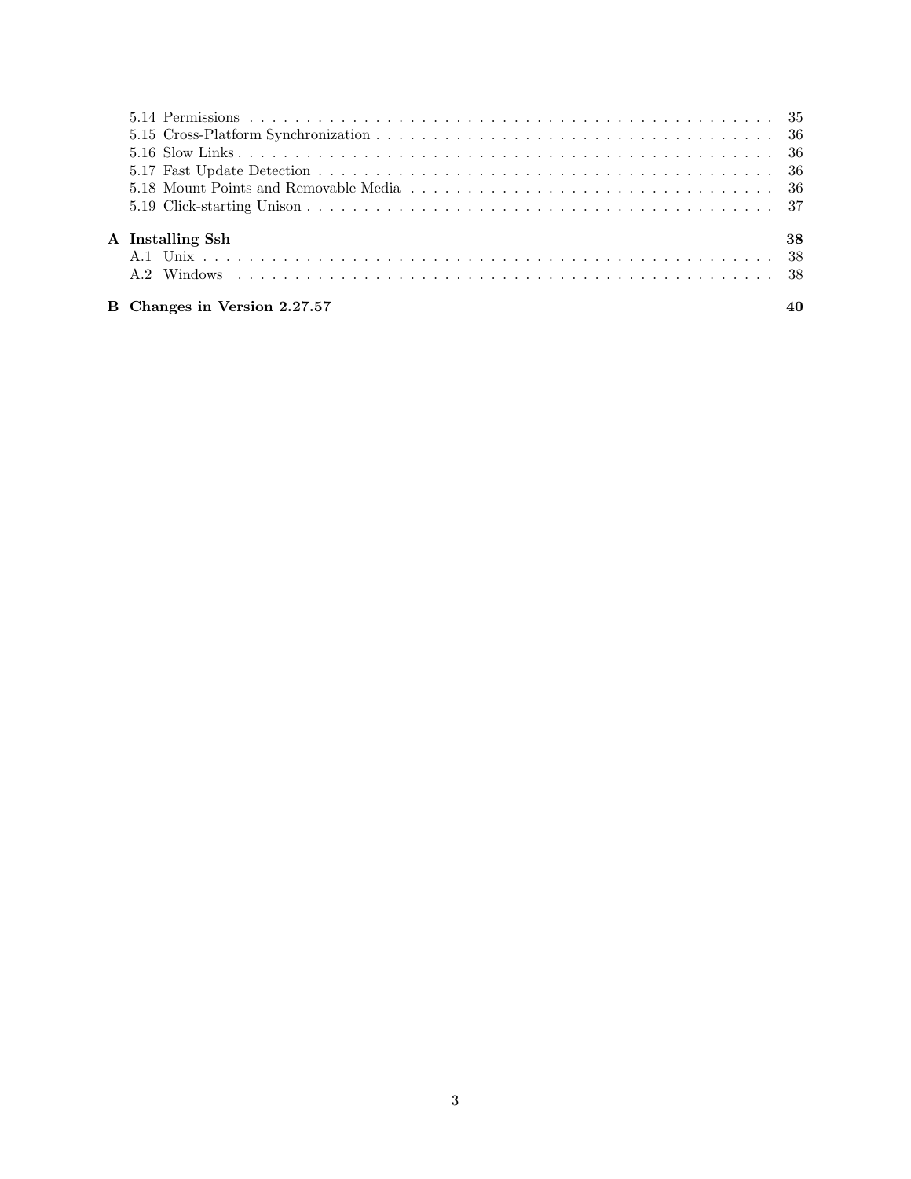- 5.14 Permissions . . . . . . . . . . 35
- 5.15 Cross-Platform Synchronization . . . . . . . . . . 36
- 5.16 Slow Links . . . . . . . . . . 36
- 5.17 Fast Update Detection . . . . . . . . . . 36
- 5.18 Mount Points and Removable Media . . . . . . . . . . 36
- 5.19 Click-starting Unison . . . . . . . . . . 37

**A Installing Ssh** **38**

- A.1 Unix . . . . . . . . . . 38
- A.2 Windows . . . . . . . . . . 38

**B Changes in Version 2.27.57** **40**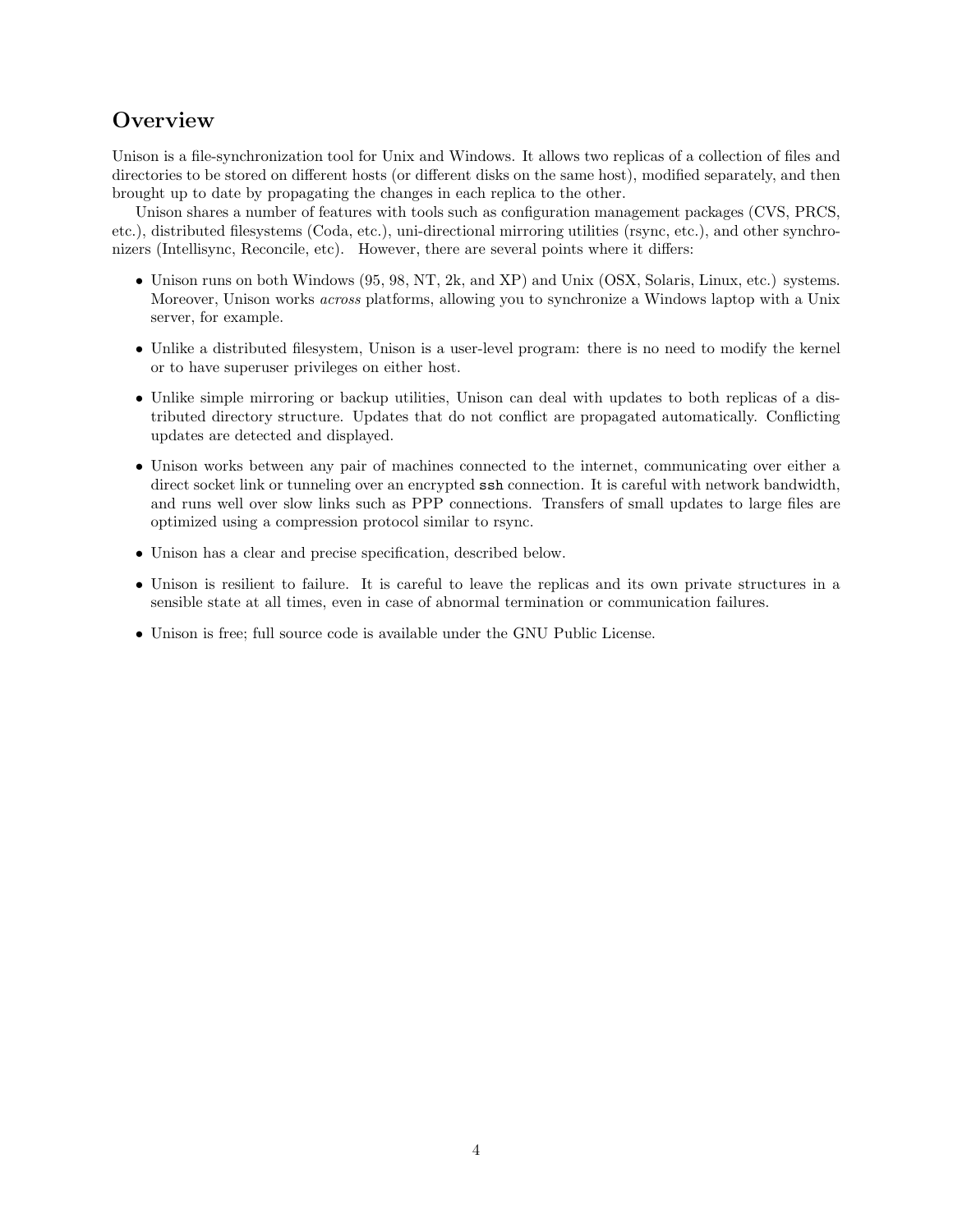# Overview

Unison is a file-synchronization tool for Unix and Windows. It allows two replicas of a collection of files and directories to be stored on different hosts (or different disks on the same host), modified separately, and then brought up to date by propagating the changes in each replica to the other.

Unison shares a number of features with tools such as configuration management packages (CVS, PRCS, etc.), distributed filesystems (Coda, etc.), uni-directional mirroring utilities (rsync, etc.), and other synchronizers (Intellisync, Reconcile, etc). However, there are several points where it differs:

- Unison runs on both Windows (95, 98, NT, 2k, and XP) and Unix (OSX, Solaris, Linux, etc.) systems. Moreover, Unison works *across* platforms, allowing you to synchronize a Windows laptop with a Unix server, for example.
- Unlike a distributed filesystem, Unison is a user-level program: there is no need to modify the kernel or to have superuser privileges on either host.
- Unlike simple mirroring or backup utilities, Unison can deal with updates to both replicas of a distributed directory structure. Updates that do not conflict are propagated automatically. Conflicting updates are detected and displayed.
- Unison works between any pair of machines connected to the internet, communicating over either a direct socket link or tunneling over an encrypted `ssh` connection. It is careful with network bandwidth, and runs well over slow links such as PPP connections. Transfers of small updates to large files are optimized using a compression protocol similar to rsync.
- Unison has a clear and precise specification, described below.
- Unison is resilient to failure. It is careful to leave the replicas and its own private structures in a sensible state at all times, even in case of abnormal termination or communication failures.
- Unison is free; full source code is available under the GNU Public License.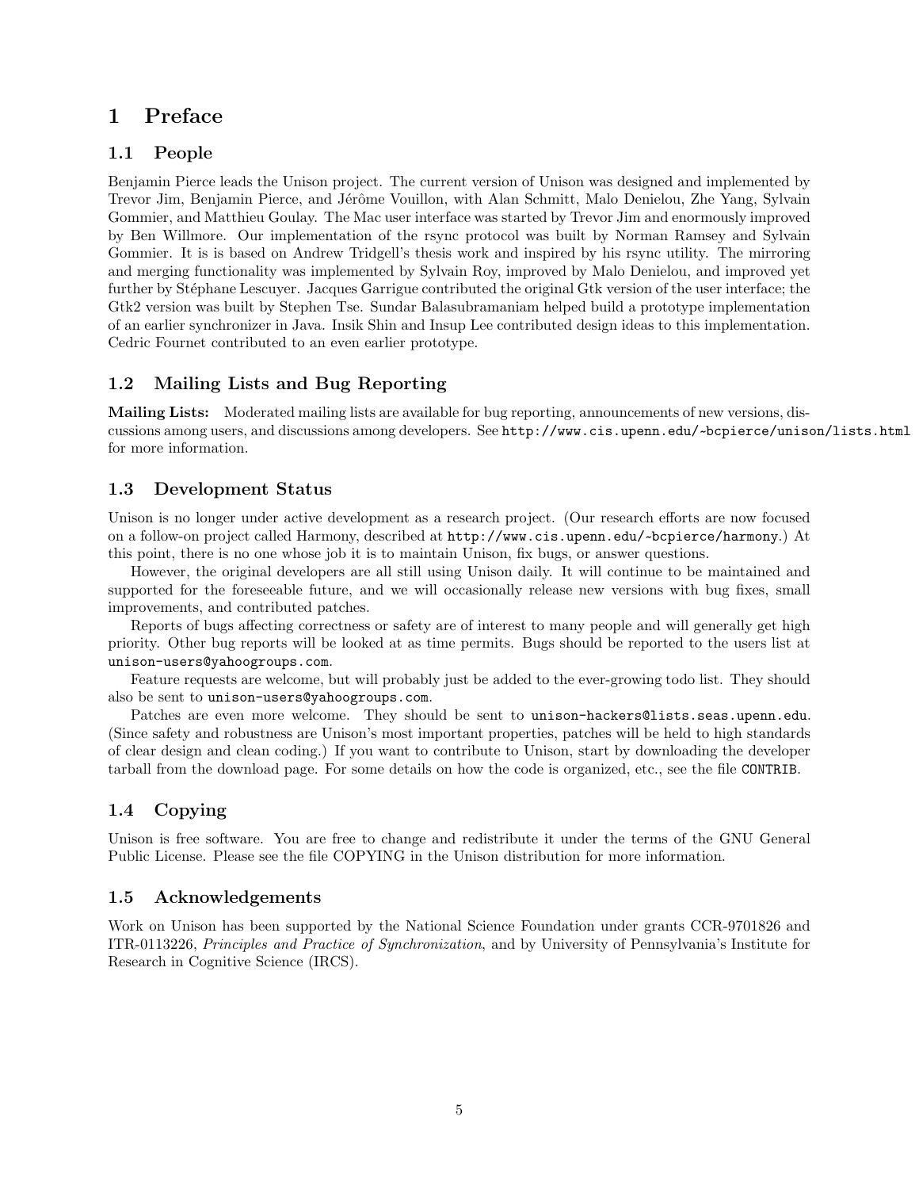# 1 Preface

## 1.1 People

Benjamin Pierce leads the Unison project. The current version of Unison was designed and implemented by Trevor Jim, Benjamin Pierce, and Jérôme Vouillon, with Alan Schmitt, Malo Denielou, Zhe Yang, Sylvain Gommier, and Matthieu Goulay. The Mac user interface was started by Trevor Jim and enormously improved by Ben Willmore. Our implementation of the rsync protocol was built by Norman Ramsey and Sylvain Gommier. It is is based on Andrew Tridgell's thesis work and inspired by his rsync utility. The mirroring and merging functionality was implemented by Sylvain Roy, improved by Malo Denielou, and improved yet further by Stéphane Lescuyer. Jacques Garrigue contributed the original Gtk version of the user interface; the Gtk2 version was built by Stephen Tse. Sundar Balasubramaniam helped build a prototype implementation of an earlier synchronizer in Java. Insik Shin and Insup Lee contributed design ideas to this implementation. Cedric Fournet contributed to an even earlier prototype.

## 1.2 Mailing Lists and Bug Reporting

**Mailing Lists:** Moderated mailing lists are available for bug reporting, announcements of new versions, discussions among users, and discussions among developers. See `http://www.cis.upenn.edu/~bcpierce/unison/lists.html` for more information.

## 1.3 Development Status

Unison is no longer under active development as a research project. (Our research efforts are now focused on a follow-on project called Harmony, described at `http://www.cis.upenn.edu/~bcpierce/harmony`.) At this point, there is no one whose job it is to maintain Unison, fix bugs, or answer questions.

However, the original developers are all still using Unison daily. It will continue to be maintained and supported for the foreseeable future, and we will occasionally release new versions with bug fixes, small improvements, and contributed patches.

Reports of bugs affecting correctness or safety are of interest to many people and will generally get high priority. Other bug reports will be looked at as time permits. Bugs should be reported to the users list at `unison-users@yahoogroups.com`.

Feature requests are welcome, but will probably just be added to the ever-growing todo list. They should also be sent to `unison-users@yahoogroups.com`.

Patches are even more welcome. They should be sent to `unison-hackers@lists.seas.upenn.edu`. (Since safety and robustness are Unison's most important properties, patches will be held to high standards of clear design and clean coding.) If you want to contribute to Unison, start by downloading the developer tarball from the download page. For some details on how the code is organized, etc., see the file `CONTRIB`.

## 1.4 Copying

Unison is free software. You are free to change and redistribute it under the terms of the GNU General Public License. Please see the file COPYING in the Unison distribution for more information.

## 1.5 Acknowledgements

Work on Unison has been supported by the National Science Foundation under grants CCR-9701826 and ITR-0113226, *Principles and Practice of Synchronization*, and by University of Pennsylvania's Institute for Research in Cognitive Science (IRCS).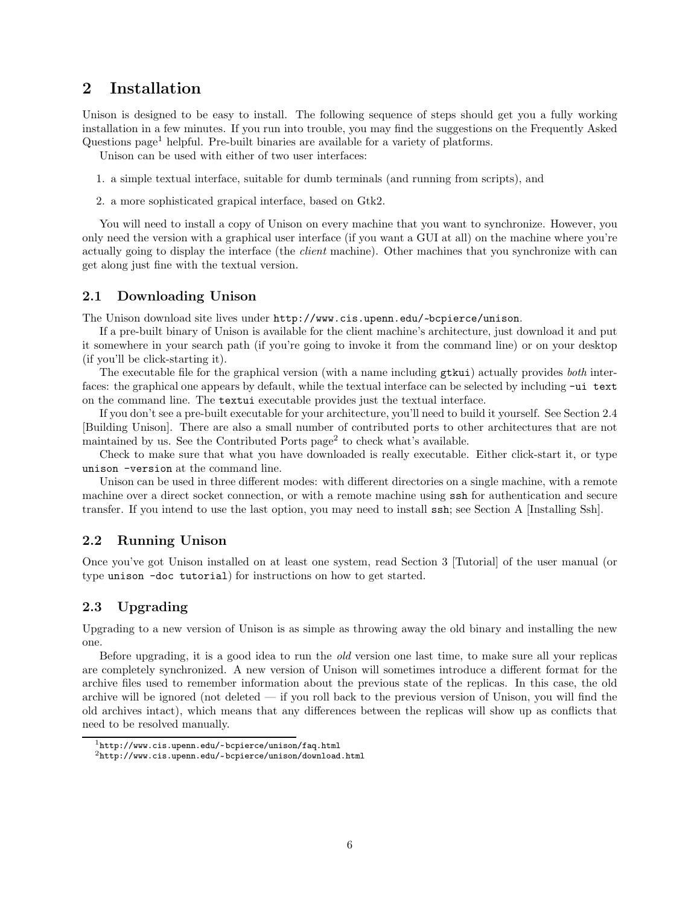# 2 Installation

Unison is designed to be easy to install. The following sequence of steps should get you a fully working installation in a few minutes. If you run into trouble, you may find the suggestions on the Frequently Asked Questions page[1] helpful. Pre-built binaries are available for a variety of platforms.

Unison can be used with either of two user interfaces:

1. a simple textual interface, suitable for dumb terminals (and running from scripts), and
2. a more sophisticated grapical interface, based on Gtk2.

You will need to install a copy of Unison on every machine that you want to synchronize. However, you only need the version with a graphical user interface (if you want a GUI at all) on the machine where you're actually going to display the interface (the *client* machine). Other machines that you synchronize with can get along just fine with the textual version.

## 2.1 Downloading Unison

The Unison download site lives under `http://www.cis.upenn.edu/~bcpierce/unison`.

If a pre-built binary of Unison is available for the client machine's architecture, just download it and put it somewhere in your search path (if you're going to invoke it from the command line) or on your desktop (if you'll be click-starting it).

The executable file for the graphical version (with a name including `gtkui`) actually provides *both* interfaces: the graphical one appears by default, while the textual interface can be selected by including `-ui text` on the command line. The `textui` executable provides just the textual interface.

If you don't see a pre-built executable for your architecture, you'll need to build it yourself. See Section 2.4 [Building Unison]. There are also a small number of contributed ports to other architectures that are not maintained by us. See the Contributed Ports page[2] to check what's available.

Check to make sure that what you have downloaded is really executable. Either click-start it, or type `unison -version` at the command line.

Unison can be used in three different modes: with different directories on a single machine, with a remote machine over a direct socket connection, or with a remote machine using `ssh` for authentication and secure transfer. If you intend to use the last option, you may need to install `ssh`; see Section A [Installing Ssh].

## 2.2 Running Unison

Once you've got Unison installed on at least one system, read Section 3 [Tutorial] of the user manual (or type `unison -doc tutorial`) for instructions on how to get started.

## 2.3 Upgrading

Upgrading to a new version of Unison is as simple as throwing away the old binary and installing the new one.

Before upgrading, it is a good idea to run the *old* version one last time, to make sure all your replicas are completely synchronized. A new version of Unison will sometimes introduce a different format for the archive files used to remember information about the previous state of the replicas. In this case, the old archive will be ignored (not deleted — if you roll back to the previous version of Unison, you will find the old archives intact), which means that any differences between the replicas will show up as conflicts that need to be resolved manually.

---

[1] `http://www.cis.upenn.edu/~bcpierce/unison/faq.html`

[2] `http://www.cis.upenn.edu/~bcpierce/unison/download.html`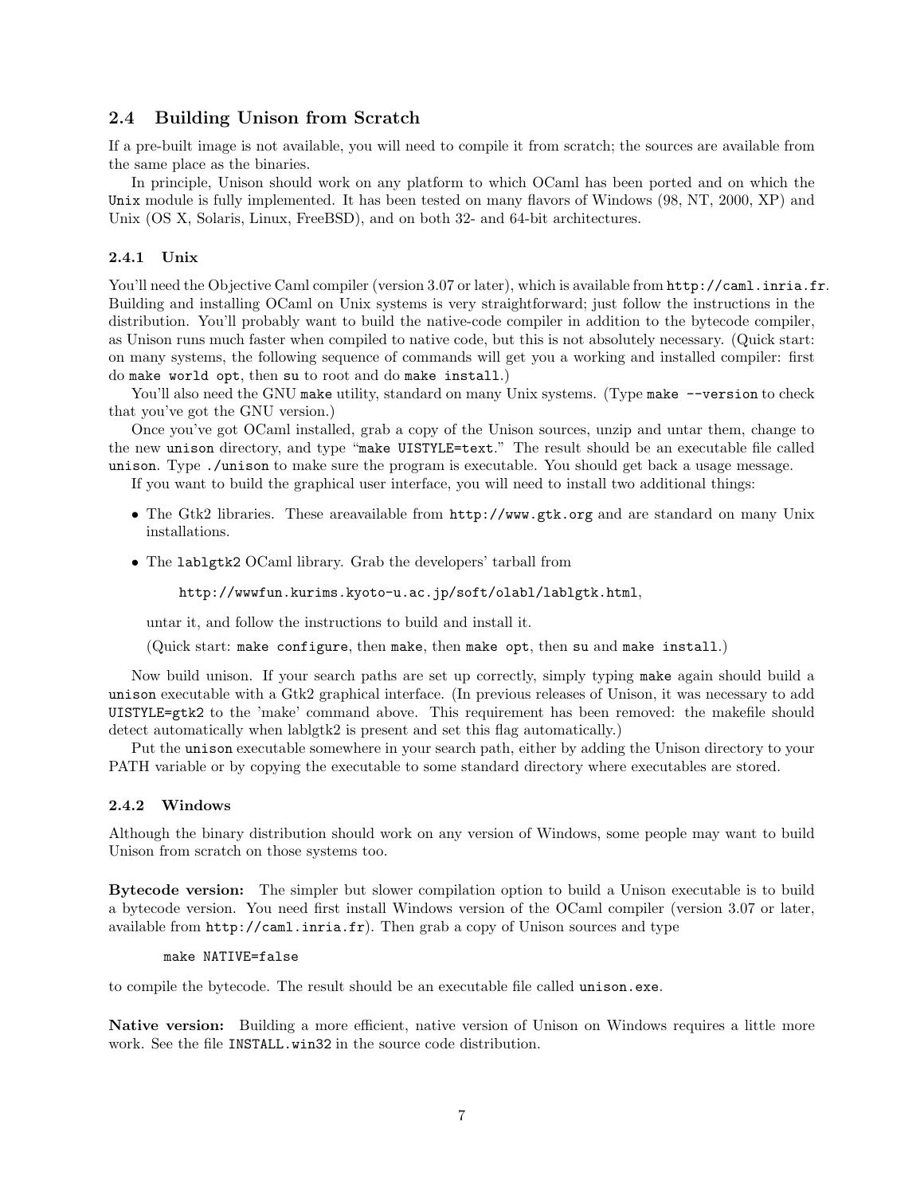## 2.4 Building Unison from Scratch

If a pre-built image is not available, you will need to compile it from scratch; the sources are available from the same place as the binaries.

In principle, Unison should work on any platform to which OCaml has been ported and on which the `Unix` module is fully implemented. It has been tested on many flavors of Windows (98, NT, 2000, XP) and Unix (OS X, Solaris, Linux, FreeBSD), and on both 32- and 64-bit architectures.

### 2.4.1 Unix

You'll need the Objective Caml compiler (version 3.07 or later), which is available from `http://caml.inria.fr`. Building and installing OCaml on Unix systems is very straightforward; just follow the instructions in the distribution. You'll probably want to build the native-code compiler in addition to the bytecode compiler, as Unison runs much faster when compiled to native code, but this is not absolutely necessary. (Quick start: on many systems, the following sequence of commands will get you a working and installed compiler: first do `make world opt`, then `su` to root and do `make install`.)

You'll also need the GNU `make` utility, standard on many Unix systems. (Type `make --version` to check that you've got the GNU version.)

Once you've got OCaml installed, grab a copy of the Unison sources, unzip and untar them, change to the new `unison` directory, and type "`make UISTYLE=text`." The result should be an executable file called `unison`. Type `./unison` to make sure the program is executable. You should get back a usage message.

If you want to build the graphical user interface, you will need to install two additional things:

- The Gtk2 libraries. These areavailable from `http://www.gtk.org` and are standard on many Unix installations.
- The `lablgtk2` OCaml library. Grab the developers' tarball from

  `http://wwwfun.kurims.kyoto-u.ac.jp/soft/olabl/lablgtk.html`,

  untar it, and follow the instructions to build and install it.

  (Quick start: `make configure`, then `make`, then `make opt`, then `su` and `make install`.)

Now build unison. If your search paths are set up correctly, simply typing `make` again should build a `unison` executable with a Gtk2 graphical interface. (In previous releases of Unison, it was necessary to add `UISTYLE=gtk2` to the 'make' command above. This requirement has been removed: the makefile should detect automatically when lablgtk2 is present and set this flag automatically.)

Put the `unison` executable somewhere in your search path, either by adding the Unison directory to your PATH variable or by copying the executable to some standard directory where executables are stored.

### 2.4.2 Windows

Although the binary distribution should work on any version of Windows, some people may want to build Unison from scratch on those systems too.

**Bytecode version:** The simpler but slower compilation option to build a Unison executable is to build a bytecode version. You need first install Windows version of the OCaml compiler (version 3.07 or later, available from `http://caml.inria.fr`). Then grab a copy of Unison sources and type

```
make NATIVE=false
```

to compile the bytecode. The result should be an executable file called `unison.exe`.

**Native version:** Building a more efficient, native version of Unison on Windows requires a little more work. See the file `INSTALL.win32` in the source code distribution.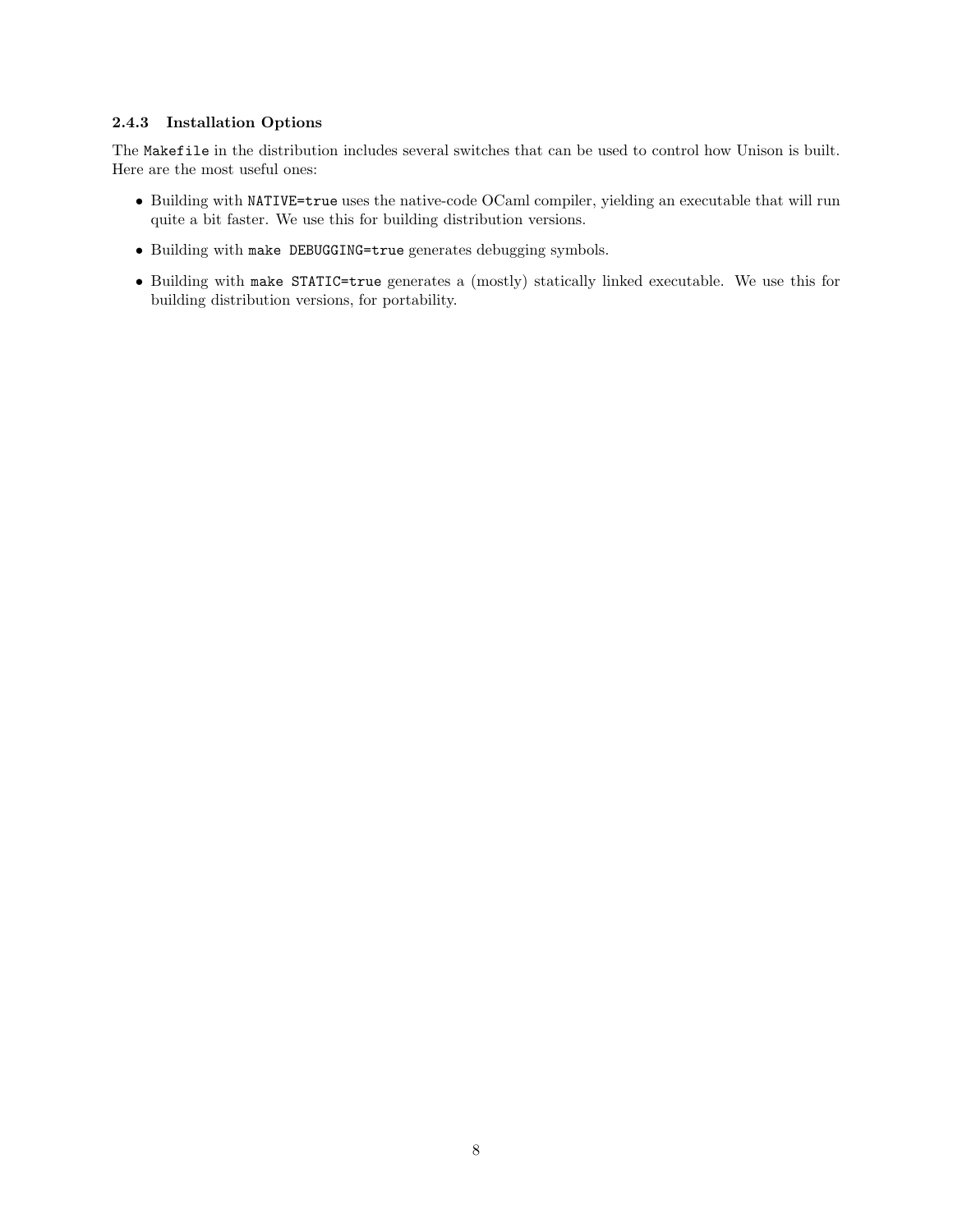#### 2.4.3 Installation Options

The `Makefile` in the distribution includes several switches that can be used to control how Unison is built. Here are the most useful ones:

- Building with `NATIVE=true` uses the native-code OCaml compiler, yielding an executable that will run quite a bit faster. We use this for building distribution versions.
- Building with `make DEBUGGING=true` generates debugging symbols.
- Building with `make STATIC=true` generates a (mostly) statically linked executable. We use this for building distribution versions, for portability.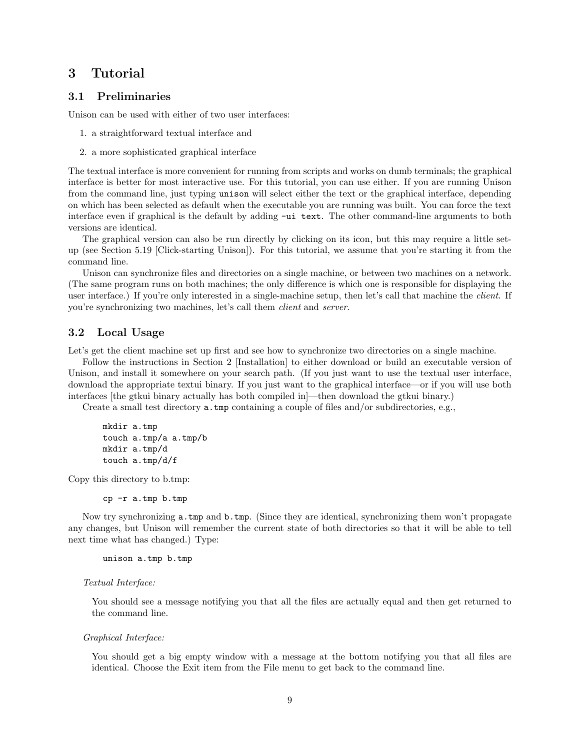# 3 Tutorial

## 3.1 Preliminaries

Unison can be used with either of two user interfaces:

1. a straightforward textual interface and
2. a more sophisticated graphical interface

The textual interface is more convenient for running from scripts and works on dumb terminals; the graphical interface is better for most interactive use. For this tutorial, you can use either. If you are running Unison from the command line, just typing `unison` will select either the text or the graphical interface, depending on which has been selected as default when the executable you are running was built. You can force the text interface even if graphical is the default by adding `-ui text`. The other command-line arguments to both versions are identical.

The graphical version can also be run directly by clicking on its icon, but this may require a little set-up (see Section 5.19 [Click-starting Unison]). For this tutorial, we assume that you're starting it from the command line.

Unison can synchronize files and directories on a single machine, or between two machines on a network. (The same program runs on both machines; the only difference is which one is responsible for displaying the user interface.) If you're only interested in a single-machine setup, then let's call that machine the *client*. If you're synchronizing two machines, let's call them *client* and *server*.

## 3.2 Local Usage

Let's get the client machine set up first and see how to synchronize two directories on a single machine.

Follow the instructions in Section 2 [Installation] to either download or build an executable version of Unison, and install it somewhere on your search path. (If you just want to use the textual user interface, download the appropriate textui binary. If you just want to the graphical interface—or if you will use both interfaces [the gtkui binary actually has both compiled in]—then download the gtkui binary.)

Create a small test directory `a.tmp` containing a couple of files and/or subdirectories, e.g.,

```
mkdir a.tmp
touch a.tmp/a a.tmp/b
mkdir a.tmp/d
touch a.tmp/d/f
```

Copy this directory to b.tmp:

```
cp -r a.tmp b.tmp
```

Now try synchronizing `a.tmp` and `b.tmp`. (Since they are identical, synchronizing them won't propagate any changes, but Unison will remember the current state of both directories so that it will be able to tell next time what has changed.) Type:

```
unison a.tmp b.tmp
```

*Textual Interface:*

> You should see a message notifying you that all the files are actually equal and then get returned to the command line.

*Graphical Interface:*

> You should get a big empty window with a message at the bottom notifying you that all files are identical. Choose the Exit item from the File menu to get back to the command line.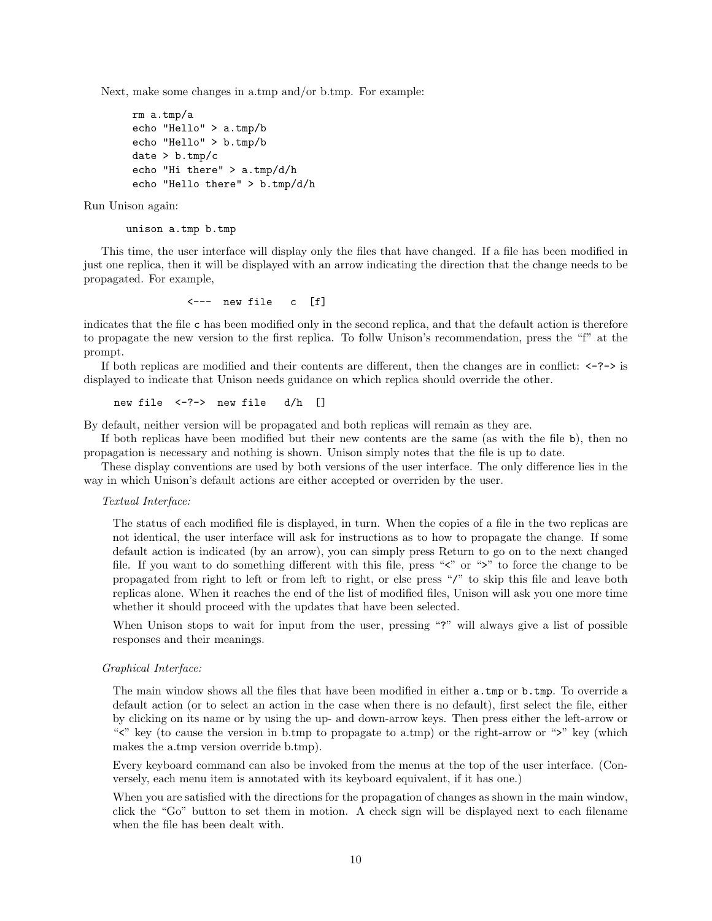Next, make some changes in a.tmp and/or b.tmp. For example:

```
rm a.tmp/a
echo "Hello" > a.tmp/b
echo "Hello" > b.tmp/b
date > b.tmp/c
echo "Hi there" > a.tmp/d/h
echo "Hello there" > b.tmp/d/h
```

Run Unison again:

```
unison a.tmp b.tmp
```

This time, the user interface will display only the files that have changed. If a file has been modified in just one replica, then it will be displayed with an arrow indicating the direction that the change needs to be propagated. For example,

```
            <---  new file   c  [f]
```

indicates that the file `c` has been modified only in the second replica, and that the default action is therefore to propagate the new version to the first replica. To follw Unison's recommendation, press the "f" at the prompt.

If both replicas are modified and their contents are different, then the changes are in conflict: `<-?->` is displayed to indicate that Unison needs guidance on which replica should override the other.

```
  new file  <-?->  new file   d/h  []
```

By default, neither version will be propagated and both replicas will remain as they are.

If both replicas have been modified but their new contents are the same (as with the file `b`), then no propagation is necessary and nothing is shown. Unison simply notes that the file is up to date.

These display conventions are used by both versions of the user interface. The only difference lies in the way in which Unison's default actions are either accepted or overriden by the user.

*Textual Interface:*

The status of each modified file is displayed, in turn. When the copies of a file in the two replicas are not identical, the user interface will ask for instructions as to how to propagate the change. If some default action is indicated (by an arrow), you can simply press Return to go on to the next changed file. If you want to do something different with this file, press "`<`" or "`>`" to force the change to be propagated from right to left or from left to right, or else press "`/`" to skip this file and leave both replicas alone. When it reaches the end of the list of modified files, Unison will ask you one more time whether it should proceed with the updates that have been selected.

When Unison stops to wait for input from the user, pressing "`?`" will always give a list of possible responses and their meanings.

*Graphical Interface:*

The main window shows all the files that have been modified in either `a.tmp` or `b.tmp`. To override a default action (or to select an action in the case when there is no default), first select the file, either by clicking on its name or by using the up- and down-arrow keys. Then press either the left-arrow or "`<`" key (to cause the version in b.tmp to propagate to a.tmp) or the right-arrow or "`>`" key (which makes the a.tmp version override b.tmp).

Every keyboard command can also be invoked from the menus at the top of the user interface. (Conversely, each menu item is annotated with its keyboard equivalent, if it has one.)

When you are satisfied with the directions for the propagation of changes as shown in the main window, click the "Go" button to set them in motion. A check sign will be displayed next to each filename when the file has been dealt with.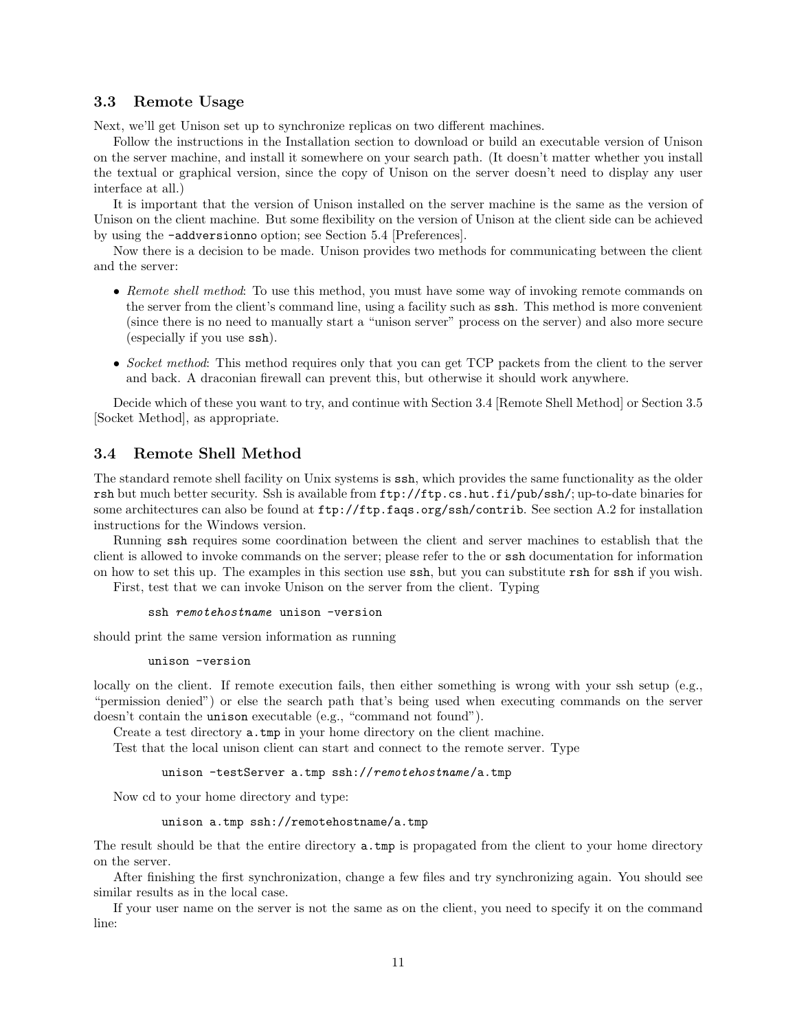### 3.3 Remote Usage

Next, we'll get Unison set up to synchronize replicas on two different machines.

Follow the instructions in the Installation section to download or build an executable version of Unison on the server machine, and install it somewhere on your search path. (It doesn't matter whether you install the textual or graphical version, since the copy of Unison on the server doesn't need to display any user interface at all.)

It is important that the version of Unison installed on the server machine is the same as the version of Unison on the client machine. But some flexibility on the version of Unison at the client side can be achieved by using the `-addversionno` option; see Section 5.4 [Preferences].

Now there is a decision to be made. Unison provides two methods for communicating between the client and the server:

- *Remote shell method*: To use this method, you must have some way of invoking remote commands on the server from the client's command line, using a facility such as `ssh`. This method is more convenient (since there is no need to manually start a "unison server" process on the server) and also more secure (especially if you use `ssh`).
- *Socket method*: This method requires only that you can get TCP packets from the client to the server and back. A draconian firewall can prevent this, but otherwise it should work anywhere.

Decide which of these you want to try, and continue with Section 3.4 [Remote Shell Method] or Section 3.5 [Socket Method], as appropriate.

### 3.4 Remote Shell Method

The standard remote shell facility on Unix systems is `ssh`, which provides the same functionality as the older `rsh` but much better security. Ssh is available from `ftp://ftp.cs.hut.fi/pub/ssh/`; up-to-date binaries for some architectures can also be found at `ftp://ftp.faqs.org/ssh/contrib`. See section A.2 for installation instructions for the Windows version.

Running `ssh` requires some coordination between the client and server machines to establish that the client is allowed to invoke commands on the server; please refer to the or `ssh` documentation for information on how to set this up. The examples in this section use `ssh`, but you can substitute `rsh` for `ssh` if you wish.

First, test that we can invoke Unison on the server from the client. Typing

```
ssh remotehostname unison -version
```

should print the same version information as running

```
unison -version
```

locally on the client. If remote execution fails, then either something is wrong with your ssh setup (e.g., "permission denied") or else the search path that's being used when executing commands on the server doesn't contain the `unison` executable (e.g., "command not found").

Create a test directory `a.tmp` in your home directory on the client machine.

Test that the local unison client can start and connect to the remote server. Type

```
unison -testServer a.tmp ssh://remotehostname/a.tmp
```

Now cd to your home directory and type:

```
unison a.tmp ssh://remotehostname/a.tmp
```

The result should be that the entire directory `a.tmp` is propagated from the client to your home directory on the server.

After finishing the first synchronization, change a few files and try synchronizing again. You should see similar results as in the local case.

If your user name on the server is not the same as on the client, you need to specify it on the command line: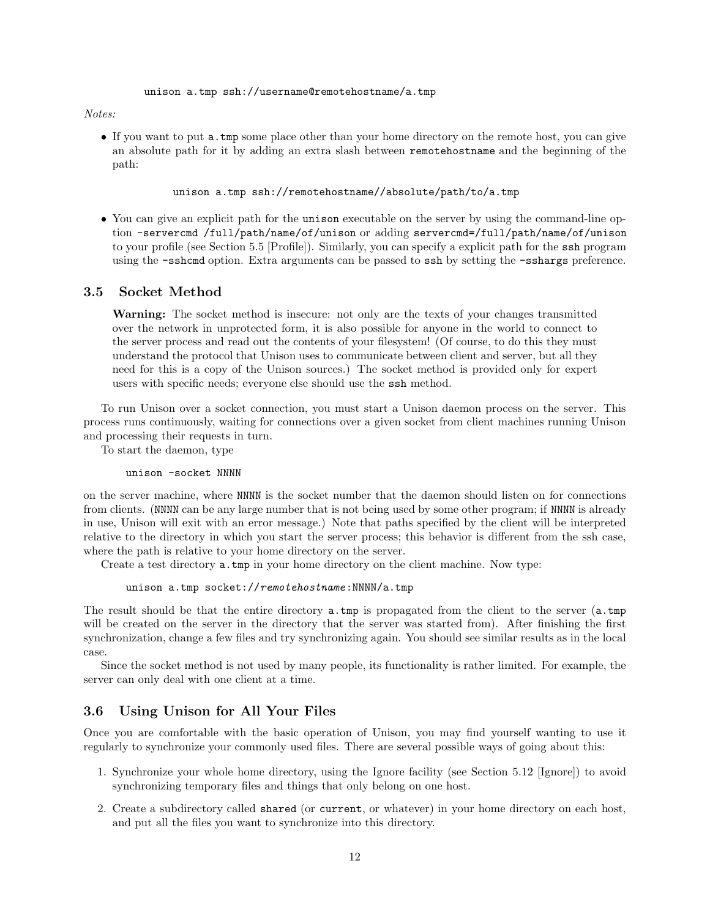```
unison a.tmp ssh://username@remotehostname/a.tmp
```

*Notes:*

- If you want to put `a.tmp` some place other than your home directory on the remote host, you can give an absolute path for it by adding an extra slash between `remotehostname` and the beginning of the path:

  ```
  unison a.tmp ssh://remotehostname//absolute/path/to/a.tmp
  ```

- You can give an explicit path for the `unison` executable on the server by using the command-line option `-servercmd /full/path/name/of/unison` or adding `servercmd=/full/path/name/of/unison` to your profile (see Section 5.5 [Profile]). Similarly, you can specify a explicit path for the `ssh` program using the `-sshcmd` option. Extra arguments can be passed to `ssh` by setting the `-sshargs` preference.

## 3.5 Socket Method

> **Warning:** The socket method is insecure: not only are the texts of your changes transmitted over the network in unprotected form, it is also possible for anyone in the world to connect to the server process and read out the contents of your filesystem! (Of course, to do this they must understand the protocol that Unison uses to communicate between client and server, but all they need for this is a copy of the Unison sources.) The socket method is provided only for expert users with specific needs; everyone else should use the `ssh` method.

To run Unison over a socket connection, you must start a Unison daemon process on the server. This process runs continuously, waiting for connections over a given socket from client machines running Unison and processing their requests in turn.

To start the daemon, type

```
unison -socket NNNN
```

on the server machine, where `NNNN` is the socket number that the daemon should listen on for connections from clients. (`NNNN` can be any large number that is not being used by some other program; if `NNNN` is already in use, Unison will exit with an error message.) Note that paths specified by the client will be interpreted relative to the directory in which you start the server process; this behavior is different from the ssh case, where the path is relative to your home directory on the server.

Create a test directory `a.tmp` in your home directory on the client machine. Now type:

```
unison a.tmp socket://remotehostname:NNNN/a.tmp
```

The result should be that the entire directory `a.tmp` is propagated from the client to the server (`a.tmp` will be created on the server in the directory that the server was started from). After finishing the first synchronization, change a few files and try synchronizing again. You should see similar results as in the local case.

Since the socket method is not used by many people, its functionality is rather limited. For example, the server can only deal with one client at a time.

## 3.6 Using Unison for All Your Files

Once you are comfortable with the basic operation of Unison, you may find yourself wanting to use it regularly to synchronize your commonly used files. There are several possible ways of going about this:

1. Synchronize your whole home directory, using the Ignore facility (see Section 5.12 [Ignore]) to avoid synchronizing temporary files and things that only belong on one host.
2. Create a subdirectory called `shared` (or `current`, or whatever) in your home directory on each host, and put all the files you want to synchronize into this directory.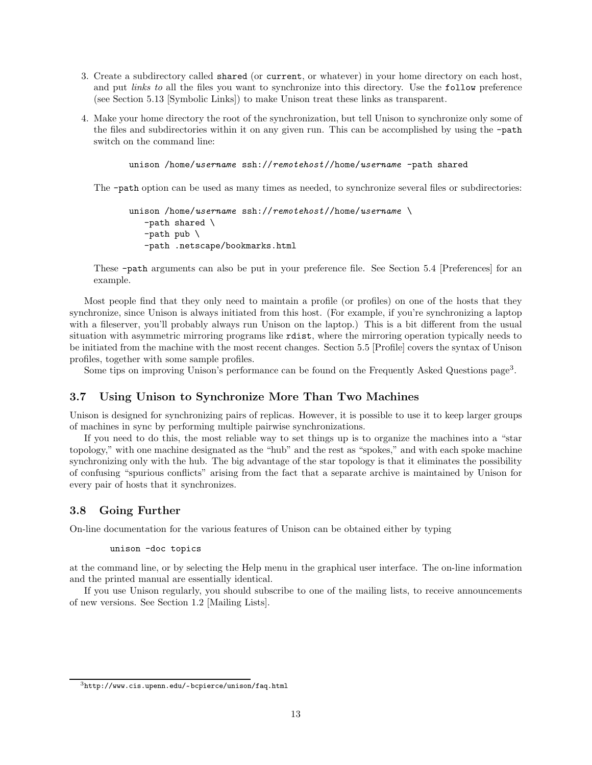3. Create a subdirectory called `shared` (or `current`, or whatever) in your home directory on each host, and put *links to* all the files you want to synchronize into this directory. Use the `follow` preference (see Section 5.13 [Symbolic Links]) to make Unison treat these links as transparent.

4. Make your home directory the root of the synchronization, but tell Unison to synchronize only some of the files and subdirectories within it on any given run. This can be accomplished by using the `-path` switch on the command line:

   ```
   unison /home/username ssh://remotehost//home/username -path shared
   ```

   The `-path` option can be used as many times as needed, to synchronize several files or subdirectories:

   ```
   unison /home/username ssh://remotehost//home/username \
      -path shared \
      -path pub \
      -path .netscape/bookmarks.html
   ```

   These `-path` arguments can also be put in your preference file. See Section 5.4 [Preferences] for an example.

Most people find that they only need to maintain a profile (or profiles) on one of the hosts that they synchronize, since Unison is always initiated from this host. (For example, if you're synchronizing a laptop with a fileserver, you'll probably always run Unison on the laptop.) This is a bit different from the usual situation with asymmetric mirroring programs like `rdist`, where the mirroring operation typically needs to be initiated from the machine with the most recent changes. Section 5.5 [Profile] covers the syntax of Unison profiles, together with some sample profiles.

Some tips on improving Unison's performance can be found on the Frequently Asked Questions page[3].

### 3.7 Using Unison to Synchronize More Than Two Machines

Unison is designed for synchronizing pairs of replicas. However, it is possible to use it to keep larger groups of machines in sync by performing multiple pairwise synchronizations.

If you need to do this, the most reliable way to set things up is to organize the machines into a "star topology," with one machine designated as the "hub" and the rest as "spokes," and with each spoke machine synchronizing only with the hub. The big advantage of the star topology is that it eliminates the possibility of confusing "spurious conflicts" arising from the fact that a separate archive is maintained by Unison for every pair of hosts that it synchronizes.

### 3.8 Going Further

On-line documentation for the various features of Unison can be obtained either by typing

```
unison -doc topics
```

at the command line, or by selecting the Help menu in the graphical user interface. The on-line information and the printed manual are essentially identical.

If you use Unison regularly, you should subscribe to one of the mailing lists, to receive announcements of new versions. See Section 1.2 [Mailing Lists].

---

[3] http://www.cis.upenn.edu/~bcpierce/unison/faq.html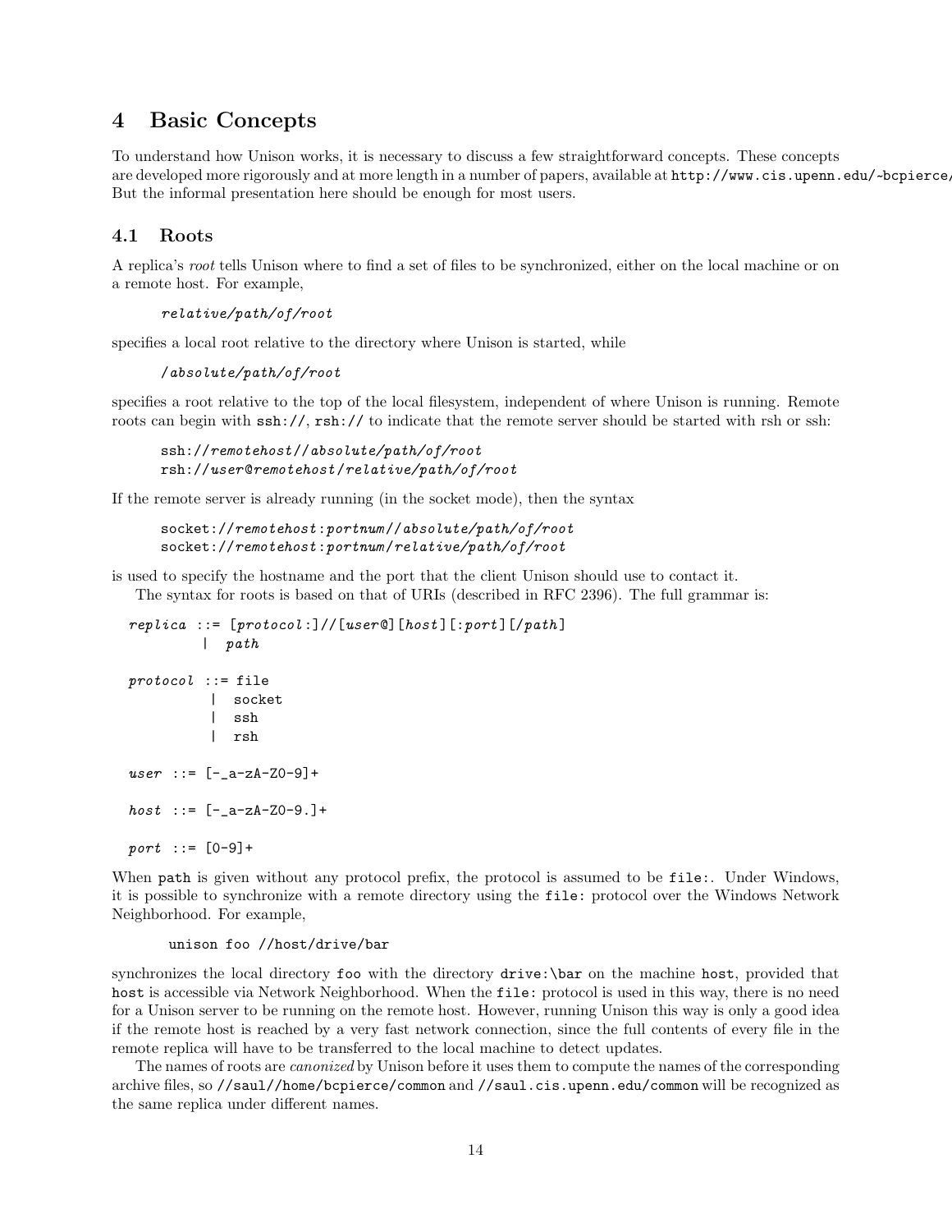## 4 Basic Concepts

To understand how Unison works, it is necessary to discuss a few straightforward concepts. These concepts are developed more rigorously and at more length in a number of papers, available at `http://www.cis.upenn.edu/~bcpierce/` But the informal presentation here should be enough for most users.

### 4.1 Roots

A replica's *root* tells Unison where to find a set of files to be synchronized, either on the local machine or on a remote host. For example,

> *relative/path/of/root*

specifies a local root relative to the directory where Unison is started, while

> */absolute/path/of/root*

specifies a root relative to the top of the local filesystem, independent of where Unison is running. Remote roots can begin with `ssh://`, `rsh://` to indicate that the remote server should be started with rsh or ssh:

```
ssh://remotehost//absolute/path/of/root
rsh://user@remotehost/relative/path/of/root
```

If the remote server is already running (in the socket mode), then the syntax

```
socket://remotehost:portnum//absolute/path/of/root
socket://remotehost:portnum/relative/path/of/root
```

is used to specify the hostname and the port that the client Unison should use to contact it.

The syntax for roots is based on that of URIs (described in RFC 2396). The full grammar is:

```
replica ::= [protocol:]//[user@][host][:port][/path]
         |  path

protocol ::= file
          |  socket
          |  ssh
          |  rsh

user ::= [-_a-zA-Z0-9]+

host ::= [-_a-zA-Z0-9.]+

port ::= [0-9]+
```

When `path` is given without any protocol prefix, the protocol is assumed to be `file:`. Under Windows, it is possible to synchronize with a remote directory using the `file:` protocol over the Windows Network Neighborhood. For example,

```
unison foo //host/drive/bar
```

synchronizes the local directory `foo` with the directory `drive:\bar` on the machine `host`, provided that `host` is accessible via Network Neighborhood. When the `file:` protocol is used in this way, there is no need for a Unison server to be running on the remote host. However, running Unison this way is only a good idea if the remote host is reached by a very fast network connection, since the full contents of every file in the remote replica will have to be transferred to the local machine to detect updates.

The names of roots are *canonized* by Unison before it uses them to compute the names of the corresponding archive files, so `//saul//home/bcpierce/common` and `//saul.cis.upenn.edu/common` will be recognized as the same replica under different names.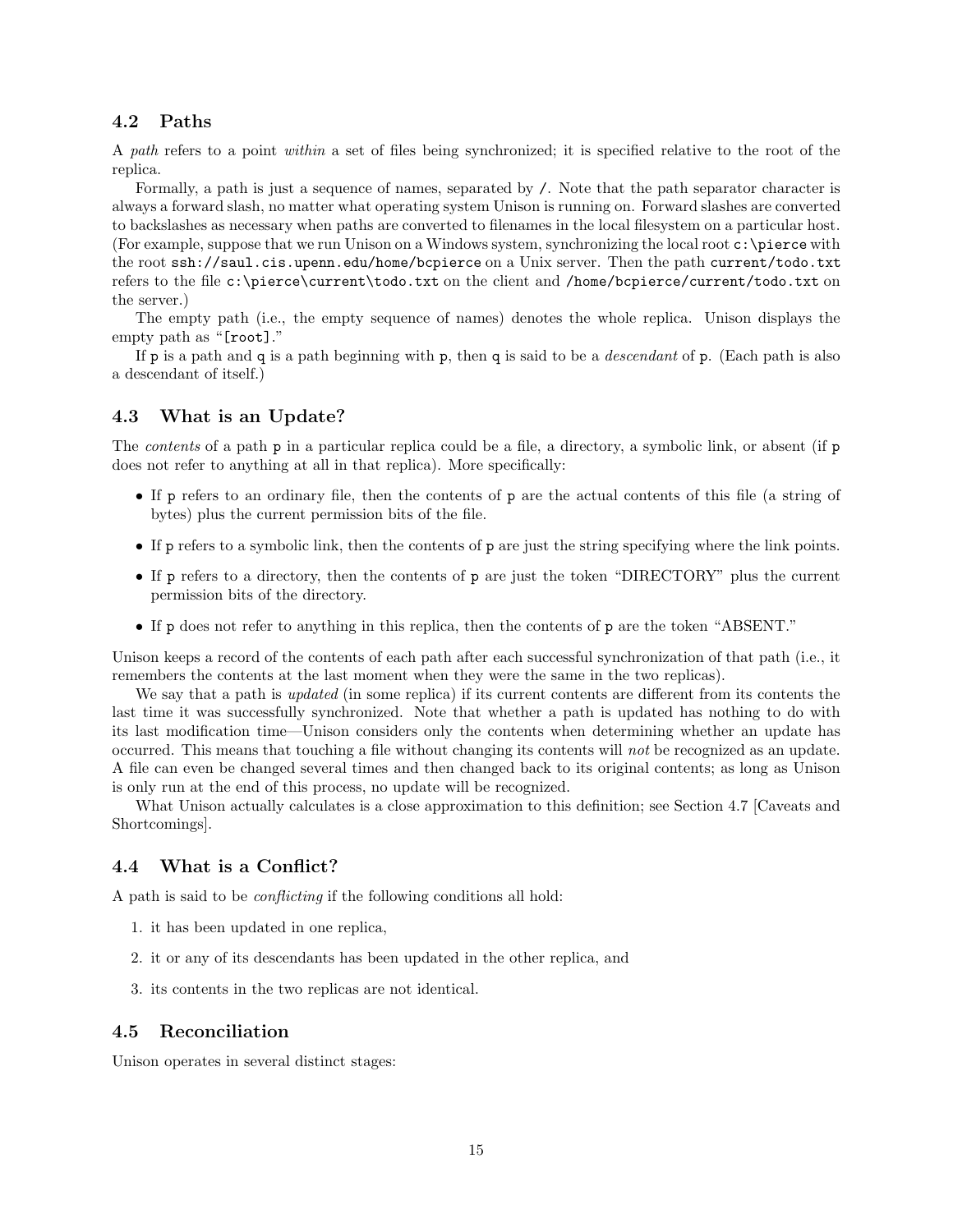### 4.2 Paths

A *path* refers to a point *within* a set of files being synchronized; it is specified relative to the root of the replica.

Formally, a path is just a sequence of names, separated by `/`. Note that the path separator character is always a forward slash, no matter what operating system Unison is running on. Forward slashes are converted to backslashes as necessary when paths are converted to filenames in the local filesystem on a particular host. (For example, suppose that we run Unison on a Windows system, synchronizing the local root `c:\pierce` with the root `ssh://saul.cis.upenn.edu/home/bcpierce` on a Unix server. Then the path `current/todo.txt` refers to the file `c:\pierce\current\todo.txt` on the client and `/home/bcpierce/current/todo.txt` on the server.)

The empty path (i.e., the empty sequence of names) denotes the whole replica. Unison displays the empty path as "`[root]`."

If `p` is a path and `q` is a path beginning with `p`, then `q` is said to be a *descendant* of `p`. (Each path is also a descendant of itself.)

### 4.3 What is an Update?

The *contents* of a path `p` in a particular replica could be a file, a directory, a symbolic link, or absent (if `p` does not refer to anything at all in that replica). More specifically:

- If `p` refers to an ordinary file, then the contents of `p` are the actual contents of this file (a string of bytes) plus the current permission bits of the file.
- If `p` refers to a symbolic link, then the contents of `p` are just the string specifying where the link points.
- If `p` refers to a directory, then the contents of `p` are just the token "DIRECTORY" plus the current permission bits of the directory.
- If `p` does not refer to anything in this replica, then the contents of `p` are the token "ABSENT."

Unison keeps a record of the contents of each path after each successful synchronization of that path (i.e., it remembers the contents at the last moment when they were the same in the two replicas).

We say that a path is *updated* (in some replica) if its current contents are different from its contents the last time it was successfully synchronized. Note that whether a path is updated has nothing to do with its last modification time—Unison considers only the contents when determining whether an update has occurred. This means that touching a file without changing its contents will *not* be recognized as an update. A file can even be changed several times and then changed back to its original contents; as long as Unison is only run at the end of this process, no update will be recognized.

What Unison actually calculates is a close approximation to this definition; see Section 4.7 [Caveats and Shortcomings].

### 4.4 What is a Conflict?

A path is said to be *conflicting* if the following conditions all hold:

1. it has been updated in one replica,
2. it or any of its descendants has been updated in the other replica, and
3. its contents in the two replicas are not identical.

### 4.5 Reconciliation

Unison operates in several distinct stages: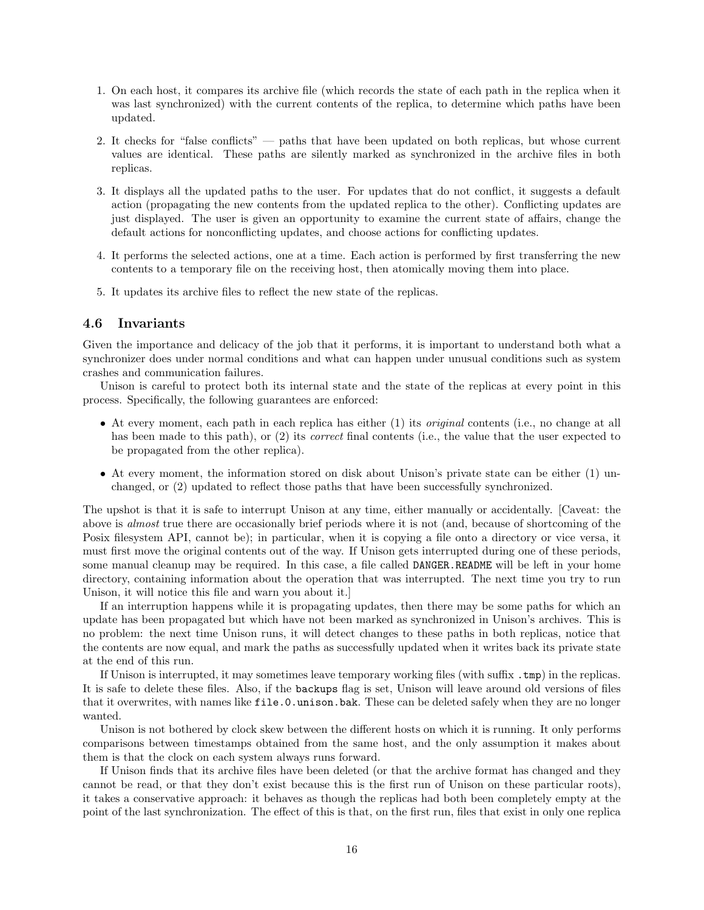1. On each host, it compares its archive file (which records the state of each path in the replica when it was last synchronized) with the current contents of the replica, to determine which paths have been updated.

2. It checks for "false conflicts" — paths that have been updated on both replicas, but whose current values are identical. These paths are silently marked as synchronized in the archive files in both replicas.

3. It displays all the updated paths to the user. For updates that do not conflict, it suggests a default action (propagating the new contents from the updated replica to the other). Conflicting updates are just displayed. The user is given an opportunity to examine the current state of affairs, change the default actions for nonconflicting updates, and choose actions for conflicting updates.

4. It performs the selected actions, one at a time. Each action is performed by first transferring the new contents to a temporary file on the receiving host, then atomically moving them into place.

5. It updates its archive files to reflect the new state of the replicas.

## 4.6 Invariants

Given the importance and delicacy of the job that it performs, it is important to understand both what a synchronizer does under normal conditions and what can happen under unusual conditions such as system crashes and communication failures.

Unison is careful to protect both its internal state and the state of the replicas at every point in this process. Specifically, the following guarantees are enforced:

- At every moment, each path in each replica has either (1) its *original* contents (i.e., no change at all has been made to this path), or (2) its *correct* final contents (i.e., the value that the user expected to be propagated from the other replica).

- At every moment, the information stored on disk about Unison's private state can be either (1) unchanged, or (2) updated to reflect those paths that have been successfully synchronized.

The upshot is that it is safe to interrupt Unison at any time, either manually or accidentally. [Caveat: the above is *almost* true there are occasionally brief periods where it is not (and, because of shortcoming of the Posix filesystem API, cannot be); in particular, when it is copying a file onto a directory or vice versa, it must first move the original contents out of the way. If Unison gets interrupted during one of these periods, some manual cleanup may be required. In this case, a file called `DANGER.README` will be left in your home directory, containing information about the operation that was interrupted. The next time you try to run Unison, it will notice this file and warn you about it.]

If an interruption happens while it is propagating updates, then there may be some paths for which an update has been propagated but which have not been marked as synchronized in Unison's archives. This is no problem: the next time Unison runs, it will detect changes to these paths in both replicas, notice that the contents are now equal, and mark the paths as successfully updated when it writes back its private state at the end of this run.

If Unison is interrupted, it may sometimes leave temporary working files (with suffix `.tmp`) in the replicas. It is safe to delete these files. Also, if the `backups` flag is set, Unison will leave around old versions of files that it overwrites, with names like `file.0.unison.bak`. These can be deleted safely when they are no longer wanted.

Unison is not bothered by clock skew between the different hosts on which it is running. It only performs comparisons between timestamps obtained from the same host, and the only assumption it makes about them is that the clock on each system always runs forward.

If Unison finds that its archive files have been deleted (or that the archive format has changed and they cannot be read, or that they don't exist because this is the first run of Unison on these particular roots), it takes a conservative approach: it behaves as though the replicas had both been completely empty at the point of the last synchronization. The effect of this is that, on the first run, files that exist in only one replica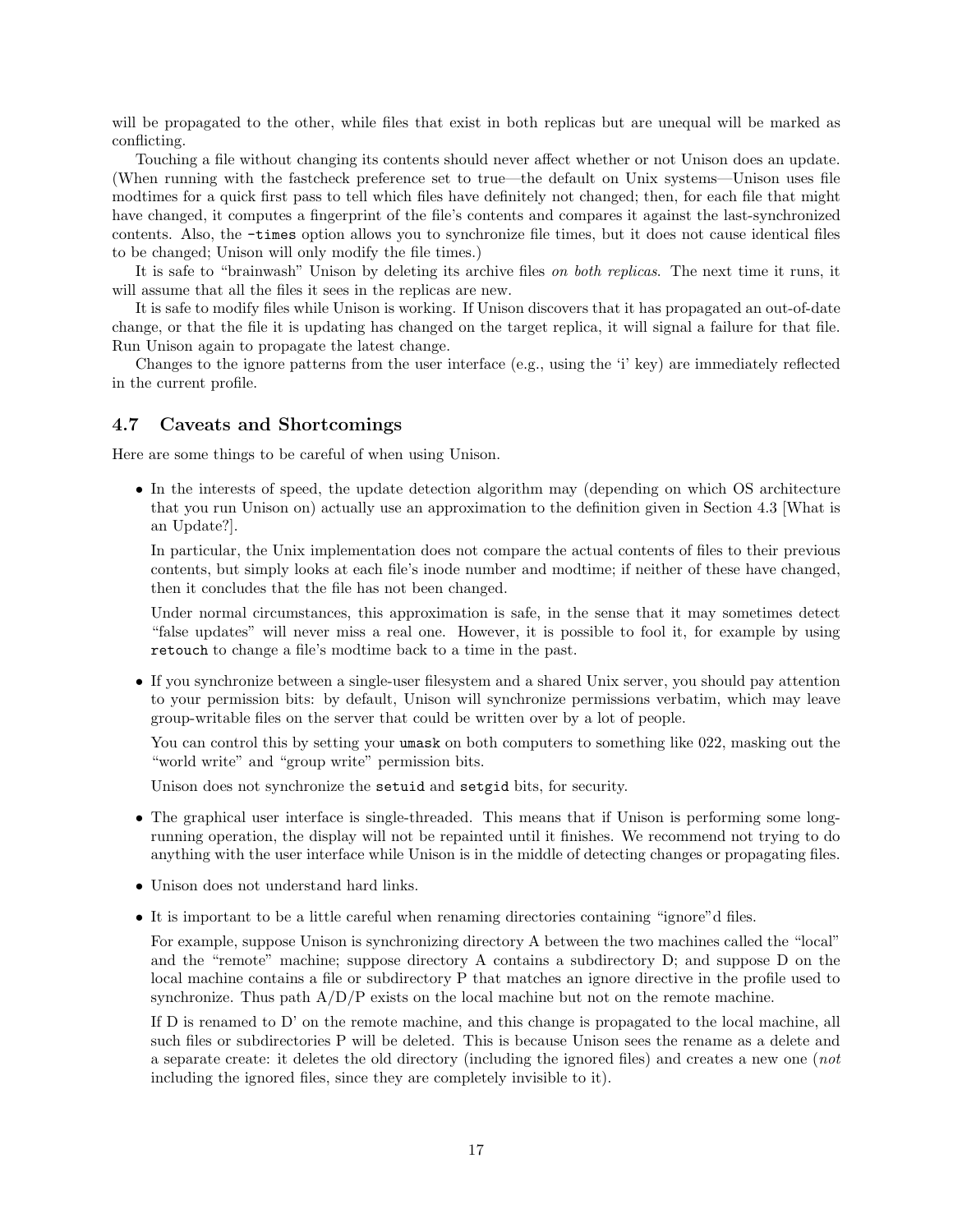will be propagated to the other, while files that exist in both replicas but are unequal will be marked as conflicting.

Touching a file without changing its contents should never affect whether or not Unison does an update. (When running with the fastcheck preference set to true—the default on Unix systems—Unison uses file modtimes for a quick first pass to tell which files have definitely not changed; then, for each file that might have changed, it computes a fingerprint of the file's contents and compares it against the last-synchronized contents. Also, the `-times` option allows you to synchronize file times, but it does not cause identical files to be changed; Unison will only modify the file times.)

It is safe to "brainwash" Unison by deleting its archive files *on both replicas*. The next time it runs, it will assume that all the files it sees in the replicas are new.

It is safe to modify files while Unison is working. If Unison discovers that it has propagated an out-of-date change, or that the file it is updating has changed on the target replica, it will signal a failure for that file. Run Unison again to propagate the latest change.

Changes to the ignore patterns from the user interface (e.g., using the 'i' key) are immediately reflected in the current profile.

### 4.7 Caveats and Shortcomings

Here are some things to be careful of when using Unison.

- In the interests of speed, the update detection algorithm may (depending on which OS architecture that you run Unison on) actually use an approximation to the definition given in Section 4.3 [What is an Update?].

  In particular, the Unix implementation does not compare the actual contents of files to their previous contents, but simply looks at each file's inode number and modtime; if neither of these have changed, then it concludes that the file has not been changed.

  Under normal circumstances, this approximation is safe, in the sense that it may sometimes detect "false updates" will never miss a real one. However, it is possible to fool it, for example by using `retouch` to change a file's modtime back to a time in the past.

- If you synchronize between a single-user filesystem and a shared Unix server, you should pay attention to your permission bits: by default, Unison will synchronize permissions verbatim, which may leave group-writable files on the server that could be written over by a lot of people.

  You can control this by setting your `umask` on both computers to something like 022, masking out the "world write" and "group write" permission bits.

  Unison does not synchronize the `setuid` and `setgid` bits, for security.

- The graphical user interface is single-threaded. This means that if Unison is performing some long-running operation, the display will not be repainted until it finishes. We recommend not trying to do anything with the user interface while Unison is in the middle of detecting changes or propagating files.

- Unison does not understand hard links.

- It is important to be a little careful when renaming directories containing "ignore"d files.

  For example, suppose Unison is synchronizing directory A between the two machines called the "local" and the "remote" machine; suppose directory A contains a subdirectory D; and suppose D on the local machine contains a file or subdirectory P that matches an ignore directive in the profile used to synchronize. Thus path A/D/P exists on the local machine but not on the remote machine.

  If D is renamed to D' on the remote machine, and this change is propagated to the local machine, all such files or subdirectories P will be deleted. This is because Unison sees the rename as a delete and a separate create: it deletes the old directory (including the ignored files) and creates a new one (*not* including the ignored files, since they are completely invisible to it).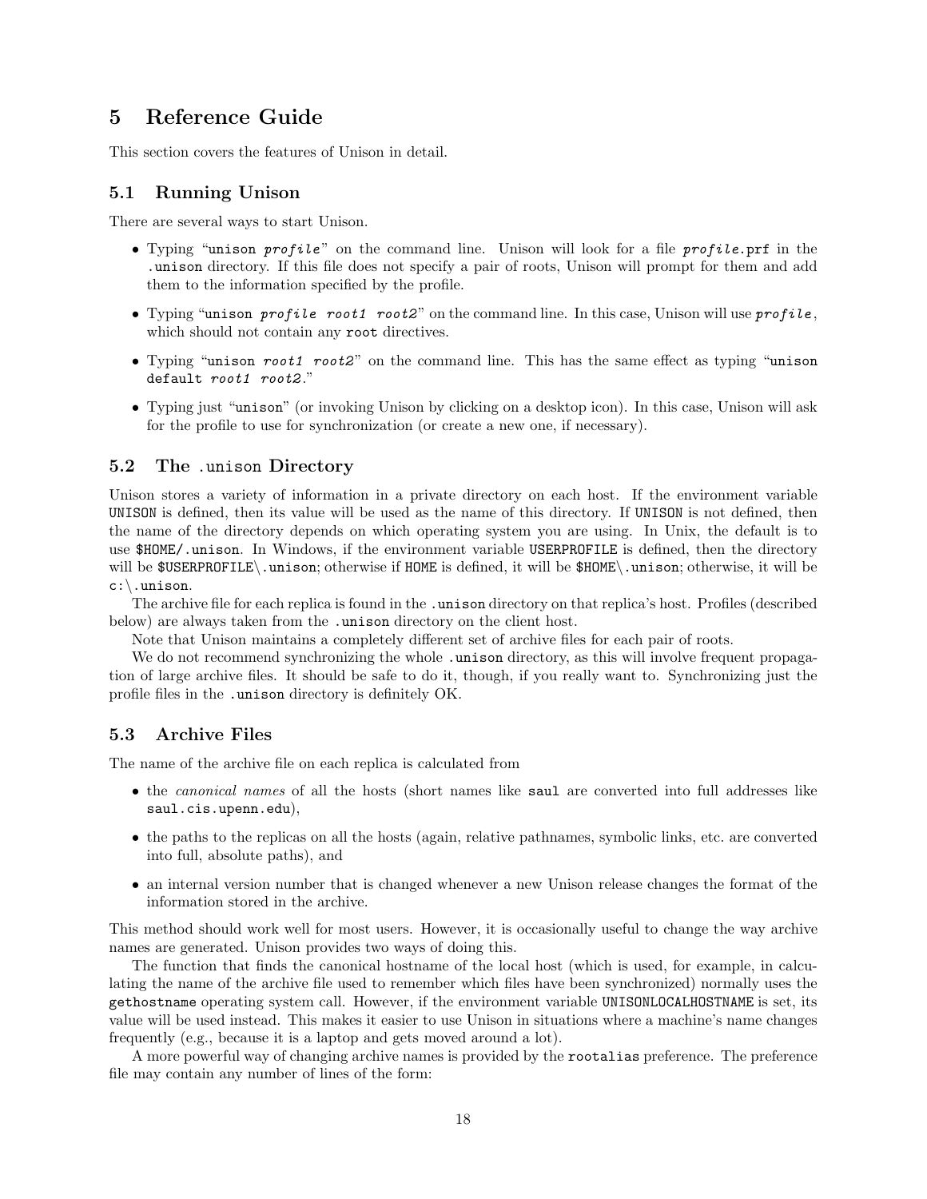# 5 Reference Guide

This section covers the features of Unison in detail.

## 5.1 Running Unison

There are several ways to start Unison.

- Typing "`unison` *`profile`*" on the command line. Unison will look for a file *`profile`*`.prf` in the `.unison` directory. If this file does not specify a pair of roots, Unison will prompt for them and add them to the information specified by the profile.
- Typing "`unison` *`profile root1 root2`*" on the command line. In this case, Unison will use *`profile`*, which should not contain any `root` directives.
- Typing "`unison` *`root1 root2`*" on the command line. This has the same effect as typing "`unison default` *`root1 root2`*."
- Typing just "`unison`" (or invoking Unison by clicking on a desktop icon). In this case, Unison will ask for the profile to use for synchronization (or create a new one, if necessary).

## 5.2 The `.unison` Directory

Unison stores a variety of information in a private directory on each host. If the environment variable `UNISON` is defined, then its value will be used as the name of this directory. If `UNISON` is not defined, then the name of the directory depends on which operating system you are using. In Unix, the default is to use `$HOME/.unison`. In Windows, if the environment variable `USERPROFILE` is defined, then the directory will be `$USERPROFILE\.unison`; otherwise if `HOME` is defined, it will be `$HOME\.unison`; otherwise, it will be `c:\.unison`.

The archive file for each replica is found in the `.unison` directory on that replica's host. Profiles (described below) are always taken from the `.unison` directory on the client host.

Note that Unison maintains a completely different set of archive files for each pair of roots.

We do not recommend synchronizing the whole `.unison` directory, as this will involve frequent propagation of large archive files. It should be safe to do it, though, if you really want to. Synchronizing just the profile files in the `.unison` directory is definitely OK.

## 5.3 Archive Files

The name of the archive file on each replica is calculated from

- the *canonical names* of all the hosts (short names like `saul` are converted into full addresses like `saul.cis.upenn.edu`),
- the paths to the replicas on all the hosts (again, relative pathnames, symbolic links, etc. are converted into full, absolute paths), and
- an internal version number that is changed whenever a new Unison release changes the format of the information stored in the archive.

This method should work well for most users. However, it is occasionally useful to change the way archive names are generated. Unison provides two ways of doing this.

The function that finds the canonical hostname of the local host (which is used, for example, in calculating the name of the archive file used to remember which files have been synchronized) normally uses the `gethostname` operating system call. However, if the environment variable `UNISONLOCALHOSTNAME` is set, its value will be used instead. This makes it easier to use Unison in situations where a machine's name changes frequently (e.g., because it is a laptop and gets moved around a lot).

A more powerful way of changing archive names is provided by the `rootalias` preference. The preference file may contain any number of lines of the form: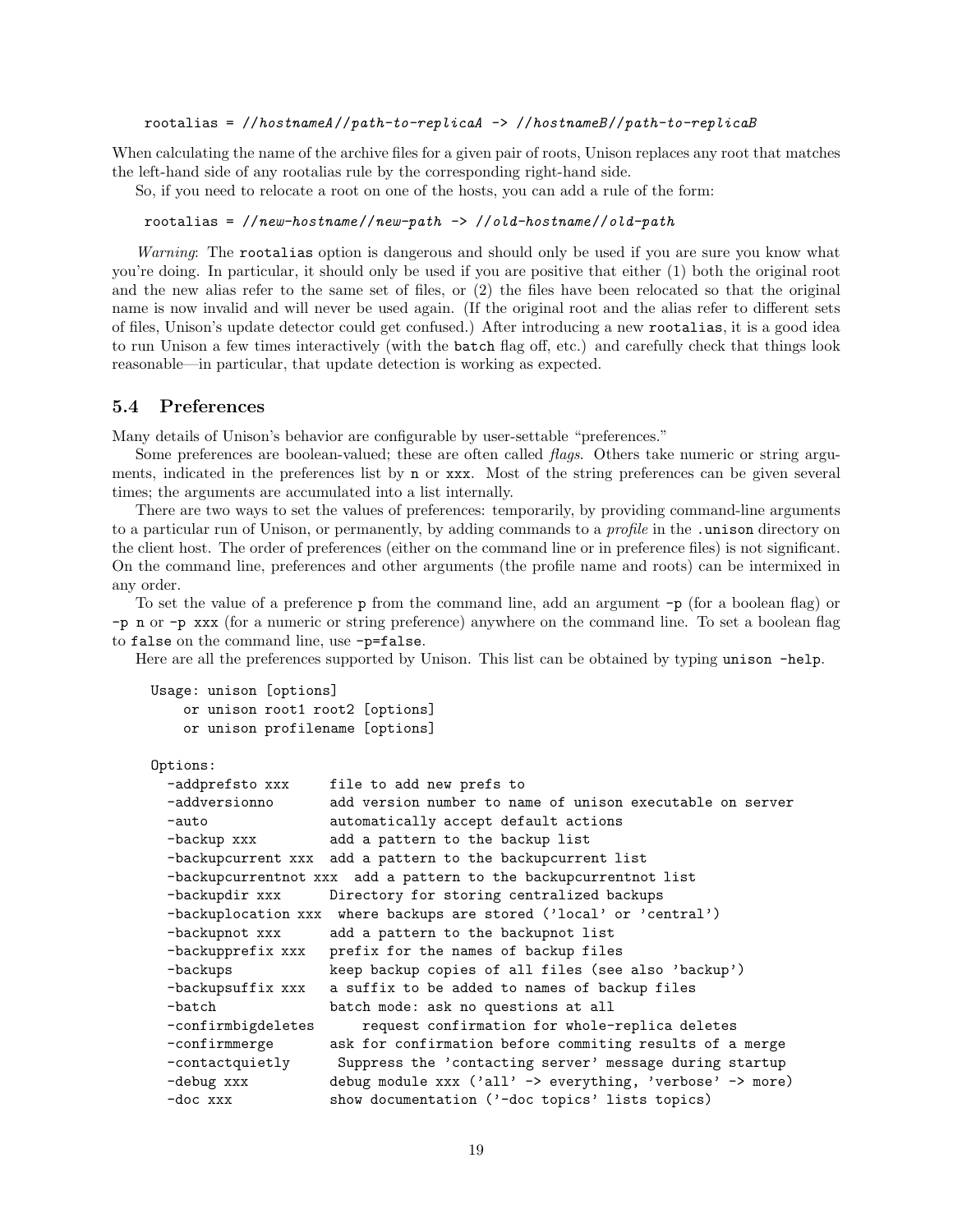```
rootalias = //hostnameA//path-to-replicaA -> //hostnameB//path-to-replicaB
```

When calculating the name of the archive files for a given pair of roots, Unison replaces any root that matches the left-hand side of any rootalias rule by the corresponding right-hand side.

So, if you need to relocate a root on one of the hosts, you can add a rule of the form:

```
rootalias = //new-hostname//new-path -> //old-hostname//old-path
```

*Warning*: The `rootalias` option is dangerous and should only be used if you are sure you know what you're doing. In particular, it should only be used if you are positive that either (1) both the original root and the new alias refer to the same set of files, or (2) the files have been relocated so that the original name is now invalid and will never be used again. (If the original root and the alias refer to different sets of files, Unison's update detector could get confused.) After introducing a new `rootalias`, it is a good idea to run Unison a few times interactively (with the `batch` flag off, etc.) and carefully check that things look reasonable—in particular, that update detection is working as expected.

## 5.4 Preferences

Many details of Unison's behavior are configurable by user-settable "preferences."

Some preferences are boolean-valued; these are often called *flags*. Others take numeric or string arguments, indicated in the preferences list by `n` or `xxx`. Most of the string preferences can be given several times; the arguments are accumulated into a list internally.

There are two ways to set the values of preferences: temporarily, by providing command-line arguments to a particular run of Unison, or permanently, by adding commands to a *profile* in the `.unison` directory on the client host. The order of preferences (either on the command line or in preference files) is not significant. On the command line, preferences and other arguments (the profile name and roots) can be intermixed in any order.

To set the value of a preference `p` from the command line, add an argument `-p` (for a boolean flag) or `-p n` or `-p xxx` (for a numeric or string preference) anywhere on the command line. To set a boolean flag to `false` on the command line, use `-p=false`.

Here are all the preferences supported by Unison. This list can be obtained by typing `unison -help`.

```
Usage: unison [options]
    or unison root1 root2 [options]
    or unison profilename [options]

Options:
  -addprefsto xxx     file to add new prefs to
  -addversionno       add version number to name of unison executable on server
  -auto               automatically accept default actions
  -backup xxx         add a pattern to the backup list
  -backupcurrent xxx  add a pattern to the backupcurrent list
  -backupcurrentnot xxx  add a pattern to the backupcurrentnot list
  -backupdir xxx      Directory for storing centralized backups
  -backuplocation xxx  where backups are stored ('local' or 'central')
  -backupnot xxx      add a pattern to the backupnot list
  -backupprefix xxx   prefix for the names of backup files
  -backups            keep backup copies of all files (see also 'backup')
  -backupsuffix xxx   a suffix to be added to names of backup files
  -batch              batch mode: ask no questions at all
  -confirmbigdeletes      request confirmation for whole-replica deletes
  -confirmmerge       ask for confirmation before commiting results of a merge
  -contactquietly      Suppress the 'contacting server' message during startup
  -debug xxx          debug module xxx ('all' -> everything, 'verbose' -> more)
  -doc xxx            show documentation ('-doc topics' lists topics)
```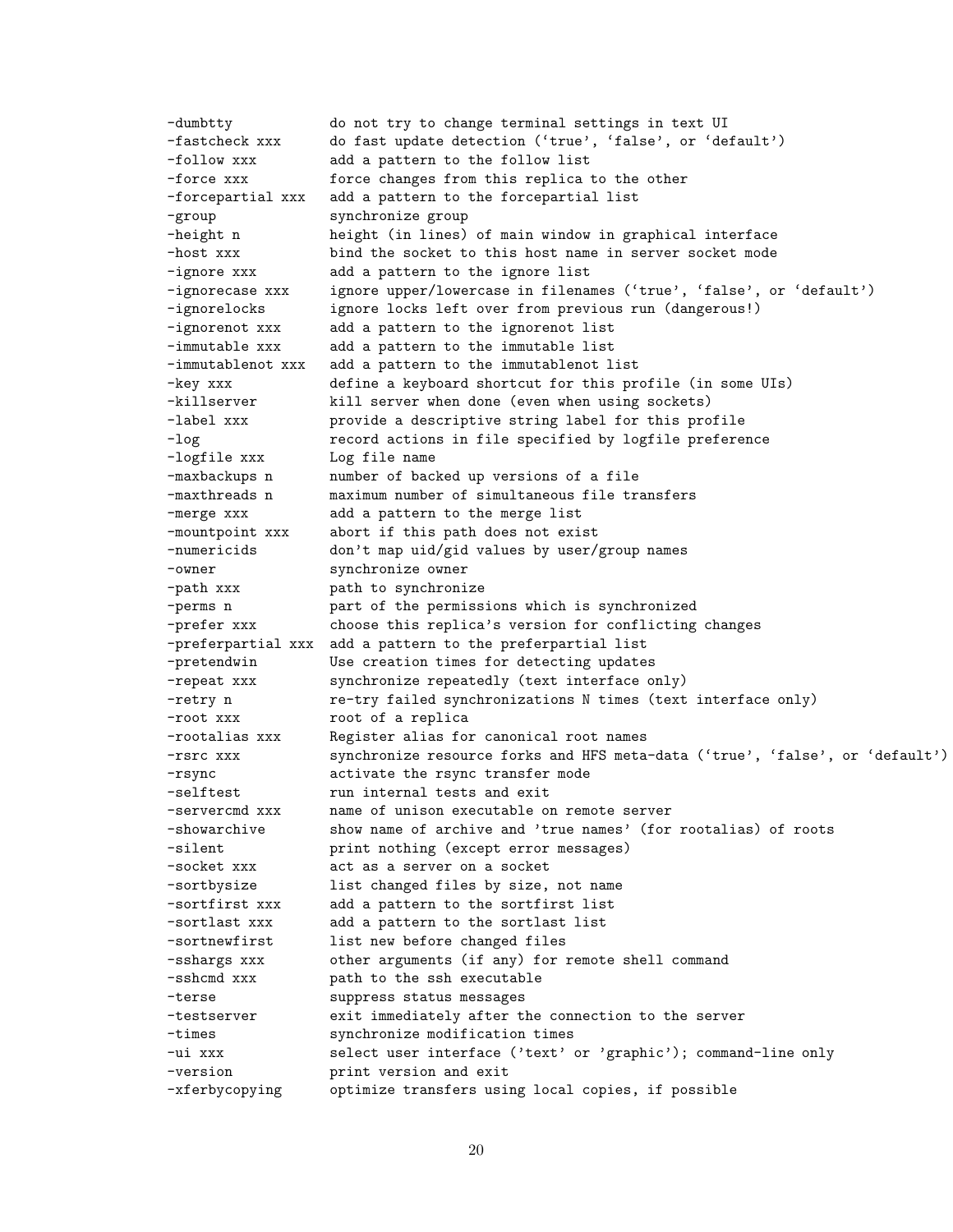```
-dumbtty            do not try to change terminal settings in text UI
-fastcheck xxx      do fast update detection (‘true’, ‘false’, or ‘default’)
-follow xxx         add a pattern to the follow list
-force xxx          force changes from this replica to the other
-forcepartial xxx   add a pattern to the forcepartial list
-group              synchronize group
-height n           height (in lines) of main window in graphical interface
-host xxx           bind the socket to this host name in server socket mode
-ignore xxx         add a pattern to the ignore list
-ignorecase xxx     ignore upper/lowercase in filenames (‘true’, ‘false’, or ‘default’)
-ignorelocks        ignore locks left over from previous run (dangerous!)
-ignorenot xxx      add a pattern to the ignorenot list
-immutable xxx      add a pattern to the immutable list
-immutablenot xxx   add a pattern to the immutablenot list
-key xxx            define a keyboard shortcut for this profile (in some UIs)
-killserver         kill server when done (even when using sockets)
-label xxx          provide a descriptive string label for this profile
-log                record actions in file specified by logfile preference
-logfile xxx        Log file name
-maxbackups n       number of backed up versions of a file
-maxthreads n       maximum number of simultaneous file transfers
-merge xxx          add a pattern to the merge list
-mountpoint xxx     abort if this path does not exist
-numericids         don’t map uid/gid values by user/group names
-owner              synchronize owner
-path xxx           path to synchronize
-perms n            part of the permissions which is synchronized
-prefer xxx         choose this replica’s version for conflicting changes
-preferpartial xxx  add a pattern to the preferpartial list
-pretendwin         Use creation times for detecting updates
-repeat xxx         synchronize repeatedly (text interface only)
-retry n            re-try failed synchronizations N times (text interface only)
-root xxx           root of a replica
-rootalias xxx      Register alias for canonical root names
-rsrc xxx           synchronize resource forks and HFS meta-data (‘true’, ‘false’, or ‘default’)
-rsync              activate the rsync transfer mode
-selftest           run internal tests and exit
-servercmd xxx      name of unison executable on remote server
-showarchive        show name of archive and ’true names’ (for rootalias) of roots
-silent             print nothing (except error messages)
-socket xxx         act as a server on a socket
-sortbysize         list changed files by size, not name
-sortfirst xxx      add a pattern to the sortfirst list
-sortlast xxx       add a pattern to the sortlast list
-sortnewfirst       list new before changed files
-sshargs xxx        other arguments (if any) for remote shell command
-sshcmd xxx         path to the ssh executable
-terse              suppress status messages
-testserver         exit immediately after the connection to the server
-times              synchronize modification times
-ui xxx             select user interface (’text’ or ’graphic’); command-line only
-version            print version and exit
-xferbycopying      optimize transfers using local copies, if possible
```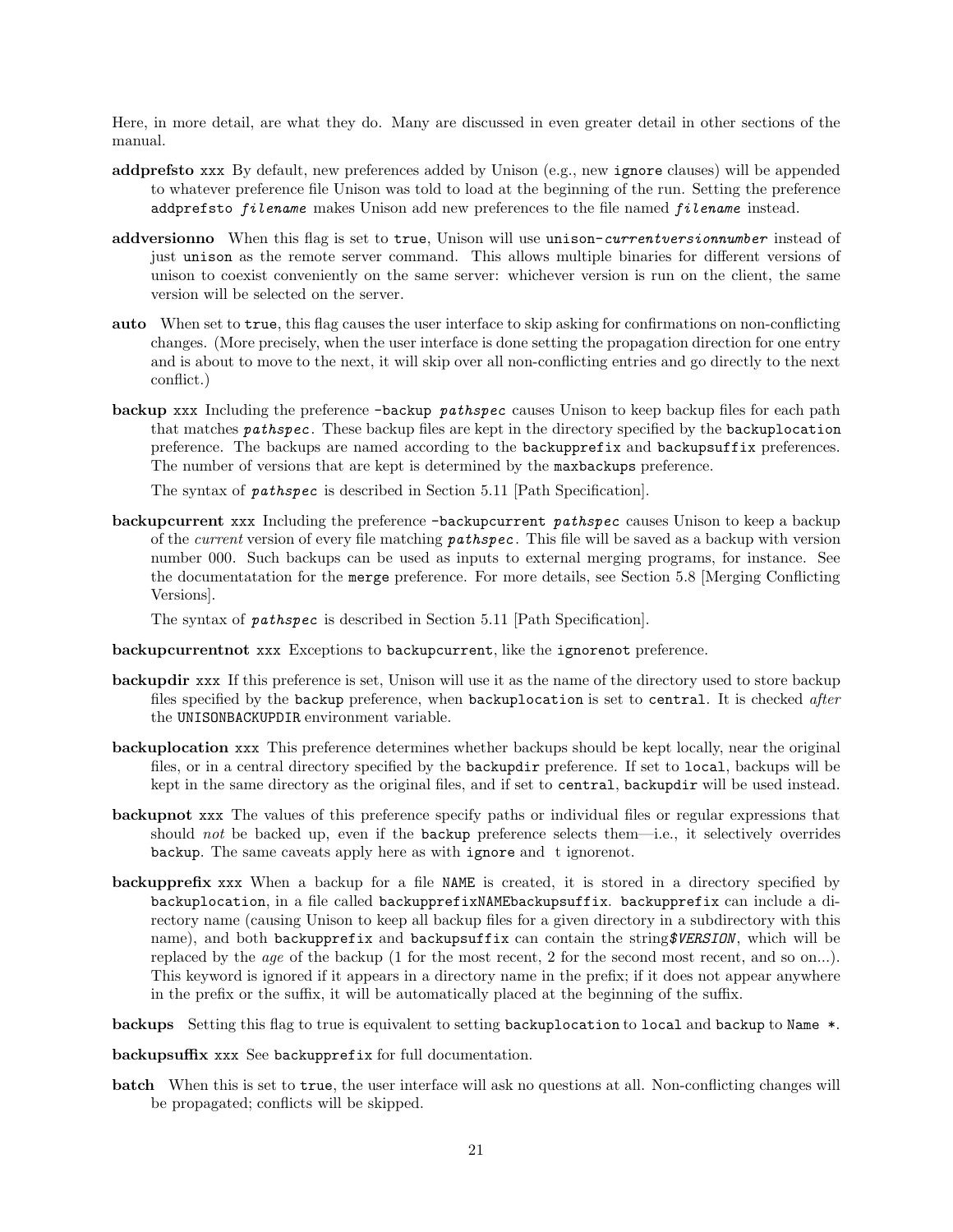Here, in more detail, are what they do. Many are discussed in even greater detail in other sections of the manual.

**addprefsto** `xxx` By default, new preferences added by Unison (e.g., new `ignore` clauses) will be appended to whatever preference file Unison was told to load at the beginning of the run. Setting the preference `addprefsto` ***`filename`*** makes Unison add new preferences to the file named ***`filename`*** instead.

**addversionno** When this flag is set to `true`, Unison will use `unison-`*`currentversionnumber`* instead of just `unison` as the remote server command. This allows multiple binaries for different versions of unison to coexist conveniently on the same server: whichever version is run on the client, the same version will be selected on the server.

**auto** When set to `true`, this flag causes the user interface to skip asking for confirmations on non-conflicting changes. (More precisely, when the user interface is done setting the propagation direction for one entry and is about to move to the next, it will skip over all non-conflicting entries and go directly to the next conflict.)

**backup** `xxx` Including the preference `-backup` ***`pathspec`*** causes Unison to keep backup files for each path that matches ***`pathspec`***. These backup files are kept in the directory specified by the `backuplocation` preference. The backups are named according to the `backupprefix` and `backupsuffix` preferences. The number of versions that are kept is determined by the `maxbackups` preference.

The syntax of ***`pathspec`*** is described in Section 5.11 [Path Specification].

**backupcurrent** `xxx` Including the preference `-backupcurrent` ***`pathspec`*** causes Unison to keep a backup of the *current* version of every file matching ***`pathspec`***. This file will be saved as a backup with version number 000. Such backups can be used as inputs to external merging programs, for instance. See the documentatation for the `merge` preference. For more details, see Section 5.8 [Merging Conflicting Versions].

The syntax of ***`pathspec`*** is described in Section 5.11 [Path Specification].

**backupcurrentnot** `xxx` Exceptions to `backupcurrent`, like the `ignorenot` preference.

**backupdir** `xxx` If this preference is set, Unison will use it as the name of the directory used to store backup files specified by the `backup` preference, when `backuplocation` is set to `central`. It is checked *after* the `UNISONBACKUPDIR` environment variable.

**backuplocation** `xxx` This preference determines whether backups should be kept locally, near the original files, or in a central directory specified by the `backupdir` preference. If set to `local`, backups will be kept in the same directory as the original files, and if set to `central`, `backupdir` will be used instead.

**backupnot** `xxx` The values of this preference specify paths or individual files or regular expressions that should *not* be backed up, even if the `backup` preference selects them—i.e., it selectively overrides `backup`. The same caveats apply here as with `ignore` and t ignorenot.

**backupprefix** `xxx` When a backup for a file `NAME` is created, it is stored in a directory specified by `backuplocation`, in a file called `backupprefixNAMEbackupsuffix`. `backupprefix` can include a directory name (causing Unison to keep all backup files for a given directory in a subdirectory with this name), and both `backupprefix` and `backupsuffix` can contain the string***`$VERSION`***, which will be replaced by the *age* of the backup (1 for the most recent, 2 for the second most recent, and so on...). This keyword is ignored if it appears in a directory name in the prefix; if it does not appear anywhere in the prefix or the suffix, it will be automatically placed at the beginning of the suffix.

**backups** Setting this flag to true is equivalent to setting `backuplocation` to `local` and `backup` to `Name *`.

**backupsuffix** `xxx` See `backupprefix` for full documentation.

**batch** When this is set to `true`, the user interface will ask no questions at all. Non-conflicting changes will be propagated; conflicts will be skipped.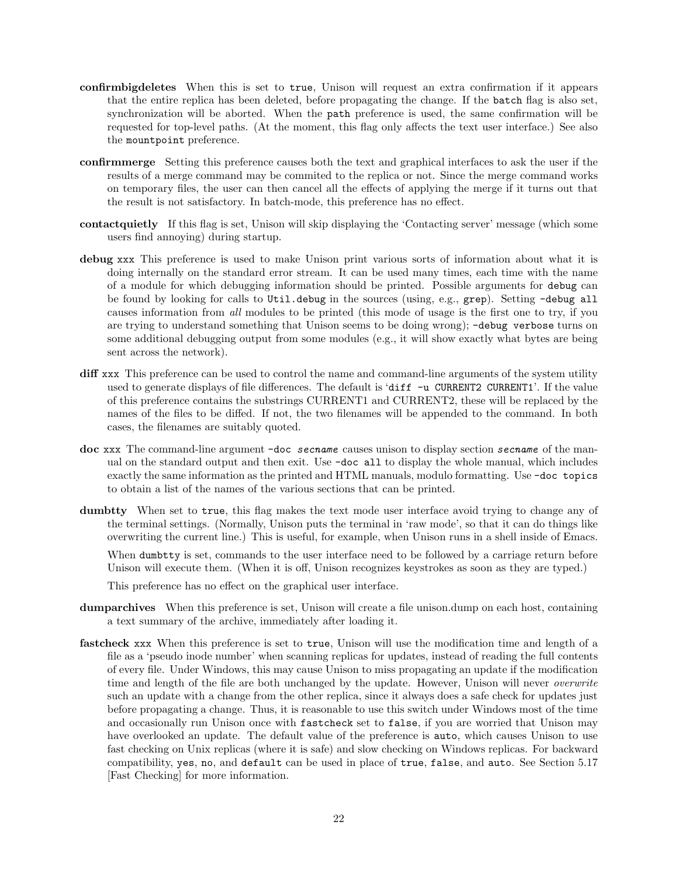**confirmbigdeletes** When this is set to `true`, Unison will request an extra confirmation if it appears that the entire replica has been deleted, before propagating the change. If the `batch` flag is also set, synchronization will be aborted. When the `path` preference is used, the same confirmation will be requested for top-level paths. (At the moment, this flag only affects the text user interface.) See also the `mountpoint` preference.

**confirmmerge** Setting this preference causes both the text and graphical interfaces to ask the user if the results of a merge command may be commited to the replica or not. Since the merge command works on temporary files, the user can then cancel all the effects of applying the merge if it turns out that the result is not satisfactory. In batch-mode, this preference has no effect.

**contactquietly** If this flag is set, Unison will skip displaying the 'Contacting server' message (which some users find annoying) during startup.

**debug** `xxx` This preference is used to make Unison print various sorts of information about what it is doing internally on the standard error stream. It can be used many times, each time with the name of a module for which debugging information should be printed. Possible arguments for `debug` can be found by looking for calls to `Util.debug` in the sources (using, e.g., `grep`). Setting `-debug all` causes information from *all* modules to be printed (this mode of usage is the first one to try, if you are trying to understand something that Unison seems to be doing wrong); `-debug verbose` turns on some additional debugging output from some modules (e.g., it will show exactly what bytes are being sent across the network).

**diff** `xxx` This preference can be used to control the name and command-line arguments of the system utility used to generate displays of file differences. The default is '`diff -u CURRENT2 CURRENT1`'. If the value of this preference contains the substrings CURRENT1 and CURRENT2, these will be replaced by the names of the files to be diffed. If not, the two filenames will be appended to the command. In both cases, the filenames are suitably quoted.

**doc** `xxx` The command-line argument `-doc` *`secname`* causes unison to display section *`secname`* of the manual on the standard output and then exit. Use `-doc all` to display the whole manual, which includes exactly the same information as the printed and HTML manuals, modulo formatting. Use `-doc topics` to obtain a list of the names of the various sections that can be printed.

**dumbtty** When set to `true`, this flag makes the text mode user interface avoid trying to change any of the terminal settings. (Normally, Unison puts the terminal in 'raw mode', so that it can do things like overwriting the current line.) This is useful, for example, when Unison runs in a shell inside of Emacs.

When `dumbtty` is set, commands to the user interface need to be followed by a carriage return before Unison will execute them. (When it is off, Unison recognizes keystrokes as soon as they are typed.)

This preference has no effect on the graphical user interface.

**dumparchives** When this preference is set, Unison will create a file unison.dump on each host, containing a text summary of the archive, immediately after loading it.

**fastcheck** `xxx` When this preference is set to `true`, Unison will use the modification time and length of a file as a 'pseudo inode number' when scanning replicas for updates, instead of reading the full contents of every file. Under Windows, this may cause Unison to miss propagating an update if the modification time and length of the file are both unchanged by the update. However, Unison will never *overwrite* such an update with a change from the other replica, since it always does a safe check for updates just before propagating a change. Thus, it is reasonable to use this switch under Windows most of the time and occasionally run Unison once with `fastcheck` set to `false`, if you are worried that Unison may have overlooked an update. The default value of the preference is `auto`, which causes Unison to use fast checking on Unix replicas (where it is safe) and slow checking on Windows replicas. For backward compatibility, `yes`, `no`, and `default` can be used in place of `true`, `false`, and `auto`. See Section 5.17 [Fast Checking] for more information.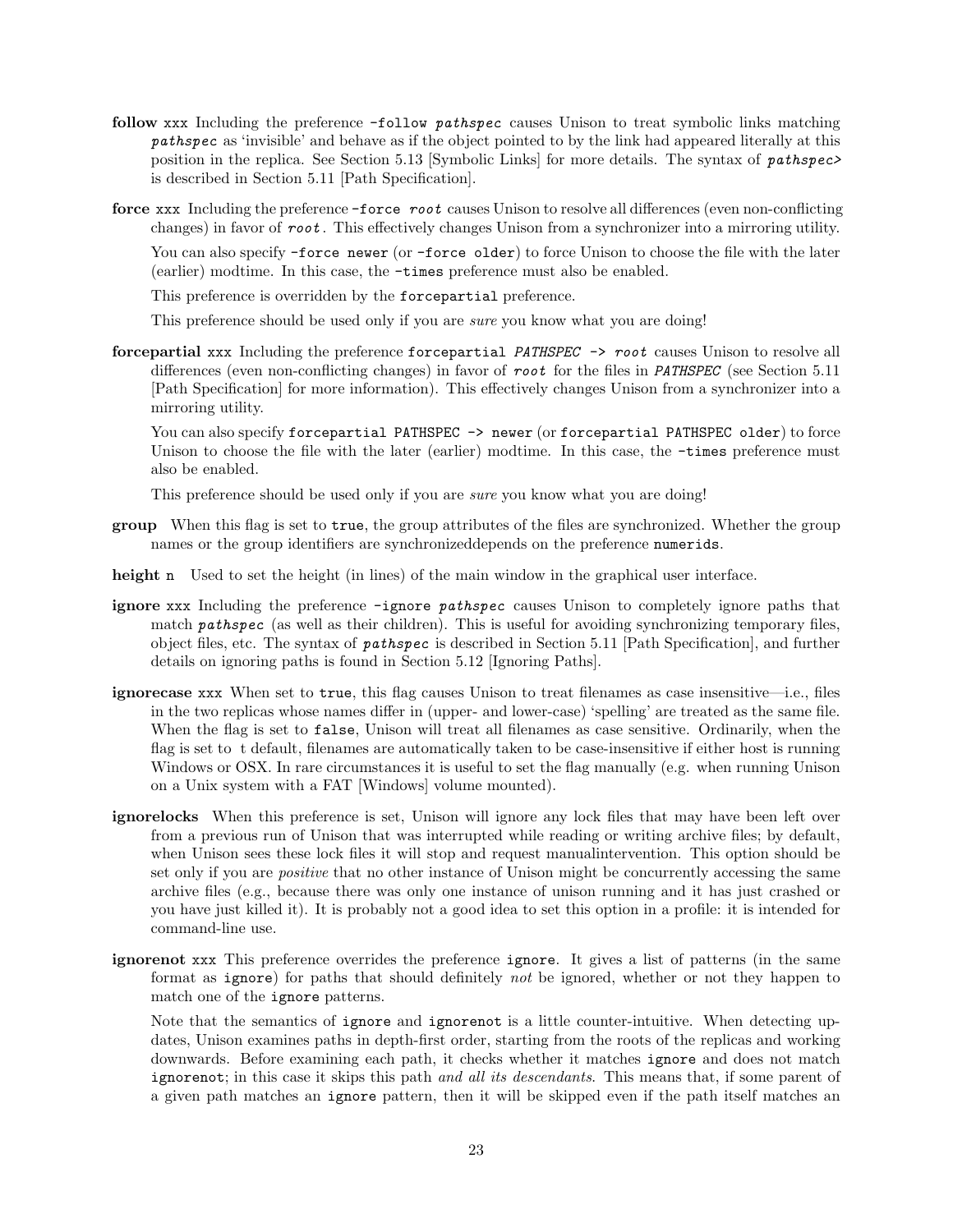**follow** `xxx` Including the preference `-follow` ***`pathspec`*** causes Unison to treat symbolic links matching ***`pathspec`*** as 'invisible' and behave as if the object pointed to by the link had appeared literally at this position in the replica. See Section 5.13 [Symbolic Links] for more details. The syntax of ***`pathspec>`*** is described in Section 5.11 [Path Specification].

**force** `xxx` Including the preference `-force` ***`root`*** causes Unison to resolve all differences (even non-conflicting changes) in favor of ***`root`***. This effectively changes Unison from a synchronizer into a mirroring utility.

You can also specify `-force newer` (or `-force older`) to force Unison to choose the file with the later (earlier) modtime. In this case, the `-times` preference must also be enabled.

This preference is overridden by the `forcepartial` preference.

This preference should be used only if you are *sure* you know what you are doing!

**forcepartial** `xxx` Including the preference `forcepartial` ***`PATHSPEC`*** `->` ***`root`*** causes Unison to resolve all differences (even non-conflicting changes) in favor of ***`root`*** for the files in ***`PATHSPEC`*** (see Section 5.11 [Path Specification] for more information). This effectively changes Unison from a synchronizer into a mirroring utility.

You can also specify `forcepartial PATHSPEC -> newer` (or `forcepartial PATHSPEC older`) to force Unison to choose the file with the later (earlier) modtime. In this case, the `-times` preference must also be enabled.

This preference should be used only if you are *sure* you know what you are doing!

**group** When this flag is set to `true`, the group attributes of the files are synchronized. Whether the group names or the group identifiers are synchronizeddepends on the preference `numerids`.

**height** `n` Used to set the height (in lines) of the main window in the graphical user interface.

**ignore** `xxx` Including the preference `-ignore` ***`pathspec`*** causes Unison to completely ignore paths that match ***`pathspec`*** (as well as their children). This is useful for avoiding synchronizing temporary files, object files, etc. The syntax of ***`pathspec`*** is described in Section 5.11 [Path Specification], and further details on ignoring paths is found in Section 5.12 [Ignoring Paths].

**ignorecase** `xxx` When set to `true`, this flag causes Unison to treat filenames as case insensitive—i.e., files in the two replicas whose names differ in (upper- and lower-case) 'spelling' are treated as the same file. When the flag is set to `false`, Unison will treat all filenames as case sensitive. Ordinarily, when the flag is set to t default, filenames are automatically taken to be case-insensitive if either host is running Windows or OSX. In rare circumstances it is useful to set the flag manually (e.g. when running Unison on a Unix system with a FAT [Windows] volume mounted).

**ignorelocks** When this preference is set, Unison will ignore any lock files that may have been left over from a previous run of Unison that was interrupted while reading or writing archive files; by default, when Unison sees these lock files it will stop and request manualintervention. This option should be set only if you are *positive* that no other instance of Unison might be concurrently accessing the same archive files (e.g., because there was only one instance of unison running and it has just crashed or you have just killed it). It is probably not a good idea to set this option in a profile: it is intended for command-line use.

**ignorenot** `xxx` This preference overrides the preference `ignore`. It gives a list of patterns (in the same format as `ignore`) for paths that should definitely *not* be ignored, whether or not they happen to match one of the `ignore` patterns.

Note that the semantics of `ignore` and `ignorenot` is a little counter-intuitive. When detecting updates, Unison examines paths in depth-first order, starting from the roots of the replicas and working downwards. Before examining each path, it checks whether it matches `ignore` and does not match `ignorenot`; in this case it skips this path *and all its descendants*. This means that, if some parent of a given path matches an `ignore` pattern, then it will be skipped even if the path itself matches an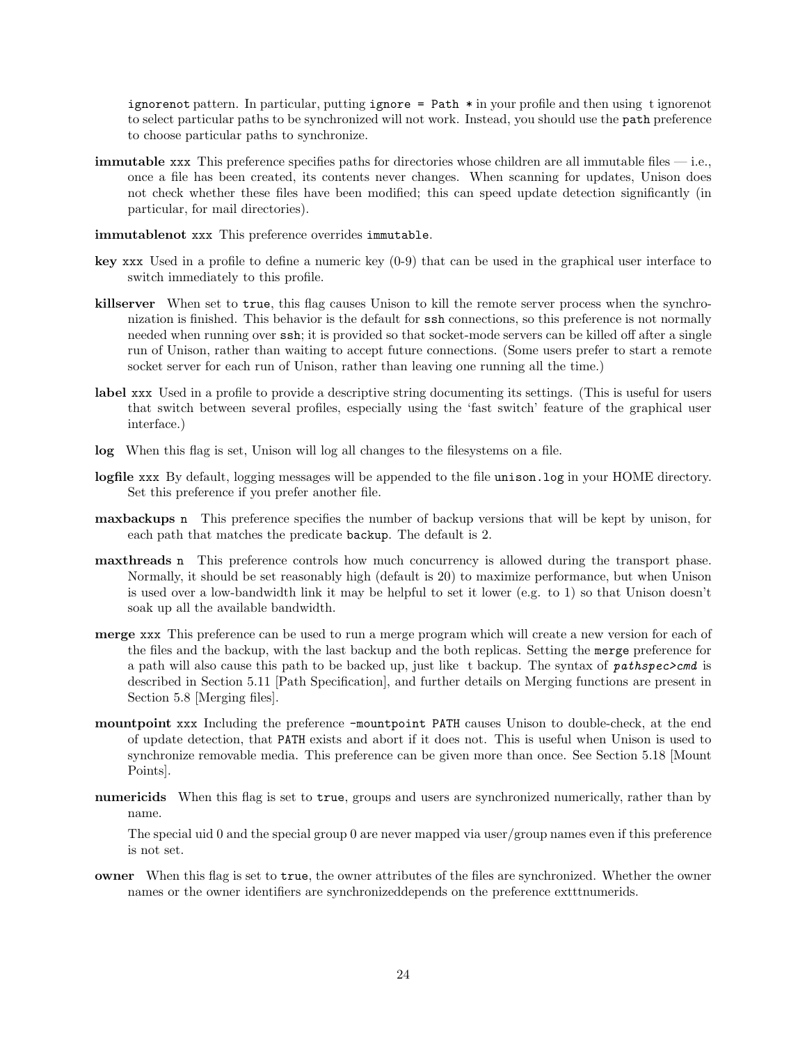ignorenot pattern. In particular, putting `ignore = Path *` in your profile and then using t ignorenot to select particular paths to be synchronized will not work. Instead, you should use the `path` preference to choose particular paths to synchronize.

**immutable** `xxx` This preference specifies paths for directories whose children are all immutable files — i.e., once a file has been created, its contents never changes. When scanning for updates, Unison does not check whether these files have been modified; this can speed update detection significantly (in particular, for mail directories).

**immutablenot** `xxx` This preference overrides `immutable`.

**key** `xxx` Used in a profile to define a numeric key (0-9) that can be used in the graphical user interface to switch immediately to this profile.

**killserver** When set to `true`, this flag causes Unison to kill the remote server process when the synchronization is finished. This behavior is the default for `ssh` connections, so this preference is not normally needed when running over `ssh`; it is provided so that socket-mode servers can be killed off after a single run of Unison, rather than waiting to accept future connections. (Some users prefer to start a remote socket server for each run of Unison, rather than leaving one running all the time.)

**label** `xxx` Used in a profile to provide a descriptive string documenting its settings. (This is useful for users that switch between several profiles, especially using the 'fast switch' feature of the graphical user interface.)

**log** When this flag is set, Unison will log all changes to the filesystems on a file.

**logfile** `xxx` By default, logging messages will be appended to the file `unison.log` in your HOME directory. Set this preference if you prefer another file.

**maxbackups** `n` This preference specifies the number of backup versions that will be kept by unison, for each path that matches the predicate `backup`. The default is 2.

**maxthreads** `n` This preference controls how much concurrency is allowed during the transport phase. Normally, it should be set reasonably high (default is 20) to maximize performance, but when Unison is used over a low-bandwidth link it may be helpful to set it lower (e.g. to 1) so that Unison doesn't soak up all the available bandwidth.

**merge** `xxx` This preference can be used to run a merge program which will create a new version for each of the files and the backup, with the last backup and the both replicas. Setting the `merge` preference for a path will also cause this path to be backed up, just like t backup. The syntax of ***pathspec>cmd*** is described in Section 5.11 [Path Specification], and further details on Merging functions are present in Section 5.8 [Merging files].

**mountpoint** `xxx` Including the preference `-mountpoint PATH` causes Unison to double-check, at the end of update detection, that `PATH` exists and abort if it does not. This is useful when Unison is used to synchronize removable media. This preference can be given more than once. See Section 5.18 [Mount Points].

**numericids** When this flag is set to `true`, groups and users are synchronized numerically, rather than by name.

The special uid 0 and the special group 0 are never mapped via user/group names even if this preference is not set.

**owner** When this flag is set to `true`, the owner attributes of the files are synchronized. Whether the owner names or the owner identifiers are synchronizeddepends on the preference extttnumerids.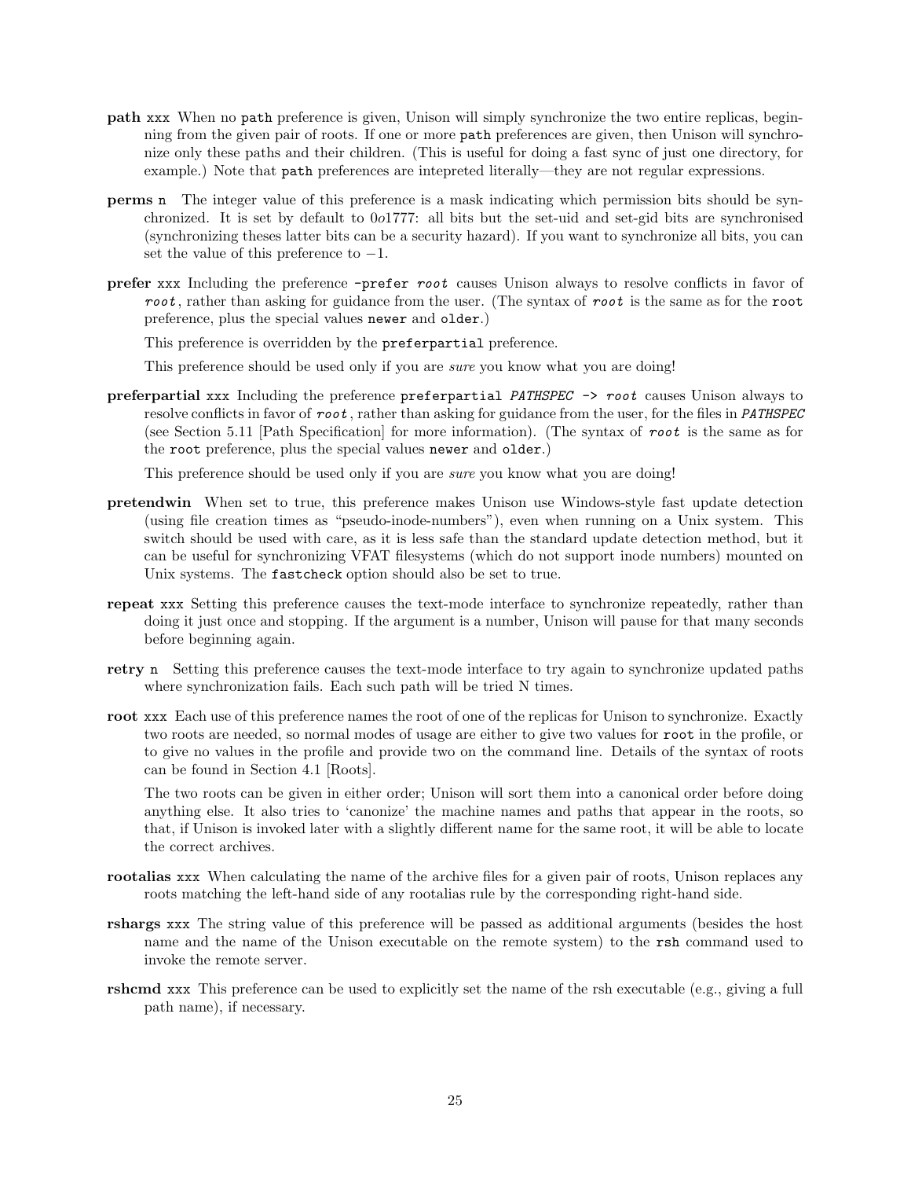**path** `xxx` When no `path` preference is given, Unison will simply synchronize the two entire replicas, beginning from the given pair of roots. If one or more `path` preferences are given, then Unison will synchronize only these paths and their children. (This is useful for doing a fast sync of just one directory, for example.) Note that `path` preferences are intepreted literally—they are not regular expressions.

**perms** `n` The integer value of this preference is a mask indicating which permission bits should be synchronized. It is set by default to 0*o*1777: all bits but the set-uid and set-gid bits are synchronised (synchronizing theses latter bits can be a security hazard). If you want to synchronize all bits, you can set the value of this preference to −1.

**prefer** `xxx` Including the preference `-prefer` *`root`* causes Unison always to resolve conflicts in favor of *`root`*, rather than asking for guidance from the user. (The syntax of *`root`* is the same as for the `root` preference, plus the special values `newer` and `older`.)

This preference is overridden by the `preferpartial` preference.

This preference should be used only if you are *sure* you know what you are doing!

**preferpartial** `xxx` Including the preference `preferpartial` *`PATHSPEC`* `->` *`root`* causes Unison always to resolve conflicts in favor of *`root`*, rather than asking for guidance from the user, for the files in *`PATHSPEC`* (see Section 5.11 [Path Specification] for more information). (The syntax of *`root`* is the same as for the `root` preference, plus the special values `newer` and `older`.)

This preference should be used only if you are *sure* you know what you are doing!

**pretendwin** When set to true, this preference makes Unison use Windows-style fast update detection (using file creation times as "pseudo-inode-numbers"), even when running on a Unix system. This switch should be used with care, as it is less safe than the standard update detection method, but it can be useful for synchronizing VFAT filesystems (which do not support inode numbers) mounted on Unix systems. The `fastcheck` option should also be set to true.

**repeat** `xxx` Setting this preference causes the text-mode interface to synchronize repeatedly, rather than doing it just once and stopping. If the argument is a number, Unison will pause for that many seconds before beginning again.

**retry** `n` Setting this preference causes the text-mode interface to try again to synchronize updated paths where synchronization fails. Each such path will be tried N times.

**root** `xxx` Each use of this preference names the root of one of the replicas for Unison to synchronize. Exactly two roots are needed, so normal modes of usage are either to give two values for `root` in the profile, or to give no values in the profile and provide two on the command line. Details of the syntax of roots can be found in Section 4.1 [Roots].

The two roots can be given in either order; Unison will sort them into a canonical order before doing anything else. It also tries to 'canonize' the machine names and paths that appear in the roots, so that, if Unison is invoked later with a slightly different name for the same root, it will be able to locate the correct archives.

**rootalias** `xxx` When calculating the name of the archive files for a given pair of roots, Unison replaces any roots matching the left-hand side of any rootalias rule by the corresponding right-hand side.

**rshargs** `xxx` The string value of this preference will be passed as additional arguments (besides the host name and the name of the Unison executable on the remote system) to the `rsh` command used to invoke the remote server.

**rshcmd** `xxx` This preference can be used to explicitly set the name of the rsh executable (e.g., giving a full path name), if necessary.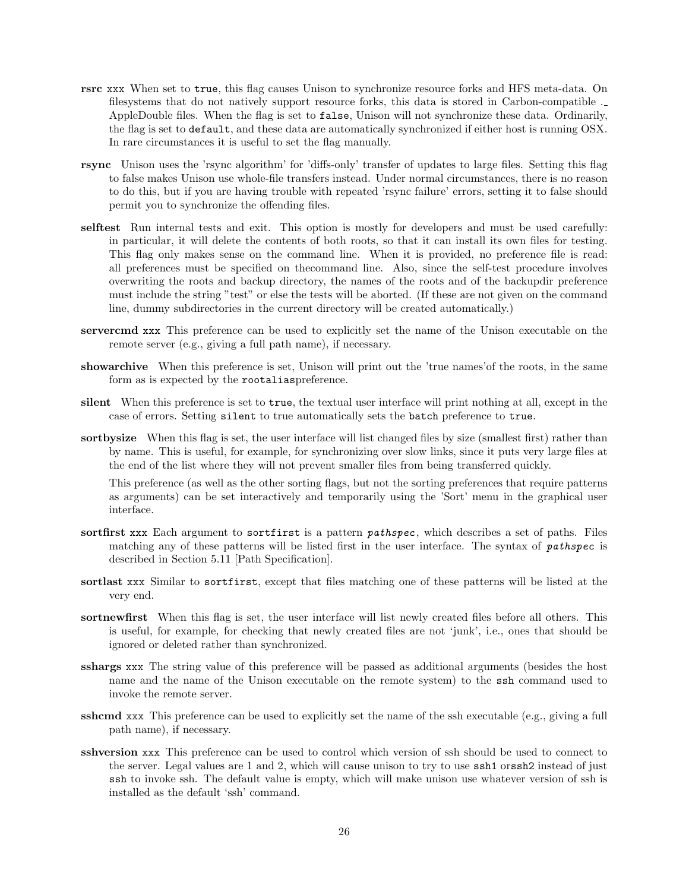**rsrc** `xxx` When set to `true`, this flag causes Unison to synchronize resource forks and HFS meta-data. On filesystems that do not natively support resource forks, this data is stored in Carbon-compatible ._ AppleDouble files. When the flag is set to `false`, Unison will not synchronize these data. Ordinarily, the flag is set to `default`, and these data are automatically synchronized if either host is running OSX. In rare circumstances it is useful to set the flag manually.

**rsync** Unison uses the 'rsync algorithm' for 'diffs-only' transfer of updates to large files. Setting this flag to false makes Unison use whole-file transfers instead. Under normal circumstances, there is no reason to do this, but if you are having trouble with repeated 'rsync failure' errors, setting it to false should permit you to synchronize the offending files.

**selftest** Run internal tests and exit. This option is mostly for developers and must be used carefully: in particular, it will delete the contents of both roots, so that it can install its own files for testing. This flag only makes sense on the command line. When it is provided, no preference file is read: all preferences must be specified on thecommand line. Also, since the self-test procedure involves overwriting the roots and backup directory, the names of the roots and of the backupdir preference must include the string "test" or else the tests will be aborted. (If these are not given on the command line, dummy subdirectories in the current directory will be created automatically.)

**servercmd** `xxx` This preference can be used to explicitly set the name of the Unison executable on the remote server (e.g., giving a full path name), if necessary.

**showarchive** When this preference is set, Unison will print out the 'true names'of the roots, in the same form as is expected by the `rootalias`preference.

**silent** When this preference is set to `true`, the textual user interface will print nothing at all, except in the case of errors. Setting `silent` to true automatically sets the `batch` preference to `true`.

**sortbysize** When this flag is set, the user interface will list changed files by size (smallest first) rather than by name. This is useful, for example, for synchronizing over slow links, since it puts very large files at the end of the list where they will not prevent smaller files from being transferred quickly.

This preference (as well as the other sorting flags, but not the sorting preferences that require patterns as arguments) can be set interactively and temporarily using the 'Sort' menu in the graphical user interface.

**sortfirst** `xxx` Each argument to `sortfirst` is a pattern ***`pathspec`***, which describes a set of paths. Files matching any of these patterns will be listed first in the user interface. The syntax of ***`pathspec`*** is described in Section 5.11 [Path Specification].

**sortlast** `xxx` Similar to `sortfirst`, except that files matching one of these patterns will be listed at the very end.

**sortnewfirst** When this flag is set, the user interface will list newly created files before all others. This is useful, for example, for checking that newly created files are not 'junk', i.e., ones that should be ignored or deleted rather than synchronized.

**sshargs** `xxx` The string value of this preference will be passed as additional arguments (besides the host name and the name of the Unison executable on the remote system) to the `ssh` command used to invoke the remote server.

**sshcmd** `xxx` This preference can be used to explicitly set the name of the ssh executable (e.g., giving a full path name), if necessary.

**sshversion** `xxx` This preference can be used to control which version of ssh should be used to connect to the server. Legal values are 1 and 2, which will cause unison to try to use `ssh1` or`ssh2` instead of just `ssh` to invoke ssh. The default value is empty, which will make unison use whatever version of ssh is installed as the default 'ssh' command.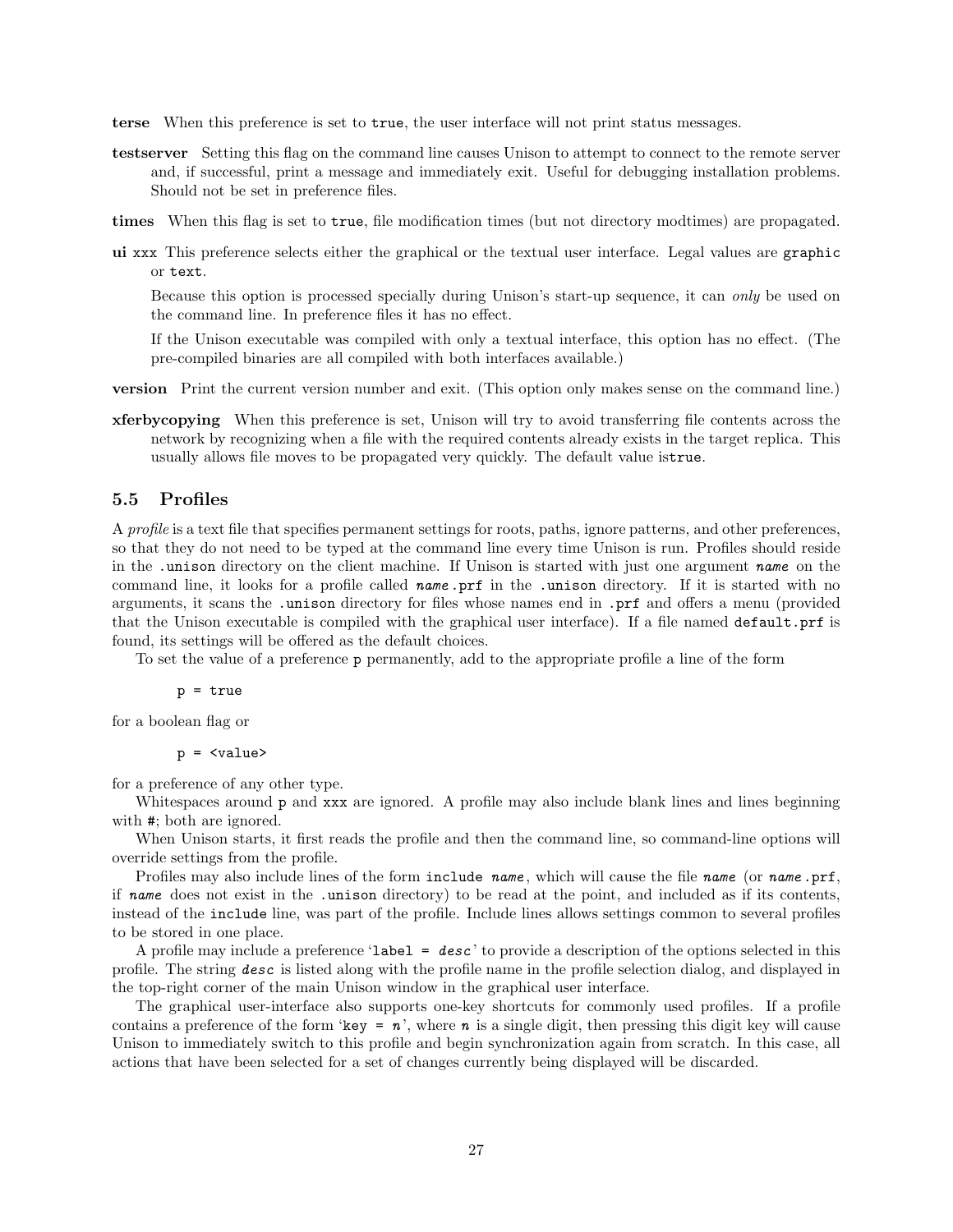**terse** When this preference is set to `true`, the user interface will not print status messages.

**testserver** Setting this flag on the command line causes Unison to attempt to connect to the remote server and, if successful, print a message and immediately exit. Useful for debugging installation problems. Should not be set in preference files.

**times** When this flag is set to `true`, file modification times (but not directory modtimes) are propagated.

**ui** `xxx` This preference selects either the graphical or the textual user interface. Legal values are `graphic` or `text`.

Because this option is processed specially during Unison's start-up sequence, it can *only* be used on the command line. In preference files it has no effect.

If the Unison executable was compiled with only a textual interface, this option has no effect. (The pre-compiled binaries are all compiled with both interfaces available.)

**version** Print the current version number and exit. (This option only makes sense on the command line.)

**xferbycopying** When this preference is set, Unison will try to avoid transferring file contents across the network by recognizing when a file with the required contents already exists in the target replica. This usually allows file moves to be propagated very quickly. The default value is`true`.

### 5.5 Profiles

A *profile* is a text file that specifies permanent settings for roots, paths, ignore patterns, and other preferences, so that they do not need to be typed at the command line every time Unison is run. Profiles should reside in the `.unison` directory on the client machine. If Unison is started with just one argument *`name`* on the command line, it looks for a profile called *`name`*`.prf` in the `.unison` directory. If it is started with no arguments, it scans the `.unison` directory for files whose names end in `.prf` and offers a menu (provided that the Unison executable is compiled with the graphical user interface). If a file named `default.prf` is found, its settings will be offered as the default choices.

To set the value of a preference `p` permanently, add to the appropriate profile a line of the form

```
p = true
```

for a boolean flag or

```
p = <value>
```

for a preference of any other type.

Whitespaces around `p` and `xxx` are ignored. A profile may also include blank lines and lines beginning with `#`; both are ignored.

When Unison starts, it first reads the profile and then the command line, so command-line options will override settings from the profile.

Profiles may also include lines of the form `include` *`name`*, which will cause the file *`name`* (or *`name`*`.prf`, if *`name`* does not exist in the `.unison` directory) to be read at the point, and included as if its contents, instead of the `include` line, was part of the profile. Include lines allows settings common to several profiles to be stored in one place.

A profile may include a preference '`label =` *`desc`*' to provide a description of the options selected in this profile. The string *`desc`* is listed along with the profile name in the profile selection dialog, and displayed in the top-right corner of the main Unison window in the graphical user interface.

The graphical user-interface also supports one-key shortcuts for commonly used profiles. If a profile contains a preference of the form '`key =` *`n`*', where *`n`* is a single digit, then pressing this digit key will cause Unison to immediately switch to this profile and begin synchronization again from scratch. In this case, all actions that have been selected for a set of changes currently being displayed will be discarded.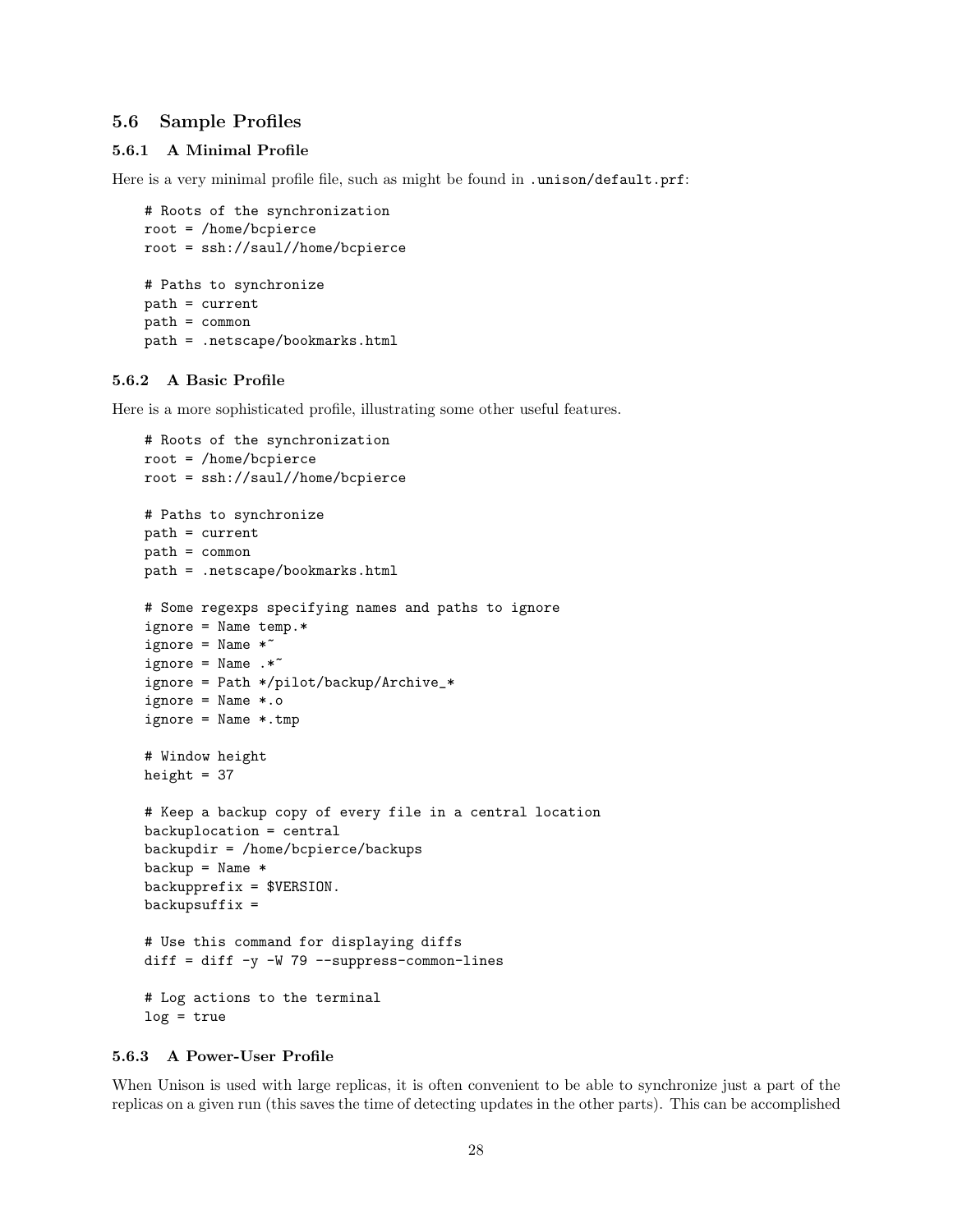## 5.6 Sample Profiles

### 5.6.1 A Minimal Profile

Here is a very minimal profile file, such as might be found in `.unison/default.prf`:

```
# Roots of the synchronization
root = /home/bcpierce
root = ssh://saul//home/bcpierce

# Paths to synchronize
path = current
path = common
path = .netscape/bookmarks.html
```

### 5.6.2 A Basic Profile

Here is a more sophisticated profile, illustrating some other useful features.

```
# Roots of the synchronization
root = /home/bcpierce
root = ssh://saul//home/bcpierce

# Paths to synchronize
path = current
path = common
path = .netscape/bookmarks.html

# Some regexps specifying names and paths to ignore
ignore = Name temp.*
ignore = Name *~
ignore = Name .*~
ignore = Path */pilot/backup/Archive_*
ignore = Name *.o
ignore = Name *.tmp

# Window height
height = 37

# Keep a backup copy of every file in a central location
backuplocation = central
backupdir = /home/bcpierce/backups
backup = Name *
backupprefix = $VERSION.
backupsuffix =

# Use this command for displaying diffs
diff = diff -y -W 79 --suppress-common-lines

# Log actions to the terminal
log = true
```

### 5.6.3 A Power-User Profile

When Unison is used with large replicas, it is often convenient to be able to synchronize just a part of the replicas on a given run (this saves the time of detecting updates in the other parts). This can be accomplished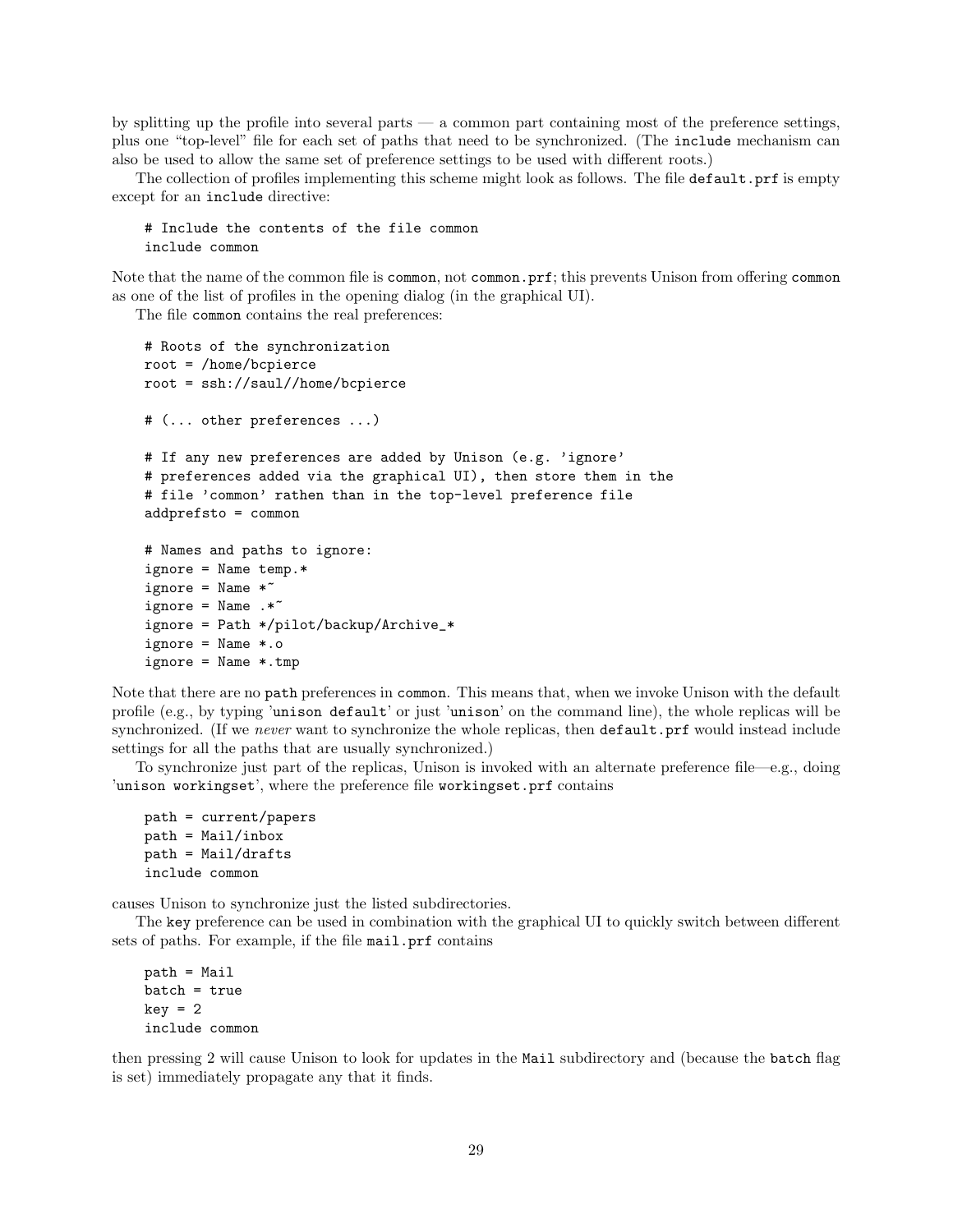by splitting up the profile into several parts — a common part containing most of the preference settings, plus one "top-level" file for each set of paths that need to be synchronized. (The `include` mechanism can also be used to allow the same set of preference settings to be used with different roots.)

The collection of profiles implementing this scheme might look as follows. The file `default.prf` is empty except for an `include` directive:

```
# Include the contents of the file common
include common
```

Note that the name of the common file is `common`, not `common.prf`; this prevents Unison from offering `common` as one of the list of profiles in the opening dialog (in the graphical UI).

The file `common` contains the real preferences:

```
# Roots of the synchronization
root = /home/bcpierce
root = ssh://saul//home/bcpierce

# (... other preferences ...)

# If any new preferences are added by Unison (e.g. 'ignore'
# preferences added via the graphical UI), then store them in the
# file 'common' rathen than in the top-level preference file
addprefsto = common

# Names and paths to ignore:
ignore = Name temp.*
ignore = Name *~
ignore = Name .*~
ignore = Path */pilot/backup/Archive_*
ignore = Name *.o
ignore = Name *.tmp
```

Note that there are no `path` preferences in `common`. This means that, when we invoke Unison with the default profile (e.g., by typing '`unison default`' or just '`unison`' on the command line), the whole replicas will be synchronized. (If we *never* want to synchronize the whole replicas, then `default.prf` would instead include settings for all the paths that are usually synchronized.)

To synchronize just part of the replicas, Unison is invoked with an alternate preference file—e.g., doing '`unison workingset`', where the preference file `workingset.prf` contains

```
path = current/papers
path = Mail/inbox
path = Mail/drafts
include common
```

causes Unison to synchronize just the listed subdirectories.

The `key` preference can be used in combination with the graphical UI to quickly switch between different sets of paths. For example, if the file `mail.prf` contains

```
path = Mail
batch = true
key = 2
include common
```

then pressing 2 will cause Unison to look for updates in the `Mail` subdirectory and (because the `batch` flag is set) immediately propagate any that it finds.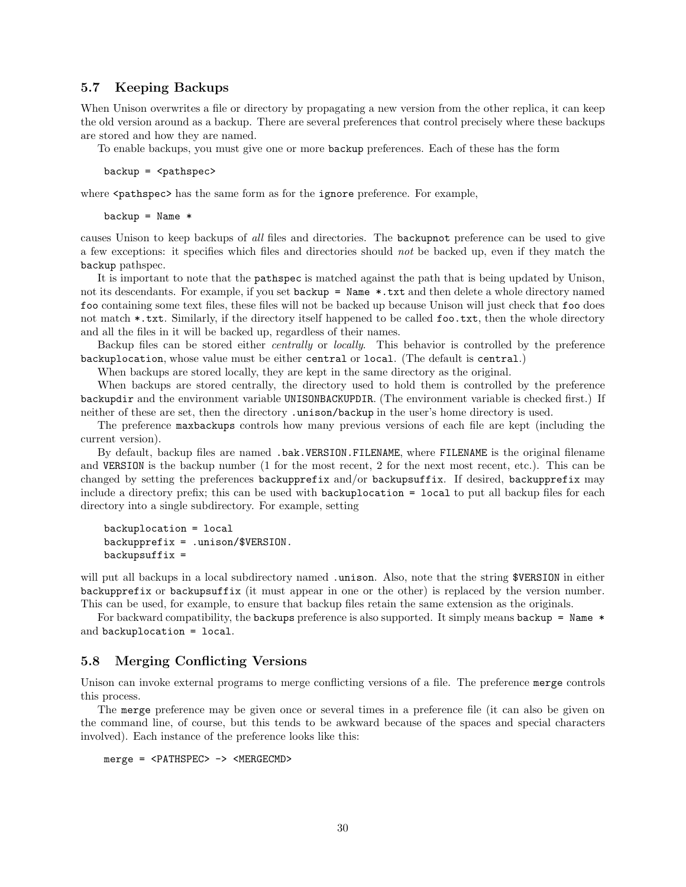### 5.7 Keeping Backups

When Unison overwrites a file or directory by propagating a new version from the other replica, it can keep the old version around as a backup. There are several preferences that control precisely where these backups are stored and how they are named.

To enable backups, you must give one or more `backup` preferences. Each of these has the form

```
backup = <pathspec>
```

where `<pathspec>` has the same form as for the `ignore` preference. For example,

```
backup = Name *
```

causes Unison to keep backups of *all* files and directories. The `backupnot` preference can be used to give a few exceptions: it specifies which files and directories should *not* be backed up, even if they match the `backup` pathspec.

It is important to note that the `pathspec` is matched against the path that is being updated by Unison, not its descendants. For example, if you set `backup = Name *.txt` and then delete a whole directory named `foo` containing some text files, these files will not be backed up because Unison will just check that `foo` does not match `*.txt`. Similarly, if the directory itself happened to be called `foo.txt`, then the whole directory and all the files in it will be backed up, regardless of their names.

Backup files can be stored either *centrally* or *locally*. This behavior is controlled by the preference `backuplocation`, whose value must be either `central` or `local`. (The default is `central`.)

When backups are stored locally, they are kept in the same directory as the original.

When backups are stored centrally, the directory used to hold them is controlled by the preference `backupdir` and the environment variable `UNISONBACKUPDIR`. (The environment variable is checked first.) If neither of these are set, then the directory `.unison/backup` in the user's home directory is used.

The preference `maxbackups` controls how many previous versions of each file are kept (including the current version).

By default, backup files are named `.bak.VERSION.FILENAME`, where `FILENAME` is the original filename and `VERSION` is the backup number (1 for the most recent, 2 for the next most recent, etc.). This can be changed by setting the preferences `backupprefix` and/or `backupsuffix`. If desired, `backupprefix` may include a directory prefix; this can be used with `backuplocation = local` to put all backup files for each directory into a single subdirectory. For example, setting

```
backuplocation = local
backupprefix = .unison/$VERSION.
backupsuffix =
```

will put all backups in a local subdirectory named `.unison`. Also, note that the string `$VERSION` in either `backupprefix` or `backupsuffix` (it must appear in one or the other) is replaced by the version number. This can be used, for example, to ensure that backup files retain the same extension as the originals.

For backward compatibility, the `backups` preference is also supported. It simply means `backup = Name *` and `backuplocation = local`.

### 5.8 Merging Conflicting Versions

Unison can invoke external programs to merge conflicting versions of a file. The preference `merge` controls this process.

The `merge` preference may be given once or several times in a preference file (it can also be given on the command line, of course, but this tends to be awkward because of the spaces and special characters involved). Each instance of the preference looks like this:

```
merge = <PATHSPEC> -> <MERGECMD>
```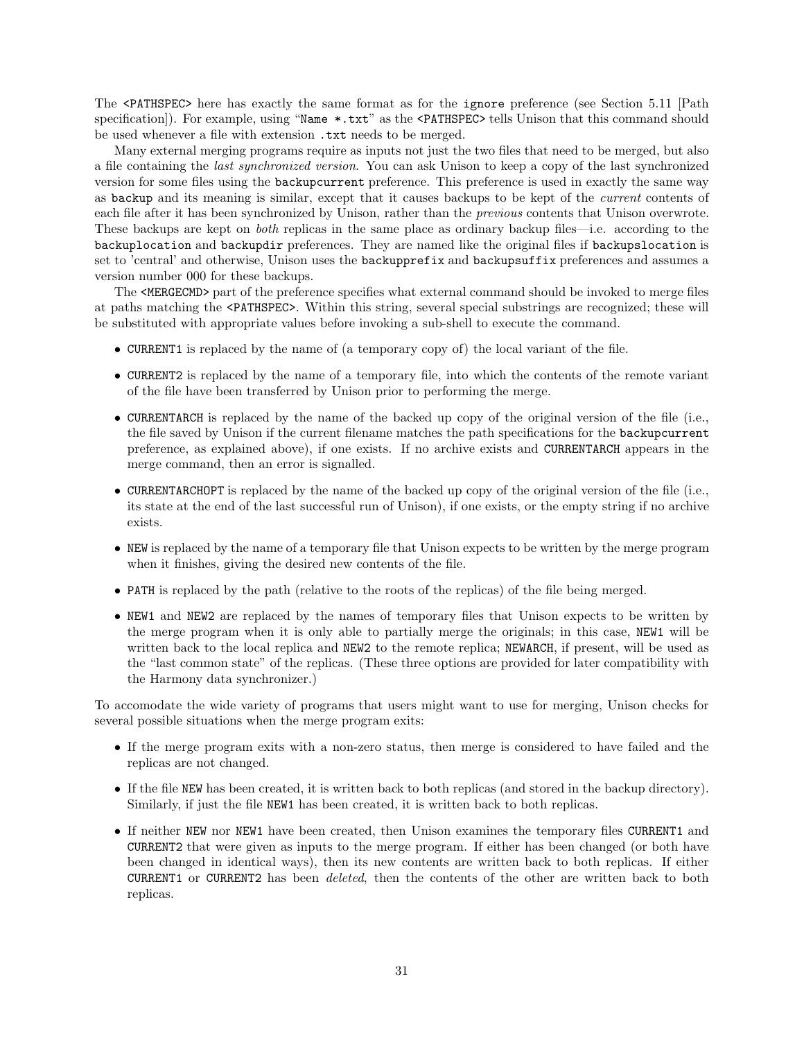The `<PATHSPEC>` here has exactly the same format as for the `ignore` preference (see Section 5.11 [Path specification]). For example, using "`Name *.txt`" as the `<PATHSPEC>` tells Unison that this command should be used whenever a file with extension `.txt` needs to be merged.

Many external merging programs require as inputs not just the two files that need to be merged, but also a file containing the *last synchronized version*. You can ask Unison to keep a copy of the last synchronized version for some files using the `backupcurrent` preference. This preference is used in exactly the same way as `backup` and its meaning is similar, except that it causes backups to be kept of the *current* contents of each file after it has been synchronized by Unison, rather than the *previous* contents that Unison overwrote. These backups are kept on *both* replicas in the same place as ordinary backup files—i.e. according to the `backuplocation` and `backupdir` preferences. They are named like the original files if `backupslocation` is set to 'central' and otherwise, Unison uses the `backupprefix` and `backupsuffix` preferences and assumes a version number 000 for these backups.

The `<MERGECMD>` part of the preference specifies what external command should be invoked to merge files at paths matching the `<PATHSPEC>`. Within this string, several special substrings are recognized; these will be substituted with appropriate values before invoking a sub-shell to execute the command.

- `CURRENT1` is replaced by the name of (a temporary copy of) the local variant of the file.
- `CURRENT2` is replaced by the name of a temporary file, into which the contents of the remote variant of the file have been transferred by Unison prior to performing the merge.
- `CURRENTARCH` is replaced by the name of the backed up copy of the original version of the file (i.e., the file saved by Unison if the current filename matches the path specifications for the `backupcurrent` preference, as explained above), if one exists. If no archive exists and `CURRENTARCH` appears in the merge command, then an error is signalled.
- `CURRENTARCHOPT` is replaced by the name of the backed up copy of the original version of the file (i.e., its state at the end of the last successful run of Unison), if one exists, or the empty string if no archive exists.
- `NEW` is replaced by the name of a temporary file that Unison expects to be written by the merge program when it finishes, giving the desired new contents of the file.
- `PATH` is replaced by the path (relative to the roots of the replicas) of the file being merged.
- `NEW1` and `NEW2` are replaced by the names of temporary files that Unison expects to be written by the merge program when it is only able to partially merge the originals; in this case, `NEW1` will be written back to the local replica and `NEW2` to the remote replica; `NEWARCH`, if present, will be used as the "last common state" of the replicas. (These three options are provided for later compatibility with the Harmony data synchronizer.)

To accomodate the wide variety of programs that users might want to use for merging, Unison checks for several possible situations when the merge program exits:

- If the merge program exits with a non-zero status, then merge is considered to have failed and the replicas are not changed.
- If the file `NEW` has been created, it is written back to both replicas (and stored in the backup directory). Similarly, if just the file `NEW1` has been created, it is written back to both replicas.
- If neither `NEW` nor `NEW1` have been created, then Unison examines the temporary files `CURRENT1` and `CURRENT2` that were given as inputs to the merge program. If either has been changed (or both have been changed in identical ways), then its new contents are written back to both replicas. If either `CURRENT1` or `CURRENT2` has been *deleted*, then the contents of the other are written back to both replicas.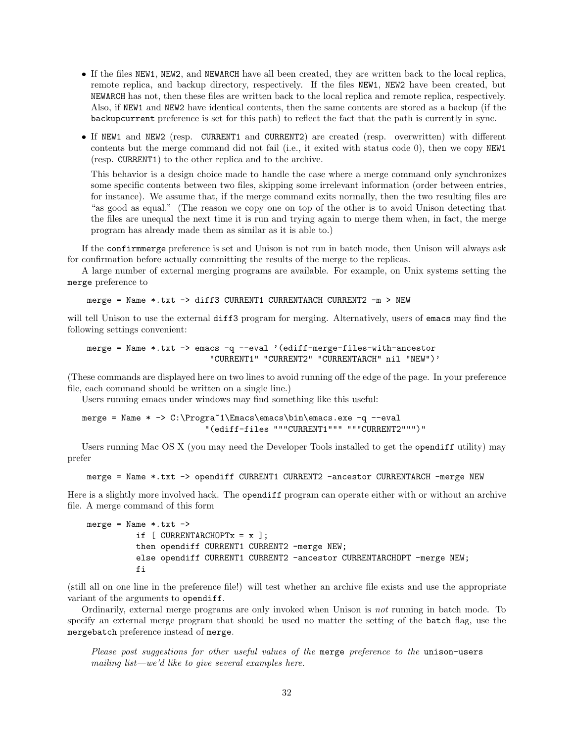- If the files `NEW1`, `NEW2`, and `NEWARCH` have all been created, they are written back to the local replica, remote replica, and backup directory, respectively. If the files `NEW1`, `NEW2` have been created, but `NEWARCH` has not, then these files are written back to the local replica and remote replica, respectively. Also, if `NEW1` and `NEW2` have identical contents, then the same contents are stored as a backup (if the `backupcurrent` preference is set for this path) to reflect the fact that the path is currently in sync.
- If `NEW1` and `NEW2` (resp. `CURRENT1` and `CURRENT2`) are created (resp. overwritten) with different contents but the merge command did not fail (i.e., it exited with status code 0), then we copy `NEW1` (resp. `CURRENT1`) to the other replica and to the archive.

  This behavior is a design choice made to handle the case where a merge command only synchronizes some specific contents between two files, skipping some irrelevant information (order between entries, for instance). We assume that, if the merge command exits normally, then the two resulting files are "as good as equal." (The reason we copy one on top of the other is to avoid Unison detecting that the files are unequal the next time it is run and trying again to merge them when, in fact, the merge program has already made them as similar as it is able to.)

If the `confirmmerge` preference is set and Unison is not run in batch mode, then Unison will always ask for confirmation before actually committing the results of the merge to the replicas.

A large number of external merging programs are available. For example, on Unix systems setting the `merge` preference to

```
merge = Name *.txt -> diff3 CURRENT1 CURRENTARCH CURRENT2 -m > NEW
```

will tell Unison to use the external `diff3` program for merging. Alternatively, users of `emacs` may find the following settings convenient:

```
merge = Name *.txt -> emacs -q --eval '(ediff-merge-files-with-ancestor
                         "CURRENT1" "CURRENT2" "CURRENTARCH" nil "NEW")'
```

(These commands are displayed here on two lines to avoid running off the edge of the page. In your preference file, each command should be written on a single line.)

Users running emacs under windows may find something like this useful:

```
merge = Name * -> C:\Progra~1\Emacs\emacs\bin\emacs.exe -q --eval
                        "(ediff-files """CURRENT1""" """CURRENT2""")"
```

Users running Mac OS X (you may need the Developer Tools installed to get the `opendiff` utility) may prefer

```
merge = Name *.txt -> opendiff CURRENT1 CURRENT2 -ancestor CURRENTARCH -merge NEW
```

Here is a slightly more involved hack. The `opendiff` program can operate either with or without an archive file. A merge command of this form

```
merge = Name *.txt ->
          if [ CURRENTARCHOPTx = x ];
          then opendiff CURRENT1 CURRENT2 -merge NEW;
          else opendiff CURRENT1 CURRENT2 -ancestor CURRENTARCHOPT -merge NEW;
          fi
```

(still all on one line in the preference file!) will test whether an archive file exists and use the appropriate variant of the arguments to `opendiff`.

Ordinarily, external merge programs are only invoked when Unison is *not* running in batch mode. To specify an external merge program that should be used no matter the setting of the `batch` flag, use the `mergebatch` preference instead of `merge`.

> *Please post suggestions for other useful values of the* `merge` *preference to the* `unison-users` *mailing list—we'd like to give several examples here.*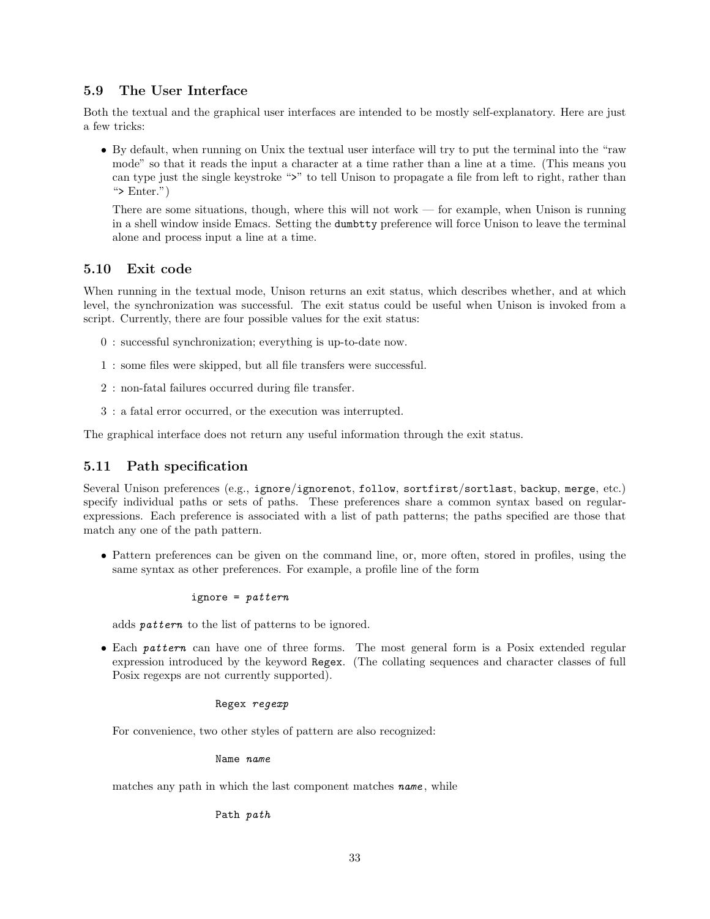## 5.9 The User Interface

Both the textual and the graphical user interfaces are intended to be mostly self-explanatory. Here are just a few tricks:

- By default, when running on Unix the textual user interface will try to put the terminal into the "raw mode" so that it reads the input a character at a time rather than a line at a time. (This means you can type just the single keystroke "`>`" to tell Unison to propagate a file from left to right, rather than "`>` Enter.")

  There are some situations, though, where this will not work — for example, when Unison is running in a shell window inside Emacs. Setting the `dumbtty` preference will force Unison to leave the terminal alone and process input a line at a time.

## 5.10 Exit code

When running in the textual mode, Unison returns an exit status, which describes whether, and at which level, the synchronization was successful. The exit status could be useful when Unison is invoked from a script. Currently, there are four possible values for the exit status:

0 : successful synchronization; everything is up-to-date now.

1 : some files were skipped, but all file transfers were successful.

2 : non-fatal failures occurred during file transfer.

3 : a fatal error occurred, or the execution was interrupted.

The graphical interface does not return any useful information through the exit status.

## 5.11 Path specification

Several Unison preferences (e.g., `ignore`/`ignorenot`, `follow`, `sortfirst`/`sortlast`, `backup`, `merge`, etc.) specify individual paths or sets of paths. These preferences share a common syntax based on regular-expressions. Each preference is associated with a list of path patterns; the paths specified are those that match any one of the path pattern.

- Pattern preferences can be given on the command line, or, more often, stored in profiles, using the same syntax as other preferences. For example, a profile line of the form

  ```
  ignore = pattern
  ```

  adds ***pattern*** to the list of patterns to be ignored.

- Each ***pattern*** can have one of three forms. The most general form is a Posix extended regular expression introduced by the keyword `Regex`. (The collating sequences and character classes of full Posix regexps are not currently supported).

  ```
  Regex regexp
  ```

  For convenience, two other styles of pattern are also recognized:

  ```
  Name name
  ```

  matches any path in which the last component matches ***name***, while

  ```
  Path path
  ```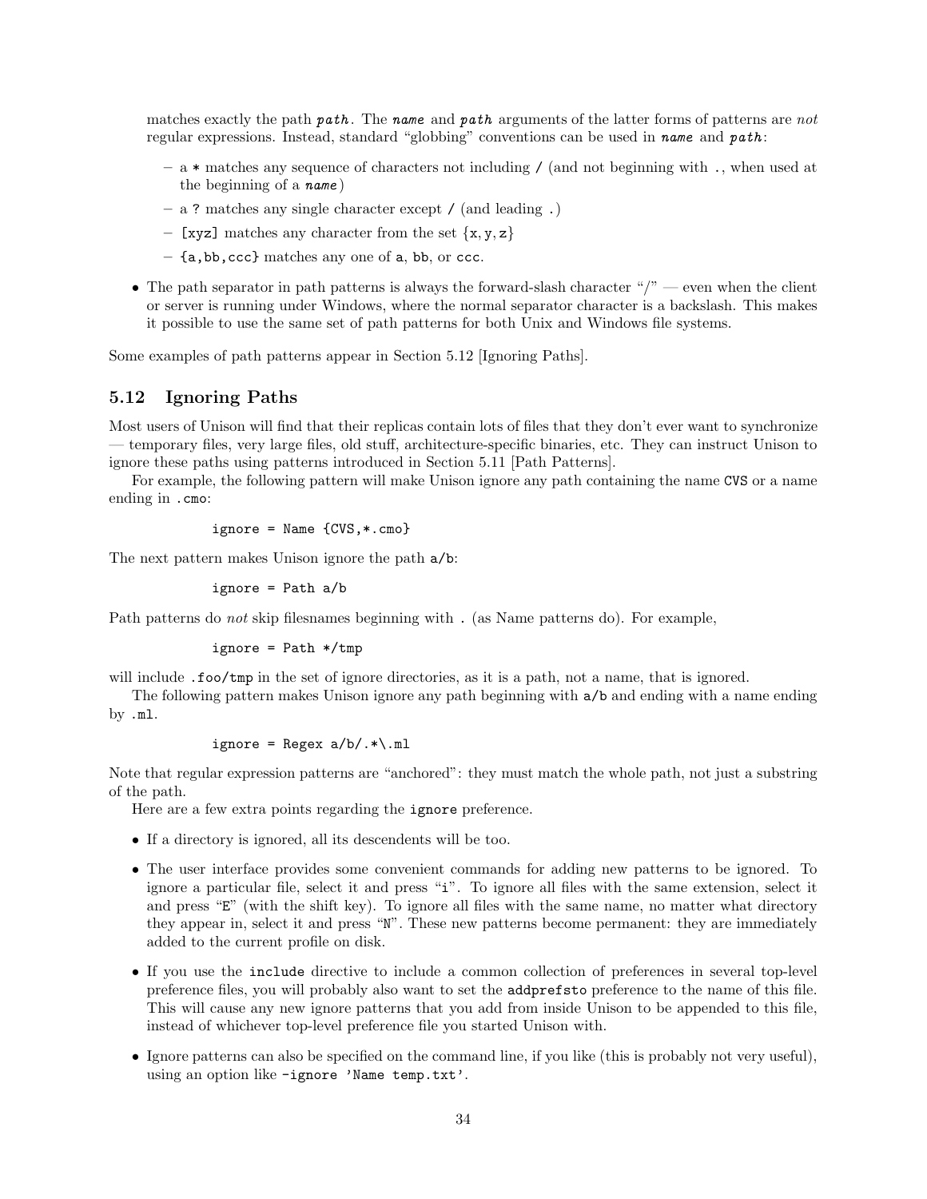matches exactly the path ***path***. The ***name*** and ***path*** arguments of the latter forms of patterns are *not* regular expressions. Instead, standard "globbing" conventions can be used in ***name*** and ***path***:

  - a `*` matches any sequence of characters not including `/` (and not beginning with `.`, when used at the beginning of a ***name***)
  - a `?` matches any single character except `/` (and leading `.`)
  - `[xyz]` matches any character from the set {x, y, z}
  - `{a,bb,ccc}` matches any one of `a`, `bb`, or `ccc`.

- The path separator in path patterns is always the forward-slash character "/" — even when the client or server is running under Windows, where the normal separator character is a backslash. This makes it possible to use the same set of path patterns for both Unix and Windows file systems.

Some examples of path patterns appear in Section 5.12 [Ignoring Paths].

## 5.12 Ignoring Paths

Most users of Unison will find that their replicas contain lots of files that they don't ever want to synchronize — temporary files, very large files, old stuff, architecture-specific binaries, etc. They can instruct Unison to ignore these paths using patterns introduced in Section 5.11 [Path Patterns].

For example, the following pattern will make Unison ignore any path containing the name `CVS` or a name ending in `.cmo`:

```
ignore = Name {CVS,*.cmo}
```

The next pattern makes Unison ignore the path `a/b`:

```
ignore = Path a/b
```

Path patterns do *not* skip filesnames beginning with `.` (as Name patterns do). For example,

```
ignore = Path */tmp
```

will include `.foo/tmp` in the set of ignore directories, as it is a path, not a name, that is ignored.

The following pattern makes Unison ignore any path beginning with `a/b` and ending with a name ending by `.ml`.

```
ignore = Regex a/b/.*\.ml
```

Note that regular expression patterns are "anchored": they must match the whole path, not just a substring of the path.

Here are a few extra points regarding the `ignore` preference.

- If a directory is ignored, all its descendents will be too.
- The user interface provides some convenient commands for adding new patterns to be ignored. To ignore a particular file, select it and press "`i`". To ignore all files with the same extension, select it and press "`E`" (with the shift key). To ignore all files with the same name, no matter what directory they appear in, select it and press "`N`". These new patterns become permanent: they are immediately added to the current profile on disk.
- If you use the `include` directive to include a common collection of preferences in several top-level preference files, you will probably also want to set the `addprefsto` preference to the name of this file. This will cause any new ignore patterns that you add from inside Unison to be appended to this file, instead of whichever top-level preference file you started Unison with.
- Ignore patterns can also be specified on the command line, if you like (this is probably not very useful), using an option like `-ignore 'Name temp.txt'`.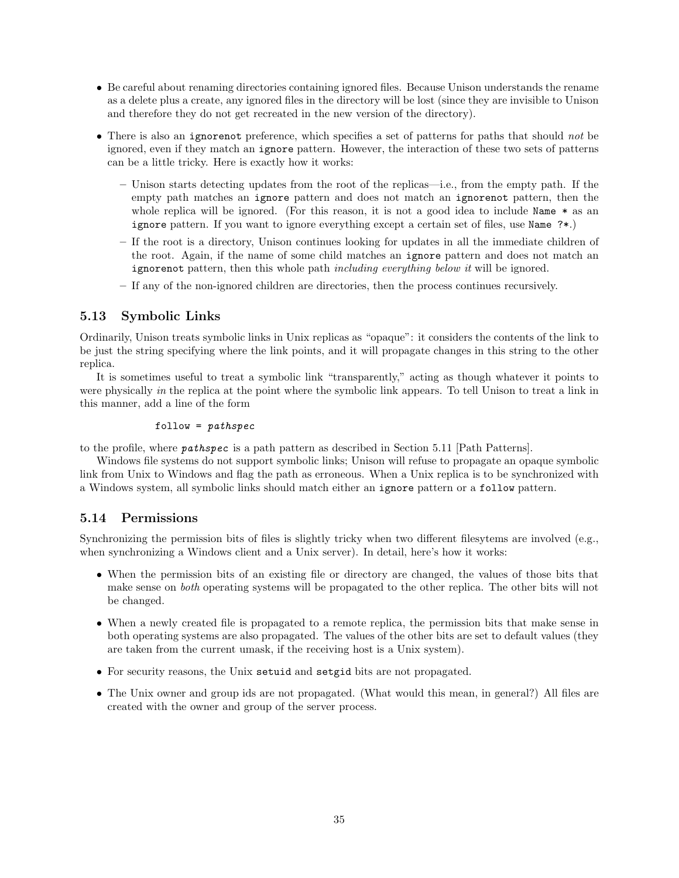- Be careful about renaming directories containing ignored files. Because Unison understands the rename as a delete plus a create, any ignored files in the directory will be lost (since they are invisible to Unison and therefore they do not get recreated in the new version of the directory).

- There is also an `ignorenot` preference, which specifies a set of patterns for paths that should *not* be ignored, even if they match an `ignore` pattern. However, the interaction of these two sets of patterns can be a little tricky. Here is exactly how it works:

  - Unison starts detecting updates from the root of the replicas—i.e., from the empty path. If the empty path matches an `ignore` pattern and does not match an `ignorenot` pattern, then the whole replica will be ignored. (For this reason, it is not a good idea to include `Name *` as an `ignore` pattern. If you want to ignore everything except a certain set of files, use `Name ?*`.)
  - If the root is a directory, Unison continues looking for updates in all the immediate children of the root. Again, if the name of some child matches an `ignore` pattern and does not match an `ignorenot` pattern, then this whole path *including everything below it* will be ignored.
  - If any of the non-ignored children are directories, then the process continues recursively.

## 5.13 Symbolic Links

Ordinarily, Unison treats symbolic links in Unix replicas as "opaque": it considers the contents of the link to be just the string specifying where the link points, and it will propagate changes in this string to the other replica.

It is sometimes useful to treat a symbolic link "transparently," acting as though whatever it points to were physically *in* the replica at the point where the symbolic link appears. To tell Unison to treat a link in this manner, add a line of the form

```
follow = pathspec
```

to the profile, where ***pathspec*** is a path pattern as described in Section 5.11 [Path Patterns].

Windows file systems do not support symbolic links; Unison will refuse to propagate an opaque symbolic link from Unix to Windows and flag the path as erroneous. When a Unix replica is to be synchronized with a Windows system, all symbolic links should match either an `ignore` pattern or a `follow` pattern.

## 5.14 Permissions

Synchronizing the permission bits of files is slightly tricky when two different filesytems are involved (e.g., when synchronizing a Windows client and a Unix server). In detail, here's how it works:

- When the permission bits of an existing file or directory are changed, the values of those bits that make sense on *both* operating systems will be propagated to the other replica. The other bits will not be changed.

- When a newly created file is propagated to a remote replica, the permission bits that make sense in both operating systems are also propagated. The values of the other bits are set to default values (they are taken from the current umask, if the receiving host is a Unix system).

- For security reasons, the Unix `setuid` and `setgid` bits are not propagated.

- The Unix owner and group ids are not propagated. (What would this mean, in general?) All files are created with the owner and group of the server process.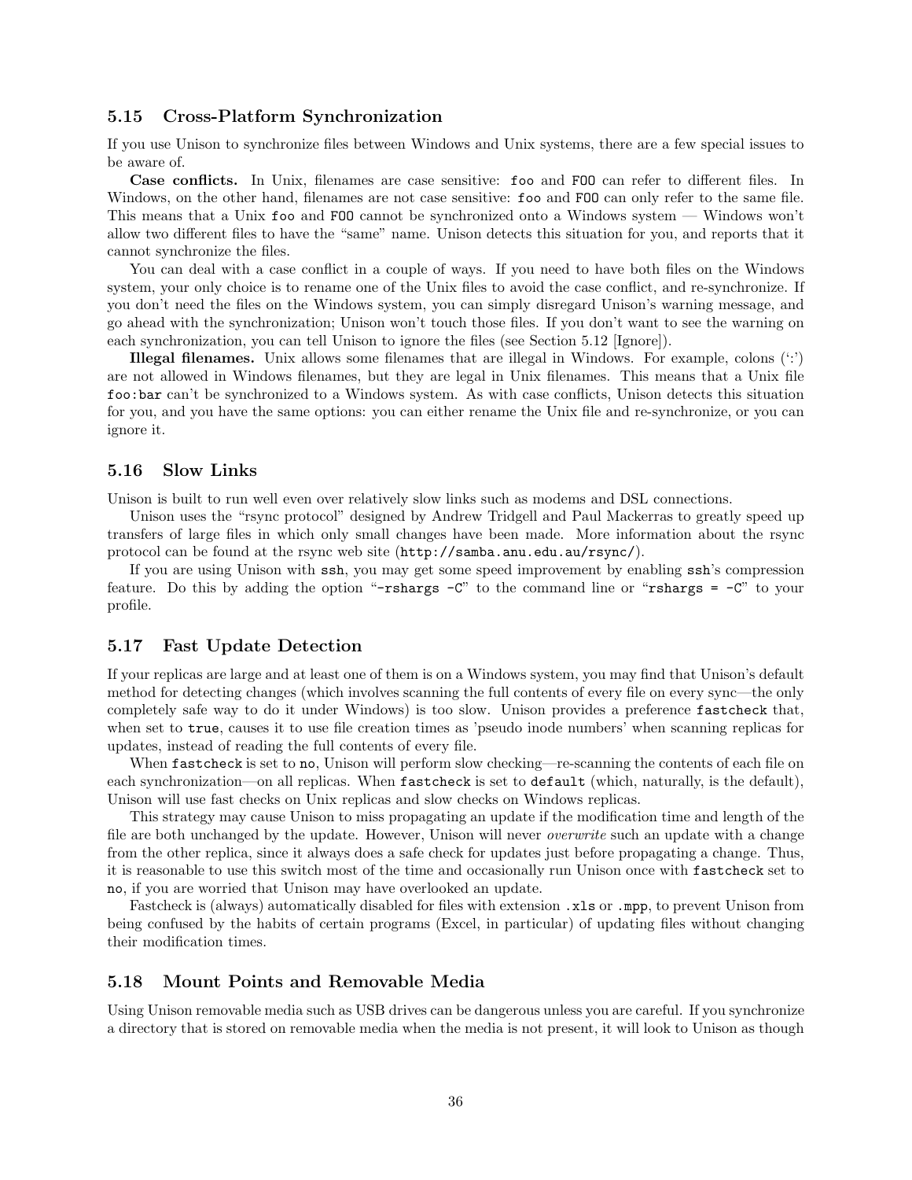## 5.15 Cross-Platform Synchronization

If you use Unison to synchronize files between Windows and Unix systems, there are a few special issues to be aware of.

**Case conflicts.** In Unix, filenames are case sensitive: `foo` and `FOO` can refer to different files. In Windows, on the other hand, filenames are not case sensitive: `foo` and `FOO` can only refer to the same file. This means that a Unix `foo` and `FOO` cannot be synchronized onto a Windows system — Windows won't allow two different files to have the "same" name. Unison detects this situation for you, and reports that it cannot synchronize the files.

You can deal with a case conflict in a couple of ways. If you need to have both files on the Windows system, your only choice is to rename one of the Unix files to avoid the case conflict, and re-synchronize. If you don't need the files on the Windows system, you can simply disregard Unison's warning message, and go ahead with the synchronization; Unison won't touch those files. If you don't want to see the warning on each synchronization, you can tell Unison to ignore the files (see Section 5.12 [Ignore]).

**Illegal filenames.** Unix allows some filenames that are illegal in Windows. For example, colons (':') are not allowed in Windows filenames, but they are legal in Unix filenames. This means that a Unix file `foo:bar` can't be synchronized to a Windows system. As with case conflicts, Unison detects this situation for you, and you have the same options: you can either rename the Unix file and re-synchronize, or you can ignore it.

## 5.16 Slow Links

Unison is built to run well even over relatively slow links such as modems and DSL connections.

Unison uses the "rsync protocol" designed by Andrew Tridgell and Paul Mackerras to greatly speed up transfers of large files in which only small changes have been made. More information about the rsync protocol can be found at the rsync web site (`http://samba.anu.edu.au/rsync/`).

If you are using Unison with `ssh`, you may get some speed improvement by enabling `ssh`'s compression feature. Do this by adding the option "`-rshargs -C`" to the command line or "`rshargs = -C`" to your profile.

## 5.17 Fast Update Detection

If your replicas are large and at least one of them is on a Windows system, you may find that Unison's default method for detecting changes (which involves scanning the full contents of every file on every sync—the only completely safe way to do it under Windows) is too slow. Unison provides a preference `fastcheck` that, when set to `true`, causes it to use file creation times as 'pseudo inode numbers' when scanning replicas for updates, instead of reading the full contents of every file.

When `fastcheck` is set to `no`, Unison will perform slow checking—re-scanning the contents of each file on each synchronization—on all replicas. When `fastcheck` is set to `default` (which, naturally, is the default), Unison will use fast checks on Unix replicas and slow checks on Windows replicas.

This strategy may cause Unison to miss propagating an update if the modification time and length of the file are both unchanged by the update. However, Unison will never *overwrite* such an update with a change from the other replica, since it always does a safe check for updates just before propagating a change. Thus, it is reasonable to use this switch most of the time and occasionally run Unison once with `fastcheck` set to `no`, if you are worried that Unison may have overlooked an update.

Fastcheck is (always) automatically disabled for files with extension `.xls` or `.mpp`, to prevent Unison from being confused by the habits of certain programs (Excel, in particular) of updating files without changing their modification times.

## 5.18 Mount Points and Removable Media

Using Unison removable media such as USB drives can be dangerous unless you are careful. If you synchronize a directory that is stored on removable media when the media is not present, it will look to Unison as though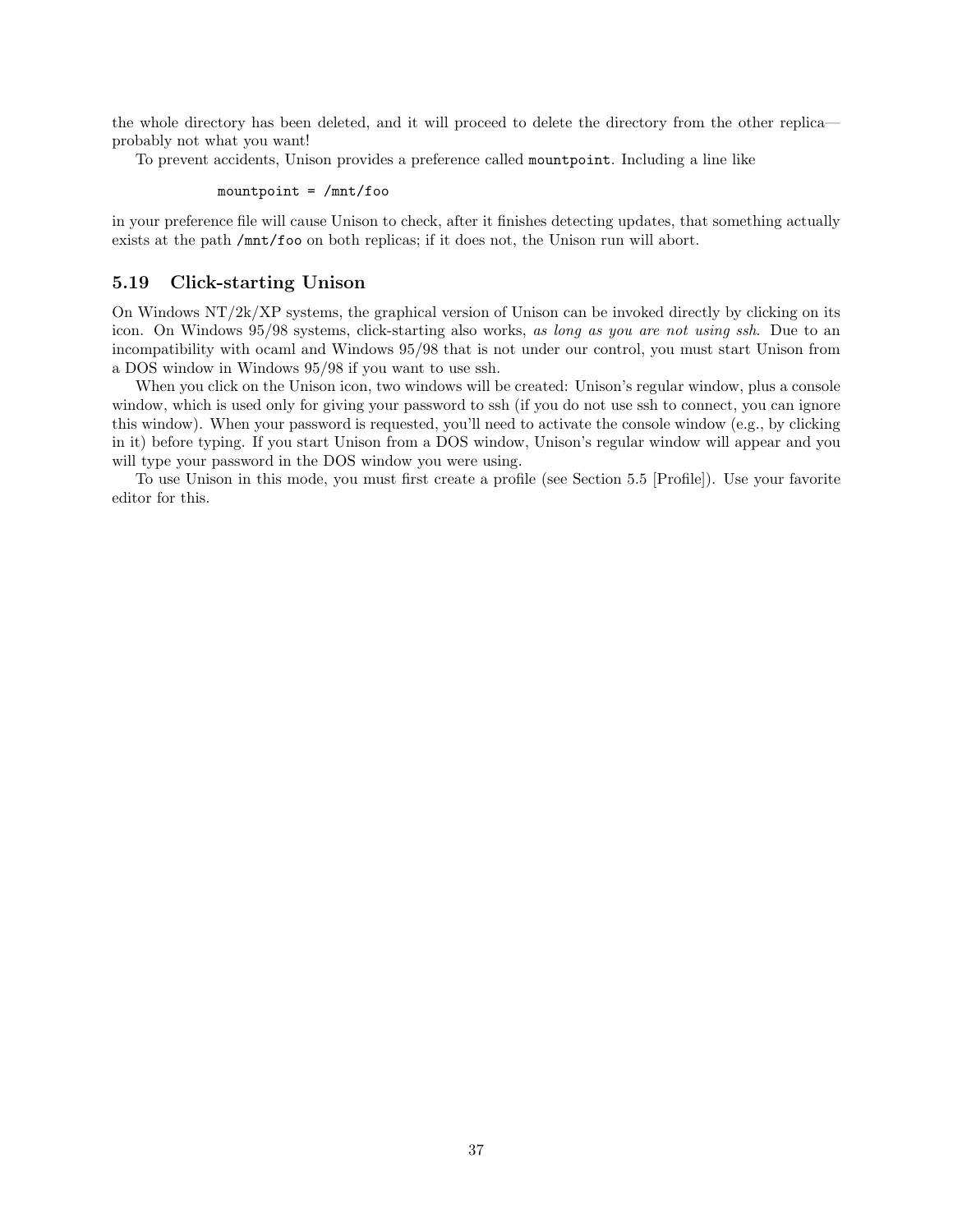the whole directory has been deleted, and it will proceed to delete the directory from the other replica—probably not what you want!

To prevent accidents, Unison provides a preference called `mountpoint`. Including a line like

```
mountpoint = /mnt/foo
```

in your preference file will cause Unison to check, after it finishes detecting updates, that something actually exists at the path `/mnt/foo` on both replicas; if it does not, the Unison run will abort.

### 5.19 Click-starting Unison

On Windows NT/2k/XP systems, the graphical version of Unison can be invoked directly by clicking on its icon. On Windows 95/98 systems, click-starting also works, *as long as you are not using ssh*. Due to an incompatibility with ocaml and Windows 95/98 that is not under our control, you must start Unison from a DOS window in Windows 95/98 if you want to use ssh.

When you click on the Unison icon, two windows will be created: Unison's regular window, plus a console window, which is used only for giving your password to ssh (if you do not use ssh to connect, you can ignore this window). When your password is requested, you'll need to activate the console window (e.g., by clicking in it) before typing. If you start Unison from a DOS window, Unison's regular window will appear and you will type your password in the DOS window you were using.

To use Unison in this mode, you must first create a profile (see Section 5.5 [Profile]). Use your favorite editor for this.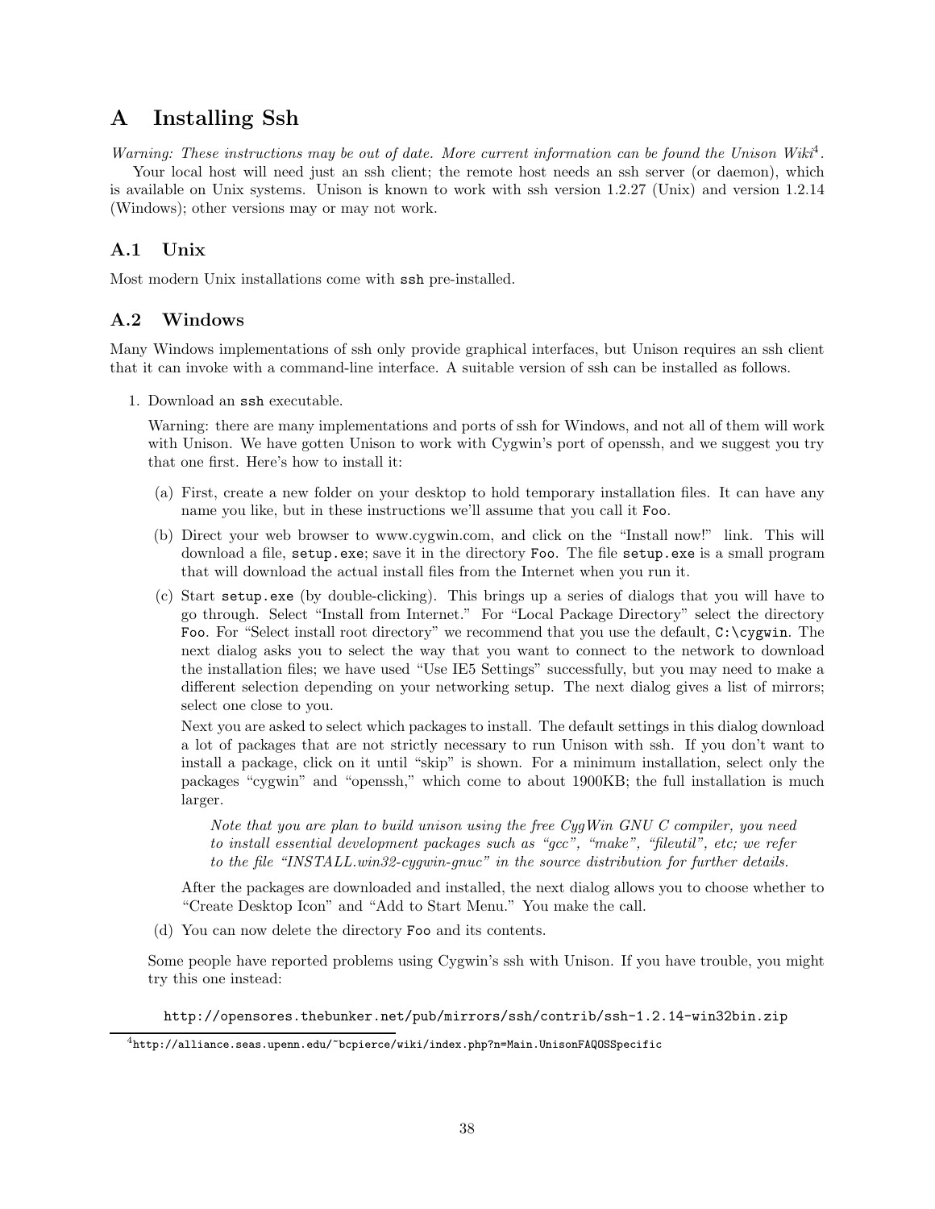# A Installing Ssh

*Warning: These instructions may be out of date. More current information can be found the Unison Wiki*[4].

Your local host will need just an ssh client; the remote host needs an ssh server (or daemon), which is available on Unix systems. Unison is known to work with ssh version 1.2.27 (Unix) and version 1.2.14 (Windows); other versions may or may not work.

## A.1 Unix

Most modern Unix installations come with `ssh` pre-installed.

## A.2 Windows

Many Windows implementations of ssh only provide graphical interfaces, but Unison requires an ssh client that it can invoke with a command-line interface. A suitable version of ssh can be installed as follows.

1. Download an `ssh` executable.

   Warning: there are many implementations and ports of ssh for Windows, and not all of them will work with Unison. We have gotten Unison to work with Cygwin's port of openssh, and we suggest you try that one first. Here's how to install it:

   (a) First, create a new folder on your desktop to hold temporary installation files. It can have any name you like, but in these instructions we'll assume that you call it `Foo`.

   (b) Direct your web browser to www.cygwin.com, and click on the "Install now!" link. This will download a file, `setup.exe`; save it in the directory `Foo`. The file `setup.exe` is a small program that will download the actual install files from the Internet when you run it.

   (c) Start `setup.exe` (by double-clicking). This brings up a series of dialogs that you will have to go through. Select "Install from Internet." For "Local Package Directory" select the directory `Foo`. For "Select install root directory" we recommend that you use the default, `C:\cygwin`. The next dialog asks you to select the way that you want to connect to the network to download the installation files; we have used "Use IE5 Settings" successfully, but you may need to make a different selection depending on your networking setup. The next dialog gives a list of mirrors; select one close to you.

   Next you are asked to select which packages to install. The default settings in this dialog download a lot of packages that are not strictly necessary to run Unison with ssh. If you don't want to install a package, click on it until "skip" is shown. For a minimum installation, select only the packages "cygwin" and "openssh," which come to about 1900KB; the full installation is much larger.

   > *Note that you are plan to build unison using the free CygWin GNU C compiler, you need to install essential development packages such as "gcc", "make", "fileutil", etc; we refer to the file "INSTALL.win32-cygwin-gnuc" in the source distribution for further details.*

   After the packages are downloaded and installed, the next dialog allows you to choose whether to "Create Desktop Icon" and "Add to Start Menu." You make the call.

   (d) You can now delete the directory `Foo` and its contents.

   Some people have reported problems using Cygwin's ssh with Unison. If you have trouble, you might try this one instead:

   `http://opensores.thebunker.net/pub/mirrors/ssh/contrib/ssh-1.2.14-win32bin.zip`

---

[4] `http://alliance.seas.upenn.edu/~bcpierce/wiki/index.php?n=Main.UnisonFAQOSSpecific`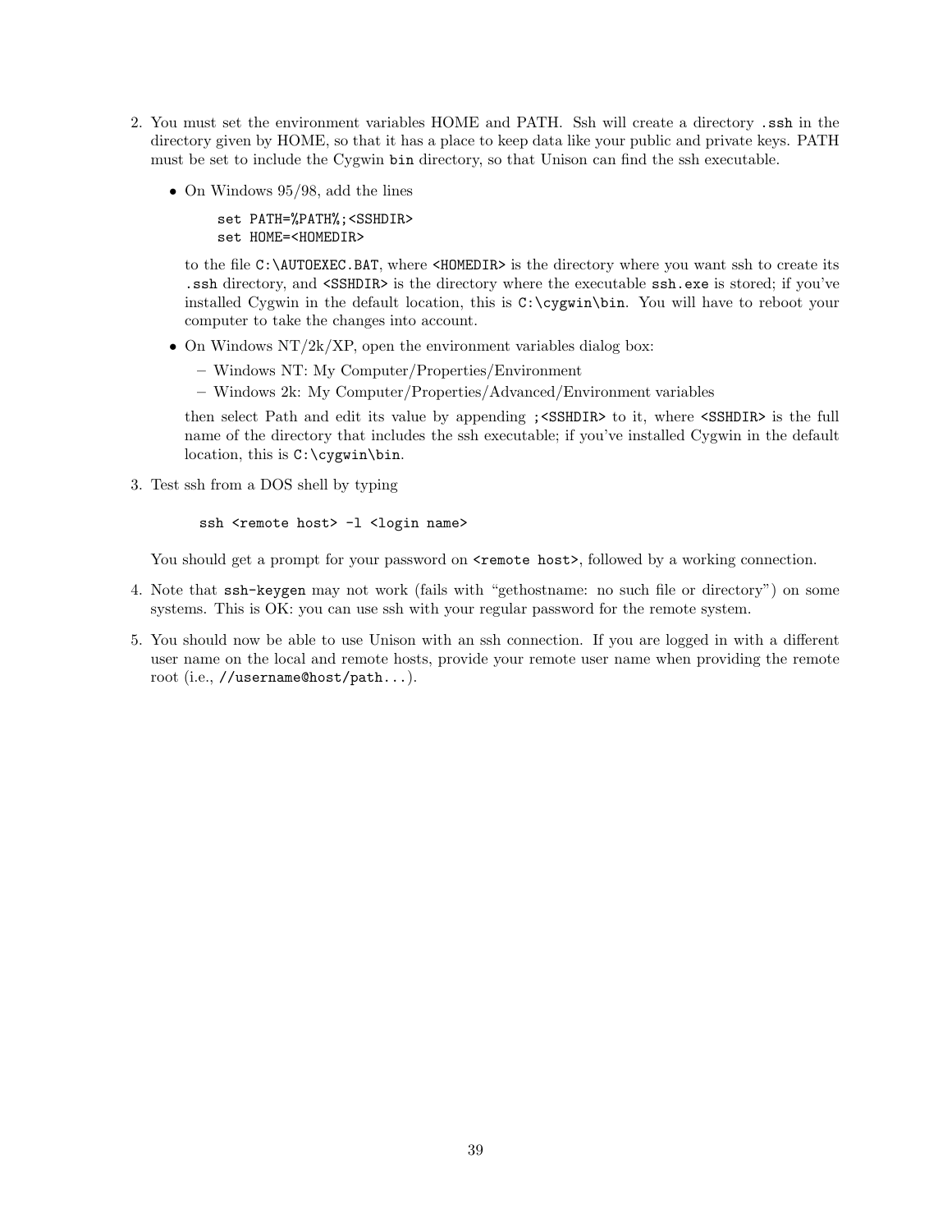2. You must set the environment variables HOME and PATH. Ssh will create a directory `.ssh` in the directory given by HOME, so that it has a place to keep data like your public and private keys. PATH must be set to include the Cygwin `bin` directory, so that Unison can find the ssh executable.

   - On Windows 95/98, add the lines

     ```
     set PATH=%PATH%;<SSHDIR>
     set HOME=<HOMEDIR>
     ```

     to the file `C:\AUTOEXEC.BAT`, where `<HOMEDIR>` is the directory where you want ssh to create its `.ssh` directory, and `<SSHDIR>` is the directory where the executable `ssh.exe` is stored; if you've installed Cygwin in the default location, this is `C:\cygwin\bin`. You will have to reboot your computer to take the changes into account.

   - On Windows NT/2k/XP, open the environment variables dialog box:
     - Windows NT: My Computer/Properties/Environment
     - Windows 2k: My Computer/Properties/Advanced/Environment variables

     then select Path and edit its value by appending `;<SSHDIR>` to it, where `<SSHDIR>` is the full name of the directory that includes the ssh executable; if you've installed Cygwin in the default location, this is `C:\cygwin\bin`.

3. Test ssh from a DOS shell by typing

   ```
   ssh <remote host> -l <login name>
   ```

   You should get a prompt for your password on `<remote host>`, followed by a working connection.

4. Note that `ssh-keygen` may not work (fails with "gethostname: no such file or directory") on some systems. This is OK: you can use ssh with your regular password for the remote system.

5. You should now be able to use Unison with an ssh connection. If you are logged in with a different user name on the local and remote hosts, provide your remote user name when providing the remote root (i.e., `//username@host/path...`).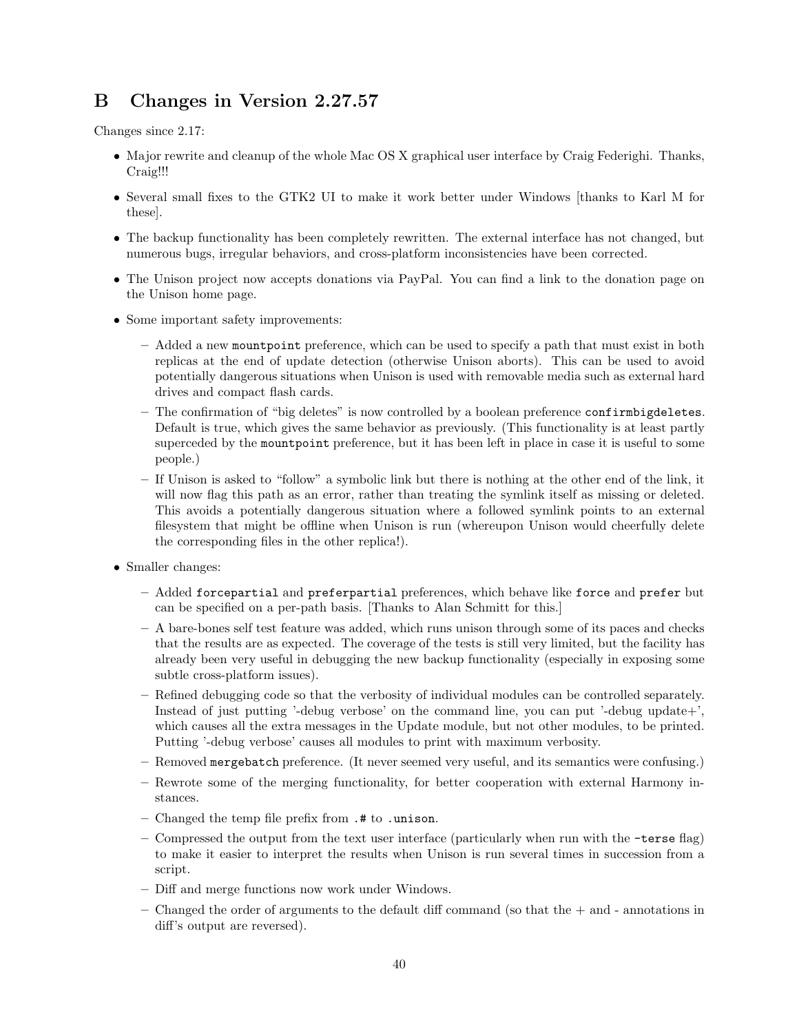## B Changes in Version 2.27.57

Changes since 2.17:

- Major rewrite and cleanup of the whole Mac OS X graphical user interface by Craig Federighi. Thanks, Craig!!!
- Several small fixes to the GTK2 UI to make it work better under Windows [thanks to Karl M for these].
- The backup functionality has been completely rewritten. The external interface has not changed, but numerous bugs, irregular behaviors, and cross-platform inconsistencies have been corrected.
- The Unison project now accepts donations via PayPal. You can find a link to the donation page on the Unison home page.
- Some important safety improvements:
  - Added a new `mountpoint` preference, which can be used to specify a path that must exist in both replicas at the end of update detection (otherwise Unison aborts). This can be used to avoid potentially dangerous situations when Unison is used with removable media such as external hard drives and compact flash cards.
  - The confirmation of "big deletes" is now controlled by a boolean preference `confirmbigdeletes`. Default is true, which gives the same behavior as previously. (This functionality is at least partly superceded by the `mountpoint` preference, but it has been left in place in case it is useful to some people.)
  - If Unison is asked to "follow" a symbolic link but there is nothing at the other end of the link, it will now flag this path as an error, rather than treating the symlink itself as missing or deleted. This avoids a potentially dangerous situation where a followed symlink points to an external filesystem that might be offline when Unison is run (whereupon Unison would cheerfully delete the corresponding files in the other replica!).
- Smaller changes:
  - Added `forcepartial` and `preferpartial` preferences, which behave like `force` and `prefer` but can be specified on a per-path basis. [Thanks to Alan Schmitt for this.]
  - A bare-bones self test feature was added, which runs unison through some of its paces and checks that the results are as expected. The coverage of the tests is still very limited, but the facility has already been very useful in debugging the new backup functionality (especially in exposing some subtle cross-platform issues).
  - Refined debugging code so that the verbosity of individual modules can be controlled separately. Instead of just putting '-debug verbose' on the command line, you can put '-debug update+', which causes all the extra messages in the Update module, but not other modules, to be printed. Putting '-debug verbose' causes all modules to print with maximum verbosity.
  - Removed `mergebatch` preference. (It never seemed very useful, and its semantics were confusing.)
  - Rewrote some of the merging functionality, for better cooperation with external Harmony instances.
  - Changed the temp file prefix from `.#` to `.unison`.
  - Compressed the output from the text user interface (particularly when run with the `-terse` flag) to make it easier to interpret the results when Unison is run several times in succession from a script.
  - Diff and merge functions now work under Windows.
  - Changed the order of arguments to the default diff command (so that the + and - annotations in diff's output are reversed).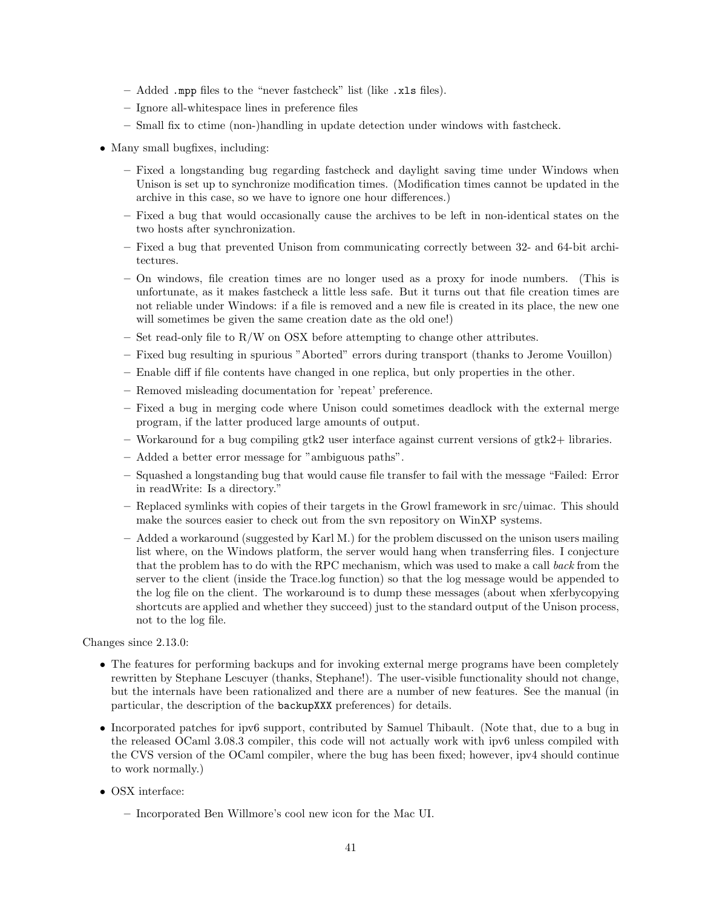- Added `.mpp` files to the "never fastcheck" list (like `.xls` files).
  - Ignore all-whitespace lines in preference files
  - Small fix to ctime (non-)handling in update detection under windows with fastcheck.

- Many small bugfixes, including:
  - Fixed a longstanding bug regarding fastcheck and daylight saving time under Windows when Unison is set up to synchronize modification times. (Modification times cannot be updated in the archive in this case, so we have to ignore one hour differences.)
  - Fixed a bug that would occasionally cause the archives to be left in non-identical states on the two hosts after synchronization.
  - Fixed a bug that prevented Unison from communicating correctly between 32- and 64-bit architectures.
  - On windows, file creation times are no longer used as a proxy for inode numbers. (This is unfortunate, as it makes fastcheck a little less safe. But it turns out that file creation times are not reliable under Windows: if a file is removed and a new file is created in its place, the new one will sometimes be given the same creation date as the old one!)
  - Set read-only file to R/W on OSX before attempting to change other attributes.
  - Fixed bug resulting in spurious "Aborted" errors during transport (thanks to Jerome Vouillon)
  - Enable diff if file contents have changed in one replica, but only properties in the other.
  - Removed misleading documentation for 'repeat' preference.
  - Fixed a bug in merging code where Unison could sometimes deadlock with the external merge program, if the latter produced large amounts of output.
  - Workaround for a bug compiling gtk2 user interface against current versions of gtk2+ libraries.
  - Added a better error message for "ambiguous paths".
  - Squashed a longstanding bug that would cause file transfer to fail with the message "Failed: Error in readWrite: Is a directory."
  - Replaced symlinks with copies of their targets in the Growl framework in src/uimac. This should make the sources easier to check out from the svn repository on WinXP systems.
  - Added a workaround (suggested by Karl M.) for the problem discussed on the unison users mailing list where, on the Windows platform, the server would hang when transferring files. I conjecture that the problem has to do with the RPC mechanism, which was used to make a call *back* from the server to the client (inside the Trace.log function) so that the log message would be appended to the log file on the client. The workaround is to dump these messages (about when xferbycopying shortcuts are applied and whether they succeed) just to the standard output of the Unison process, not to the log file.

Changes since 2.13.0:

- The features for performing backups and for invoking external merge programs have been completely rewritten by Stephane Lescuyer (thanks, Stephane!). The user-visible functionality should not change, but the internals have been rationalized and there are a number of new features. See the manual (in particular, the description of the `backupXXX` preferences) for details.
- Incorporated patches for ipv6 support, contributed by Samuel Thibault. (Note that, due to a bug in the released OCaml 3.08.3 compiler, this code will not actually work with ipv6 unless compiled with the CVS version of the OCaml compiler, where the bug has been fixed; however, ipv4 should continue to work normally.)
- OSX interface:
  - Incorporated Ben Willmore's cool new icon for the Mac UI.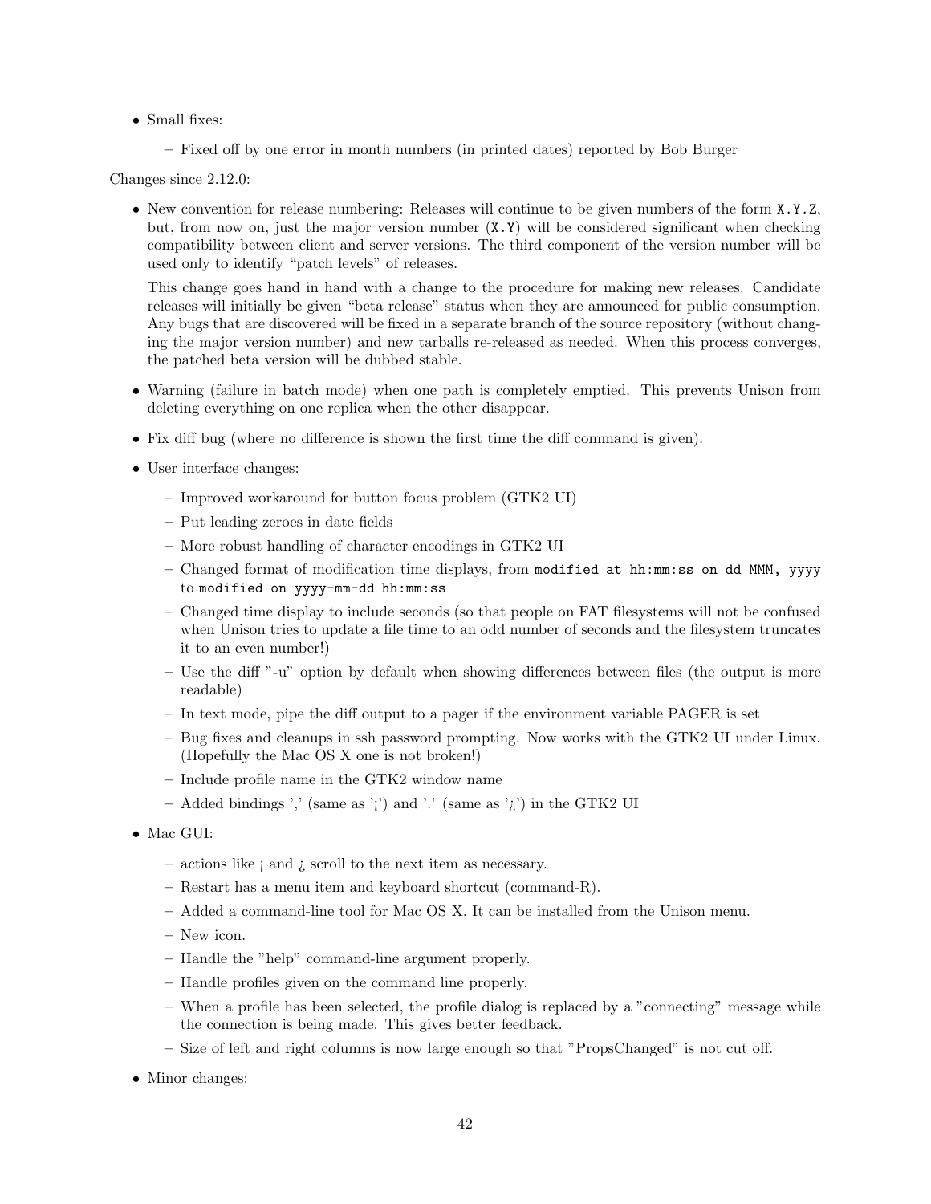- Small fixes:
  - Fixed off by one error in month numbers (in printed dates) reported by Bob Burger

Changes since 2.12.0:

- New convention for release numbering: Releases will continue to be given numbers of the form `X.Y.Z`, but, from now on, just the major version number (`X.Y`) will be considered significant when checking compatibility between client and server versions. The third component of the version number will be used only to identify "patch levels" of releases.

  This change goes hand in hand with a change to the procedure for making new releases. Candidate releases will initially be given "beta release" status when they are announced for public consumption. Any bugs that are discovered will be fixed in a separate branch of the source repository (without changing the major version number) and new tarballs re-released as needed. When this process converges, the patched beta version will be dubbed stable.

- Warning (failure in batch mode) when one path is completely emptied. This prevents Unison from deleting everything on one replica when the other disappear.
- Fix diff bug (where no difference is shown the first time the diff command is given).
- User interface changes:
  - Improved workaround for button focus problem (GTK2 UI)
  - Put leading zeroes in date fields
  - More robust handling of character encodings in GTK2 UI
  - Changed format of modification time displays, from `modified at hh:mm:ss on dd MMM, yyyy` to `modified on yyyy-mm-dd hh:mm:ss`
  - Changed time display to include seconds (so that people on FAT filesystems will not be confused when Unison tries to update a file time to an odd number of seconds and the filesystem truncates it to an even number!)
  - Use the diff "-u" option by default when showing differences between files (the output is more readable)
  - In text mode, pipe the diff output to a pager if the environment variable PAGER is set
  - Bug fixes and cleanups in ssh password prompting. Now works with the GTK2 UI under Linux. (Hopefully the Mac OS X one is not broken!)
  - Include profile name in the GTK2 window name
  - Added bindings ',' (same as '<') and '.' (same as '>') in the GTK2 UI
- Mac GUI:
  - actions like < and > scroll to the next item as necessary.
  - Restart has a menu item and keyboard shortcut (command-R).
  - Added a command-line tool for Mac OS X. It can be installed from the Unison menu.
  - New icon.
  - Handle the "help" command-line argument properly.
  - Handle profiles given on the command line properly.
  - When a profile has been selected, the profile dialog is replaced by a "connecting" message while the connection is being made. This gives better feedback.
  - Size of left and right columns is now large enough so that "PropsChanged" is not cut off.
- Minor changes: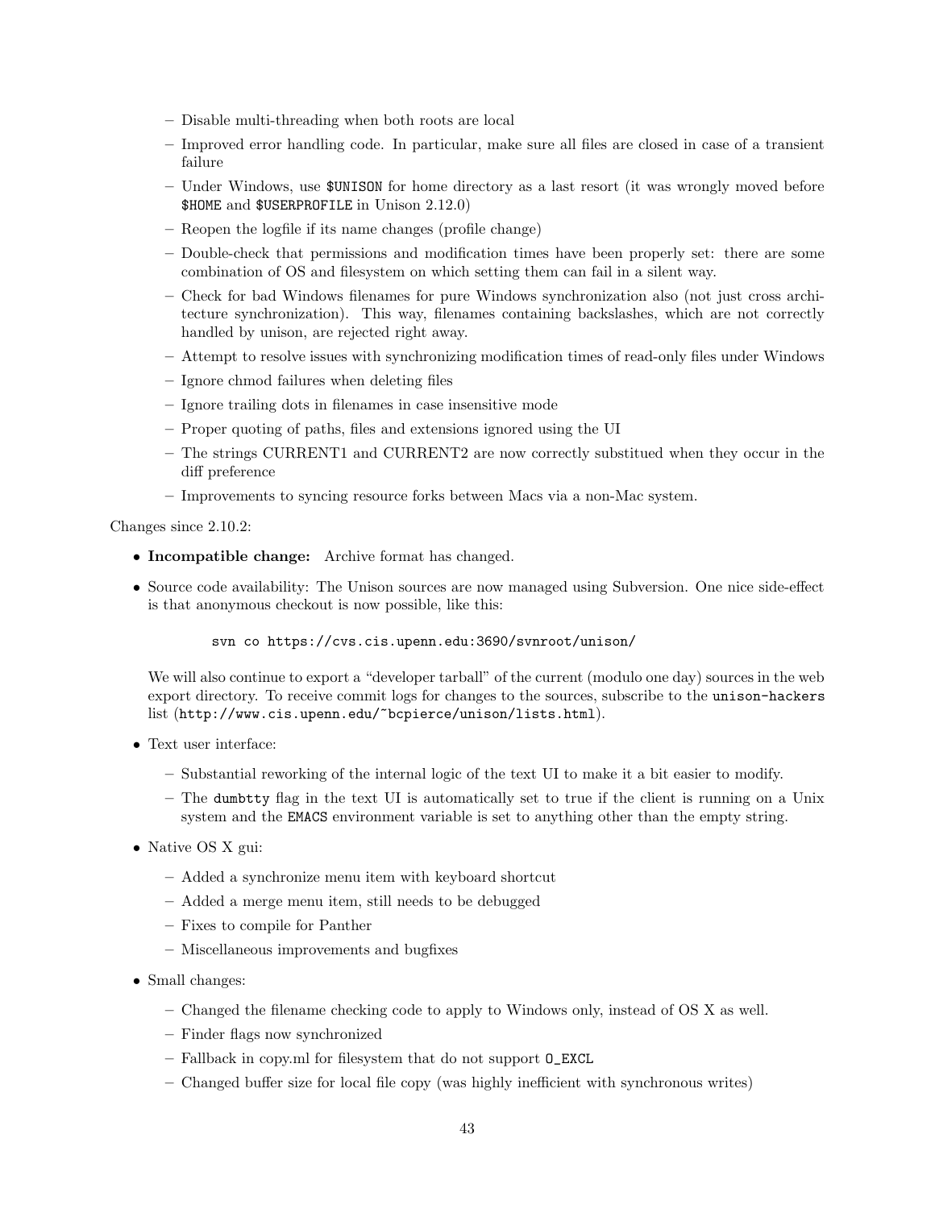- Disable multi-threading when both roots are local
  - Improved error handling code. In particular, make sure all files are closed in case of a transient failure
  - Under Windows, use `$UNISON` for home directory as a last resort (it was wrongly moved before `$HOME` and `$USERPROFILE` in Unison 2.12.0)
  - Reopen the logfile if its name changes (profile change)
  - Double-check that permissions and modification times have been properly set: there are some combination of OS and filesystem on which setting them can fail in a silent way.
  - Check for bad Windows filenames for pure Windows synchronization also (not just cross architecture synchronization). This way, filenames containing backslashes, which are not correctly handled by unison, are rejected right away.
  - Attempt to resolve issues with synchronizing modification times of read-only files under Windows
  - Ignore chmod failures when deleting files
  - Ignore trailing dots in filenames in case insensitive mode
  - Proper quoting of paths, files and extensions ignored using the UI
  - The strings CURRENT1 and CURRENT2 are now correctly substitued when they occur in the diff preference
  - Improvements to syncing resource forks between Macs via a non-Mac system.

Changes since 2.10.2:

- **Incompatible change:** Archive format has changed.
- Source code availability: The Unison sources are now managed using Subversion. One nice side-effect is that anonymous checkout is now possible, like this:

  ```
  svn co https://cvs.cis.upenn.edu:3690/svnroot/unison/
  ```

  We will also continue to export a "developer tarball" of the current (modulo one day) sources in the web export directory. To receive commit logs for changes to the sources, subscribe to the `unison-hackers` list (`http://www.cis.upenn.edu/~bcpierce/unison/lists.html`).
- Text user interface:
  - Substantial reworking of the internal logic of the text UI to make it a bit easier to modify.
  - The `dumbtty` flag in the text UI is automatically set to true if the client is running on a Unix system and the `EMACS` environment variable is set to anything other than the empty string.
- Native OS X gui:
  - Added a synchronize menu item with keyboard shortcut
  - Added a merge menu item, still needs to be debugged
  - Fixes to compile for Panther
  - Miscellaneous improvements and bugfixes
- Small changes:
  - Changed the filename checking code to apply to Windows only, instead of OS X as well.
  - Finder flags now synchronized
  - Fallback in copy.ml for filesystem that do not support `O_EXCL`
  - Changed buffer size for local file copy (was highly inefficient with synchronous writes)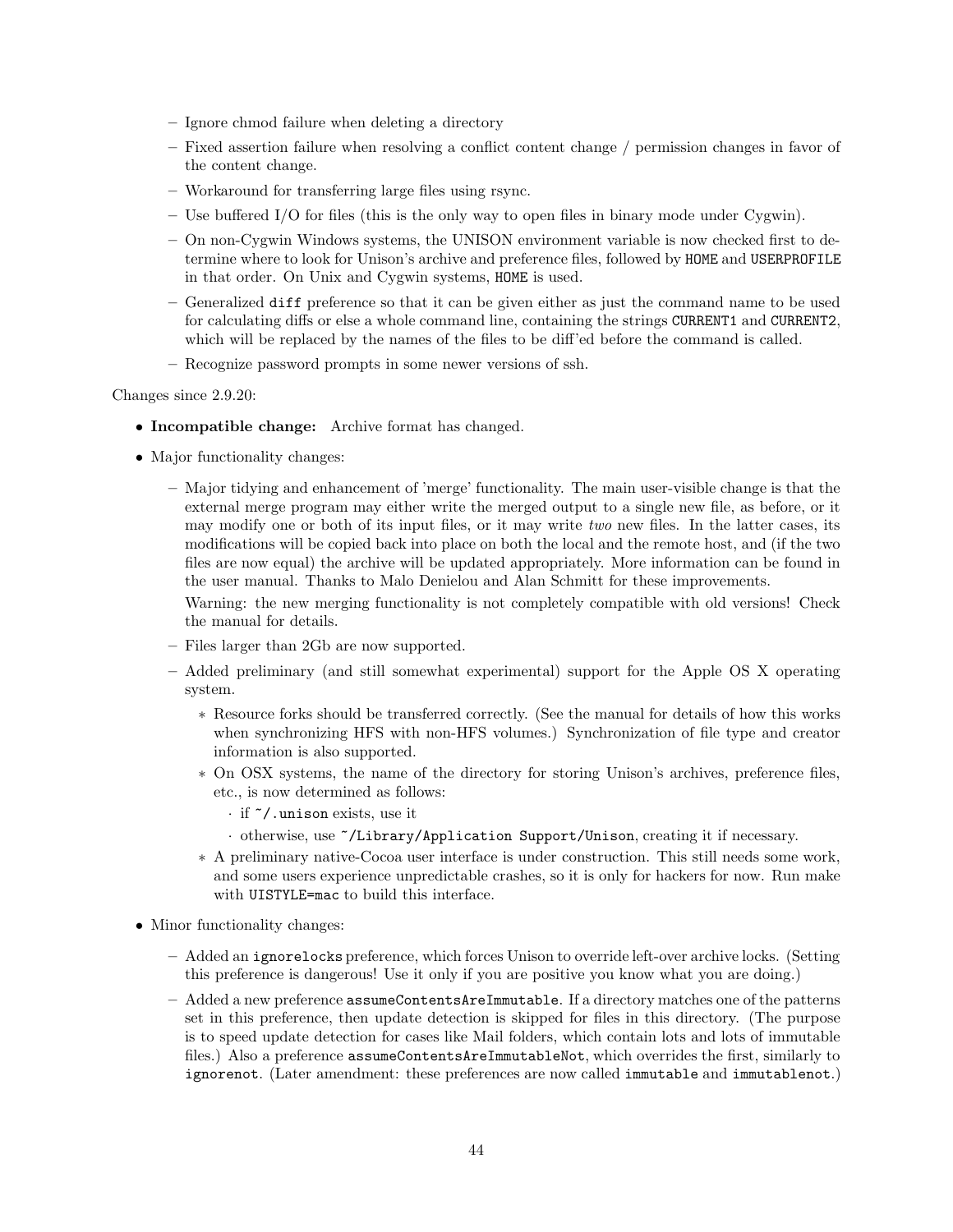- Ignore chmod failure when deleting a directory
  - Fixed assertion failure when resolving a conflict content change / permission changes in favor of the content change.
  - Workaround for transferring large files using rsync.
  - Use buffered I/O for files (this is the only way to open files in binary mode under Cygwin).
  - On non-Cygwin Windows systems, the UNISON environment variable is now checked first to determine where to look for Unison's archive and preference files, followed by `HOME` and `USERPROFILE` in that order. On Unix and Cygwin systems, `HOME` is used.
  - Generalized `diff` preference so that it can be given either as just the command name to be used for calculating diffs or else a whole command line, containing the strings `CURRENT1` and `CURRENT2`, which will be replaced by the names of the files to be diff'ed before the command is called.
  - Recognize password prompts in some newer versions of ssh.

Changes since 2.9.20:

- **Incompatible change:** Archive format has changed.
- Major functionality changes:
  - Major tidying and enhancement of 'merge' functionality. The main user-visible change is that the external merge program may either write the merged output to a single new file, as before, or it may modify one or both of its input files, or it may write *two* new files. In the latter cases, its modifications will be copied back into place on both the local and the remote host, and (if the two files are now equal) the archive will be updated appropriately. More information can be found in the user manual. Thanks to Malo Denielou and Alan Schmitt for these improvements.

    Warning: the new merging functionality is not completely compatible with old versions! Check the manual for details.
  - Files larger than 2Gb are now supported.
  - Added preliminary (and still somewhat experimental) support for the Apple OS X operating system.
    - Resource forks should be transferred correctly. (See the manual for details of how this works when synchronizing HFS with non-HFS volumes.) Synchronization of file type and creator information is also supported.
    - On OSX systems, the name of the directory for storing Unison's archives, preference files, etc., is now determined as follows:
      - if `~/.unison` exists, use it
      - otherwise, use `~/Library/Application Support/Unison`, creating it if necessary.
    - A preliminary native-Cocoa user interface is under construction. This still needs some work, and some users experience unpredictable crashes, so it is only for hackers for now. Run make with `UISTYLE=mac` to build this interface.
- Minor functionality changes:
  - Added an `ignorelocks` preference, which forces Unison to override left-over archive locks. (Setting this preference is dangerous! Use it only if you are positive you know what you are doing.)
  - Added a new preference `assumeContentsAreImmutable`. If a directory matches one of the patterns set in this preference, then update detection is skipped for files in this directory. (The purpose is to speed update detection for cases like Mail folders, which contain lots and lots of immutable files.) Also a preference `assumeContentsAreImmutableNot`, which overrides the first, similarly to `ignorenot`. (Later amendment: these preferences are now called `immutable` and `immutablenot`.)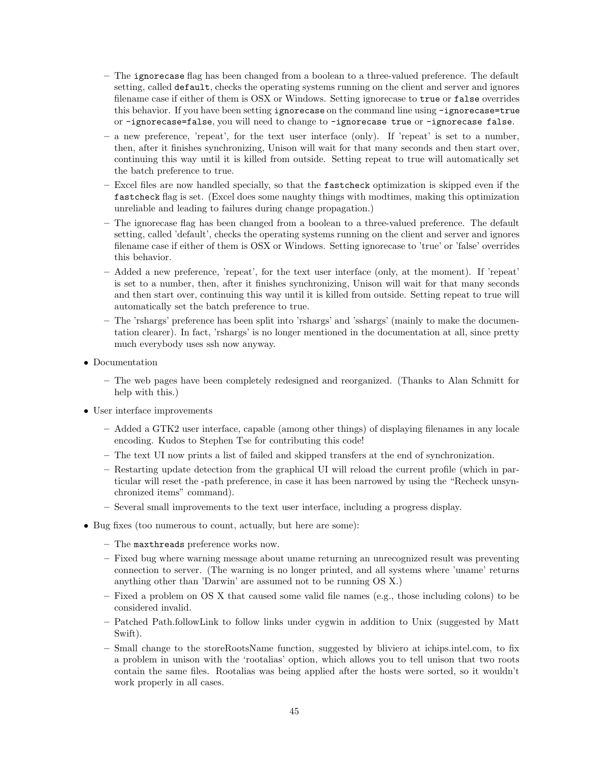- The `ignorecase` flag has been changed from a boolean to a three-valued preference. The default setting, called `default`, checks the operating systems running on the client and server and ignores filename case if either of them is OSX or Windows. Setting ignorecase to `true` or `false` overrides this behavior. If you have been setting `ignorecase` on the command line using `-ignorecase=true` or `-ignorecase=false`, you will need to change to `-ignorecase true` or `-ignorecase false`.
  - a new preference, 'repeat', for the text user interface (only). If 'repeat' is set to a number, then, after it finishes synchronizing, Unison will wait for that many seconds and then start over, continuing this way until it is killed from outside. Setting repeat to true will automatically set the batch preference to true.
  - Excel files are now handled specially, so that the `fastcheck` optimization is skipped even if the `fastcheck` flag is set. (Excel does some naughty things with modtimes, making this optimization unreliable and leading to failures during change propagation.)
  - The ignorecase flag has been changed from a boolean to a three-valued preference. The default setting, called 'default', checks the operating systems running on the client and server and ignores filename case if either of them is OSX or Windows. Setting ignorecase to 'true' or 'false' overrides this behavior.
  - Added a new preference, 'repeat', for the text user interface (only, at the moment). If 'repeat' is set to a number, then, after it finishes synchronizing, Unison will wait for that many seconds and then start over, continuing this way until it is killed from outside. Setting repeat to true will automatically set the batch preference to true.
  - The 'rshargs' preference has been split into 'rshargs' and 'sshargs' (mainly to make the documentation clearer). In fact, 'rshargs' is no longer mentioned in the documentation at all, since pretty much everybody uses ssh now anyway.
- Documentation
  - The web pages have been completely redesigned and reorganized. (Thanks to Alan Schmitt for help with this.)
- User interface improvements
  - Added a GTK2 user interface, capable (among other things) of displaying filenames in any locale encoding. Kudos to Stephen Tse for contributing this code!
  - The text UI now prints a list of failed and skipped transfers at the end of synchronization.
  - Restarting update detection from the graphical UI will reload the current profile (which in particular will reset the -path preference, in case it has been narrowed by using the "Recheck unsynchronized items" command).
  - Several small improvements to the text user interface, including a progress display.
- Bug fixes (too numerous to count, actually, but here are some):
  - The `maxthreads` preference works now.
  - Fixed bug where warning message about uname returning an unrecognized result was preventing connection to server. (The warning is no longer printed, and all systems where 'uname' returns anything other than 'Darwin' are assumed not to be running OS X.)
  - Fixed a problem on OS X that caused some valid file names (e.g., those including colons) to be considered invalid.
  - Patched Path.followLink to follow links under cygwin in addition to Unix (suggested by Matt Swift).
  - Small change to the storeRootsName function, suggested by bliviero at ichips.intel.com, to fix a problem in unison with the 'rootalias' option, which allows you to tell unison that two roots contain the same files. Rootalias was being applied after the hosts were sorted, so it wouldn't work properly in all cases.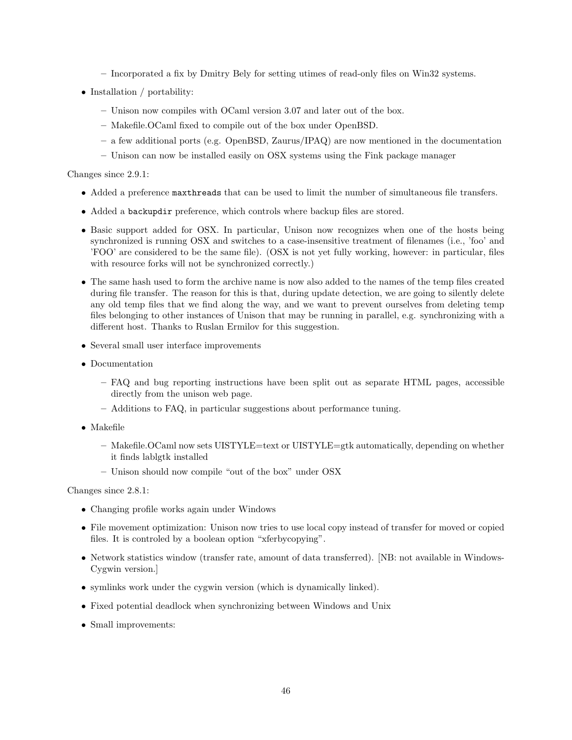- Incorporated a fix by Dmitry Bely for setting utimes of read-only files on Win32 systems.
- Installation / portability:
  - Unison now compiles with OCaml version 3.07 and later out of the box.
  - Makefile.OCaml fixed to compile out of the box under OpenBSD.
  - a few additional ports (e.g. OpenBSD, Zaurus/IPAQ) are now mentioned in the documentation
  - Unison can now be installed easily on OSX systems using the Fink package manager

Changes since 2.9.1:

- Added a preference `maxthreads` that can be used to limit the number of simultaneous file transfers.
- Added a `backupdir` preference, which controls where backup files are stored.
- Basic support added for OSX. In particular, Unison now recognizes when one of the hosts being synchronized is running OSX and switches to a case-insensitive treatment of filenames (i.e., 'foo' and 'FOO' are considered to be the same file). (OSX is not yet fully working, however: in particular, files with resource forks will not be synchronized correctly.)
- The same hash used to form the archive name is now also added to the names of the temp files created during file transfer. The reason for this is that, during update detection, we are going to silently delete any old temp files that we find along the way, and we want to prevent ourselves from deleting temp files belonging to other instances of Unison that may be running in parallel, e.g. synchronizing with a different host. Thanks to Ruslan Ermilov for this suggestion.
- Several small user interface improvements
- Documentation
  - FAQ and bug reporting instructions have been split out as separate HTML pages, accessible directly from the unison web page.
  - Additions to FAQ, in particular suggestions about performance tuning.
- Makefile
  - Makefile.OCaml now sets UISTYLE=text or UISTYLE=gtk automatically, depending on whether it finds lablgtk installed
  - Unison should now compile "out of the box" under OSX

Changes since 2.8.1:

- Changing profile works again under Windows
- File movement optimization: Unison now tries to use local copy instead of transfer for moved or copied files. It is controled by a boolean option "xferbycopying".
- Network statistics window (transfer rate, amount of data transferred). [NB: not available in Windows-Cygwin version.]
- symlinks work under the cygwin version (which is dynamically linked).
- Fixed potential deadlock when synchronizing between Windows and Unix
- Small improvements: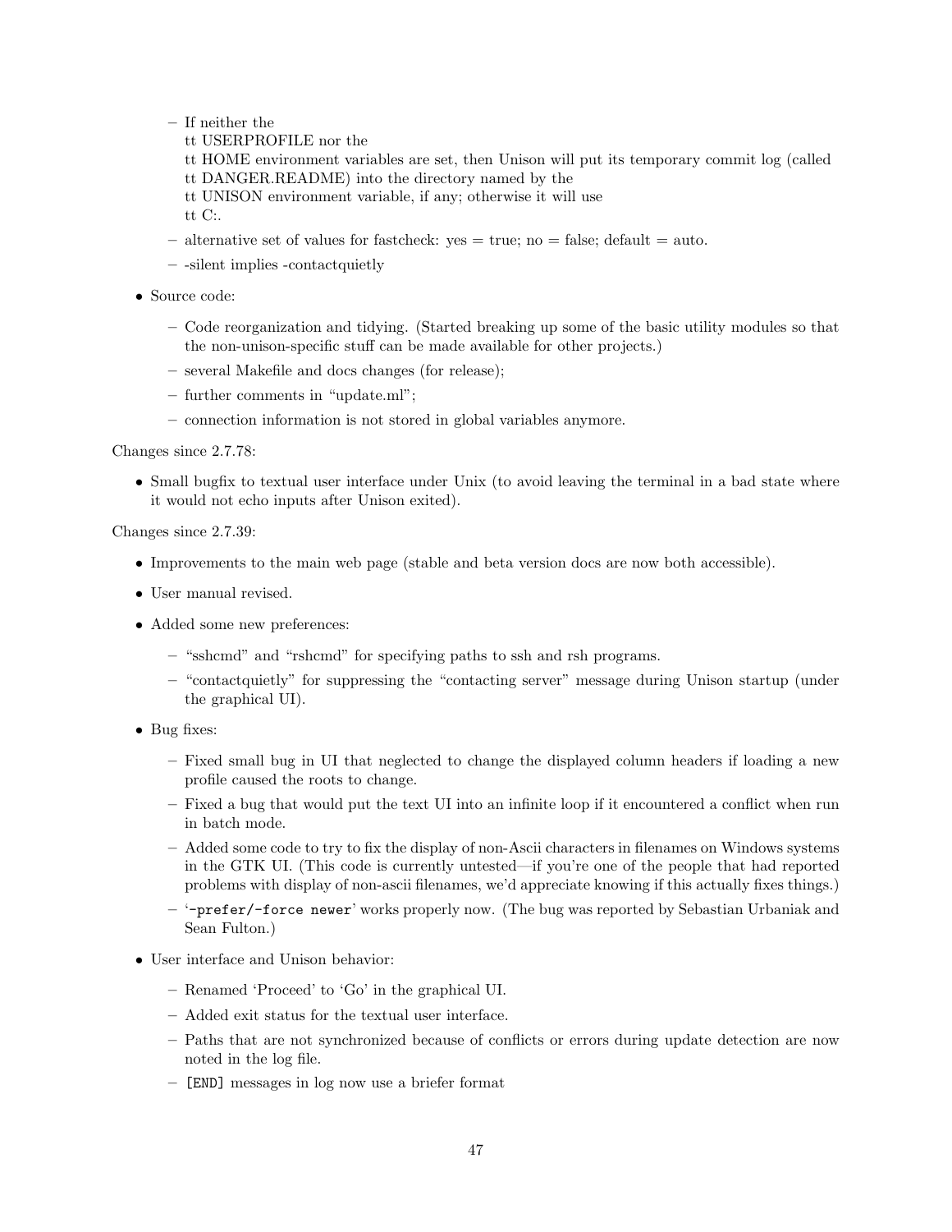- If neither the
    tt USERPROFILE nor the
    tt HOME environment variables are set, then Unison will put its temporary commit log (called
    tt DANGER.README) into the directory named by the
    tt UNISON environment variable, if any; otherwise it will use
    tt C:.
  - alternative set of values for fastcheck: yes = true; no = false; default = auto.
  - -silent implies -contactquietly

- Source code:
  - Code reorganization and tidying. (Started breaking up some of the basic utility modules so that the non-unison-specific stuff can be made available for other projects.)
  - several Makefile and docs changes (for release);
  - further comments in "update.ml";
  - connection information is not stored in global variables anymore.

Changes since 2.7.78:

- Small bugfix to textual user interface under Unix (to avoid leaving the terminal in a bad state where it would not echo inputs after Unison exited).

Changes since 2.7.39:

- Improvements to the main web page (stable and beta version docs are now both accessible).
- User manual revised.
- Added some new preferences:
  - "sshcmd" and "rshcmd" for specifying paths to ssh and rsh programs.
  - "contactquietly" for suppressing the "contacting server" message during Unison startup (under the graphical UI).
- Bug fixes:
  - Fixed small bug in UI that neglected to change the displayed column headers if loading a new profile caused the roots to change.
  - Fixed a bug that would put the text UI into an infinite loop if it encountered a conflict when run in batch mode.
  - Added some code to try to fix the display of non-Ascii characters in filenames on Windows systems in the GTK UI. (This code is currently untested—if you're one of the people that had reported problems with display of non-ascii filenames, we'd appreciate knowing if this actually fixes things.)
  - '`-prefer/-force newer`' works properly now. (The bug was reported by Sebastian Urbaniak and Sean Fulton.)
- User interface and Unison behavior:
  - Renamed 'Proceed' to 'Go' in the graphical UI.
  - Added exit status for the textual user interface.
  - Paths that are not synchronized because of conflicts or errors during update detection are now noted in the log file.
  - `[END]` messages in log now use a briefer format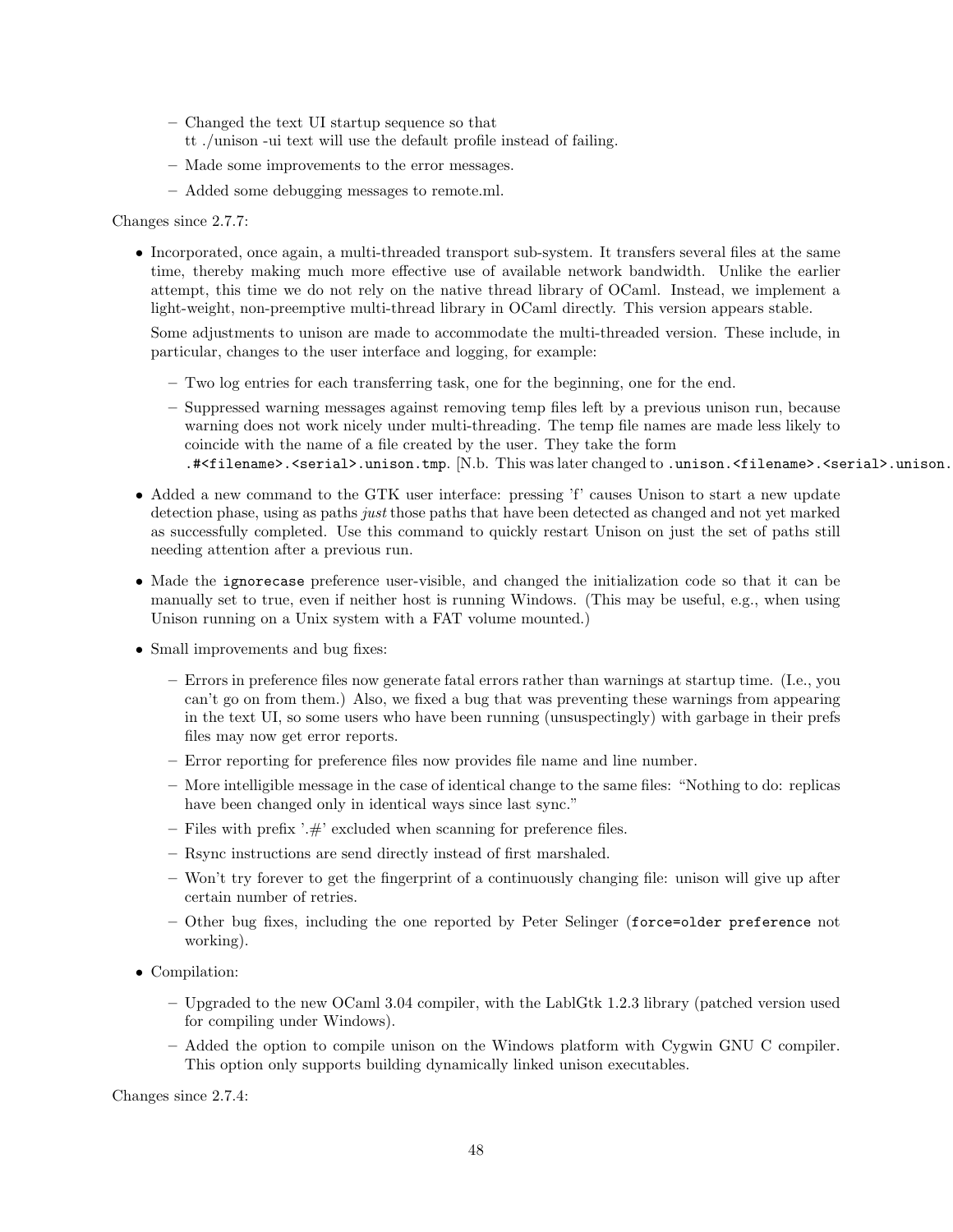- Changed the text UI startup sequence so that
    tt ./unison -ui text will use the default profile instead of failing.
  - Made some improvements to the error messages.
  - Added some debugging messages to remote.ml.

Changes since 2.7.7:

- Incorporated, once again, a multi-threaded transport sub-system. It transfers several files at the same time, thereby making much more effective use of available network bandwidth. Unlike the earlier attempt, this time we do not rely on the native thread library of OCaml. Instead, we implement a light-weight, non-preemptive multi-thread library in OCaml directly. This version appears stable.

  Some adjustments to unison are made to accommodate the multi-threaded version. These include, in particular, changes to the user interface and logging, for example:

  - Two log entries for each transferring task, one for the beginning, one for the end.
  - Suppressed warning messages against removing temp files left by a previous unison run, because warning does not work nicely under multi-threading. The temp file names are made less likely to coincide with the name of a file created by the user. They take the form `.#<filename>.<serial>.unison.tmp`. [N.b. This was later changed to `.unison.<filename>.<serial>.unison.`
- Added a new command to the GTK user interface: pressing 'f' causes Unison to start a new update detection phase, using as paths *just* those paths that have been detected as changed and not yet marked as successfully completed. Use this command to quickly restart Unison on just the set of paths still needing attention after a previous run.
- Made the `ignorecase` preference user-visible, and changed the initialization code so that it can be manually set to true, even if neither host is running Windows. (This may be useful, e.g., when using Unison running on a Unix system with a FAT volume mounted.)
- Small improvements and bug fixes:
  - Errors in preference files now generate fatal errors rather than warnings at startup time. (I.e., you can't go on from them.) Also, we fixed a bug that was preventing these warnings from appearing in the text UI, so some users who have been running (unsuspectingly) with garbage in their prefs files may now get error reports.
  - Error reporting for preference files now provides file name and line number.
  - More intelligible message in the case of identical change to the same files: "Nothing to do: replicas have been changed only in identical ways since last sync."
  - Files with prefix '.#' excluded when scanning for preference files.
  - Rsync instructions are send directly instead of first marshaled.
  - Won't try forever to get the fingerprint of a continuously changing file: unison will give up after certain number of retries.
  - Other bug fixes, including the one reported by Peter Selinger (`force=older preference` not working).
- Compilation:
  - Upgraded to the new OCaml 3.04 compiler, with the LablGtk 1.2.3 library (patched version used for compiling under Windows).
  - Added the option to compile unison on the Windows platform with Cygwin GNU C compiler. This option only supports building dynamically linked unison executables.

Changes since 2.7.4: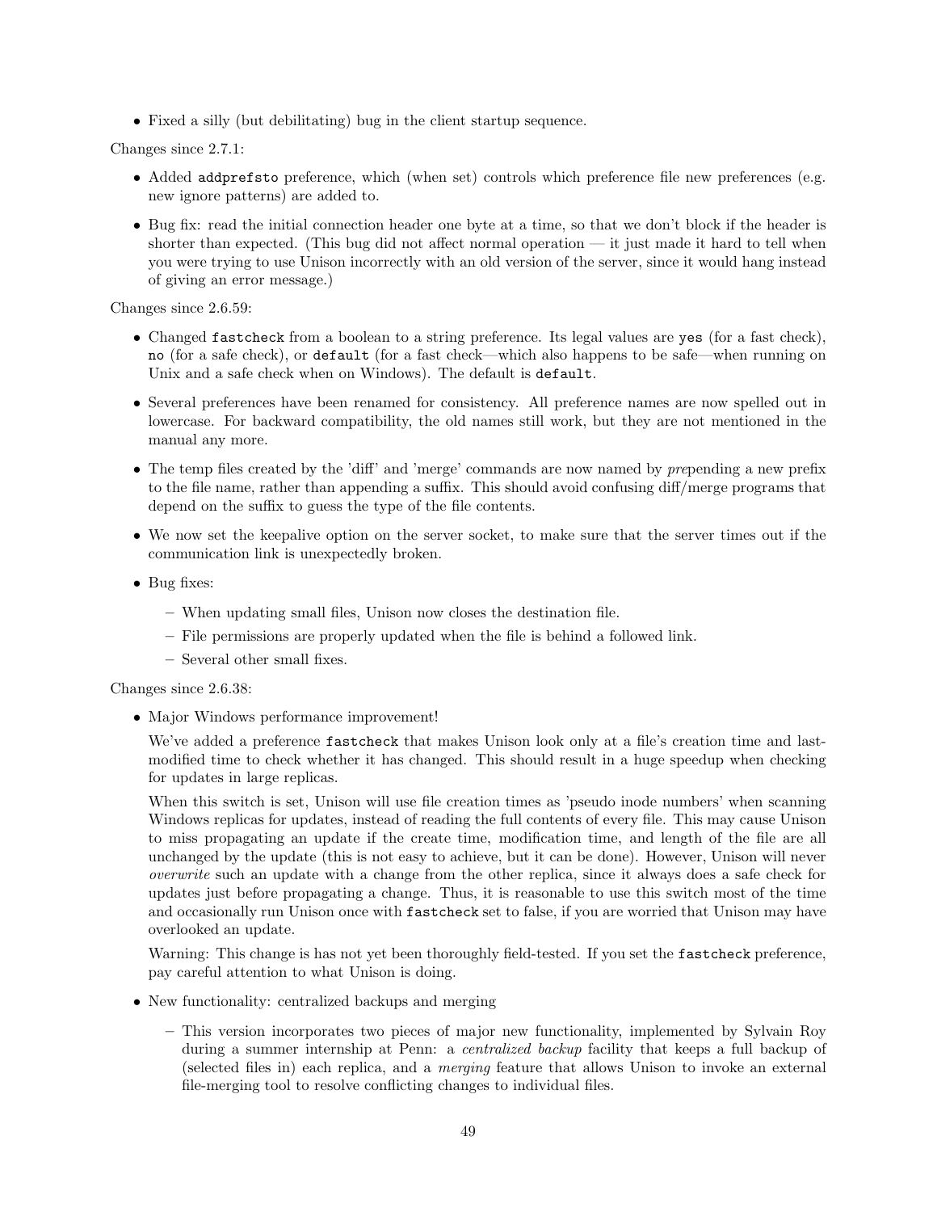- Fixed a silly (but debilitating) bug in the client startup sequence.

Changes since 2.7.1:

- Added `addprefsto` preference, which (when set) controls which preference file new preferences (e.g. new ignore patterns) are added to.
- Bug fix: read the initial connection header one byte at a time, so that we don't block if the header is shorter than expected. (This bug did not affect normal operation — it just made it hard to tell when you were trying to use Unison incorrectly with an old version of the server, since it would hang instead of giving an error message.)

Changes since 2.6.59:

- Changed `fastcheck` from a boolean to a string preference. Its legal values are `yes` (for a fast check), `no` (for a safe check), or `default` (for a fast check—which also happens to be safe—when running on Unix and a safe check when on Windows). The default is `default`.
- Several preferences have been renamed for consistency. All preference names are now spelled out in lowercase. For backward compatibility, the old names still work, but they are not mentioned in the manual any more.
- The temp files created by the 'diff' and 'merge' commands are now named by *pre*pending a new prefix to the file name, rather than appending a suffix. This should avoid confusing diff/merge programs that depend on the suffix to guess the type of the file contents.
- We now set the keepalive option on the server socket, to make sure that the server times out if the communication link is unexpectedly broken.
- Bug fixes:
  - When updating small files, Unison now closes the destination file.
  - File permissions are properly updated when the file is behind a followed link.
  - Several other small fixes.

Changes since 2.6.38:

- Major Windows performance improvement!

  We've added a preference `fastcheck` that makes Unison look only at a file's creation time and last-modified time to check whether it has changed. This should result in a huge speedup when checking for updates in large replicas.

  When this switch is set, Unison will use file creation times as 'pseudo inode numbers' when scanning Windows replicas for updates, instead of reading the full contents of every file. This may cause Unison to miss propagating an update if the create time, modification time, and length of the file are all unchanged by the update (this is not easy to achieve, but it can be done). However, Unison will never *overwrite* such an update with a change from the other replica, since it always does a safe check for updates just before propagating a change. Thus, it is reasonable to use this switch most of the time and occasionally run Unison once with `fastcheck` set to false, if you are worried that Unison may have overlooked an update.

  Warning: This change is has not yet been thoroughly field-tested. If you set the `fastcheck` preference, pay careful attention to what Unison is doing.

- New functionality: centralized backups and merging
  - This version incorporates two pieces of major new functionality, implemented by Sylvain Roy during a summer internship at Penn: a *centralized backup* facility that keeps a full backup of (selected files in) each replica, and a *merging* feature that allows Unison to invoke an external file-merging tool to resolve conflicting changes to individual files.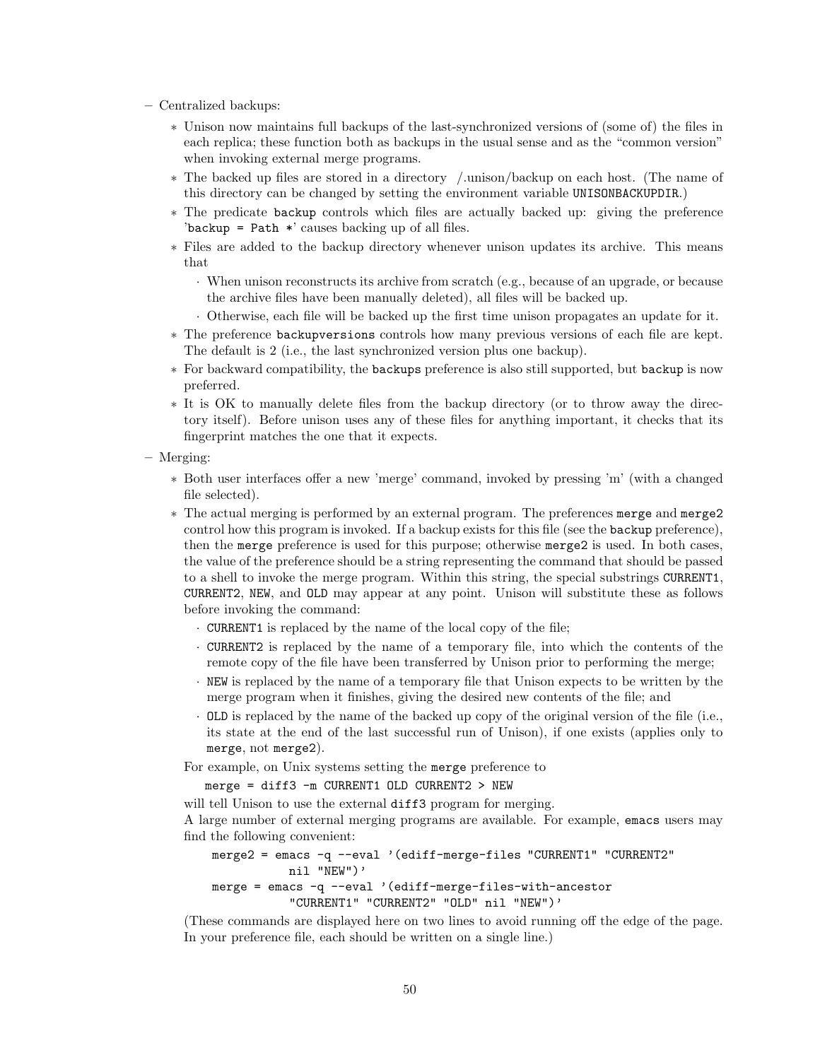- Centralized backups:
  - Unison now maintains full backups of the last-synchronized versions of (some of) the files in each replica; these function both as backups in the usual sense and as the "common version" when invoking external merge programs.
  - The backed up files are stored in a directory /.unison/backup on each host. (The name of this directory can be changed by setting the environment variable `UNISONBACKUPDIR`.)
  - The predicate `backup` controls which files are actually backed up: giving the preference '`backup = Path *`' causes backing up of all files.
  - Files are added to the backup directory whenever unison updates its archive. This means that
    - When unison reconstructs its archive from scratch (e.g., because of an upgrade, or because the archive files have been manually deleted), all files will be backed up.
    - Otherwise, each file will be backed up the first time unison propagates an update for it.
  - The preference `backupversions` controls how many previous versions of each file are kept. The default is 2 (i.e., the last synchronized version plus one backup).
  - For backward compatibility, the `backups` preference is also still supported, but `backup` is now preferred.
  - It is OK to manually delete files from the backup directory (or to throw away the directory itself). Before unison uses any of these files for anything important, it checks that its fingerprint matches the one that it expects.
- Merging:
  - Both user interfaces offer a new 'merge' command, invoked by pressing 'm' (with a changed file selected).
  - The actual merging is performed by an external program. The preferences `merge` and `merge2` control how this program is invoked. If a backup exists for this file (see the `backup` preference), then the `merge` preference is used for this purpose; otherwise `merge2` is used. In both cases, the value of the preference should be a string representing the command that should be passed to a shell to invoke the merge program. Within this string, the special substrings `CURRENT1`, `CURRENT2`, `NEW`, and `OLD` may appear at any point. Unison will substitute these as follows before invoking the command:
    - `CURRENT1` is replaced by the name of the local copy of the file;
    - `CURRENT2` is replaced by the name of a temporary file, into which the contents of the remote copy of the file have been transferred by Unison prior to performing the merge;
    - `NEW` is replaced by the name of a temporary file that Unison expects to be written by the merge program when it finishes, giving the desired new contents of the file; and
    - `OLD` is replaced by the name of the backed up copy of the original version of the file (i.e., its state at the end of the last successful run of Unison), if one exists (applies only to `merge`, not `merge2`).

    For example, on Unix systems setting the `merge` preference to

    ```
    merge = diff3 -m CURRENT1 OLD CURRENT2 > NEW
    ```

    will tell Unison to use the external `diff3` program for merging.

    A large number of external merging programs are available. For example, `emacs` users may find the following convenient:

    ```
    merge2 = emacs -q --eval '(ediff-merge-files "CURRENT1" "CURRENT2"
                nil "NEW")'
    merge = emacs -q --eval '(ediff-merge-files-with-ancestor
                "CURRENT1" "CURRENT2" "OLD" nil "NEW")'
    ```

    (These commands are displayed here on two lines to avoid running off the edge of the page. In your preference file, each should be written on a single line.)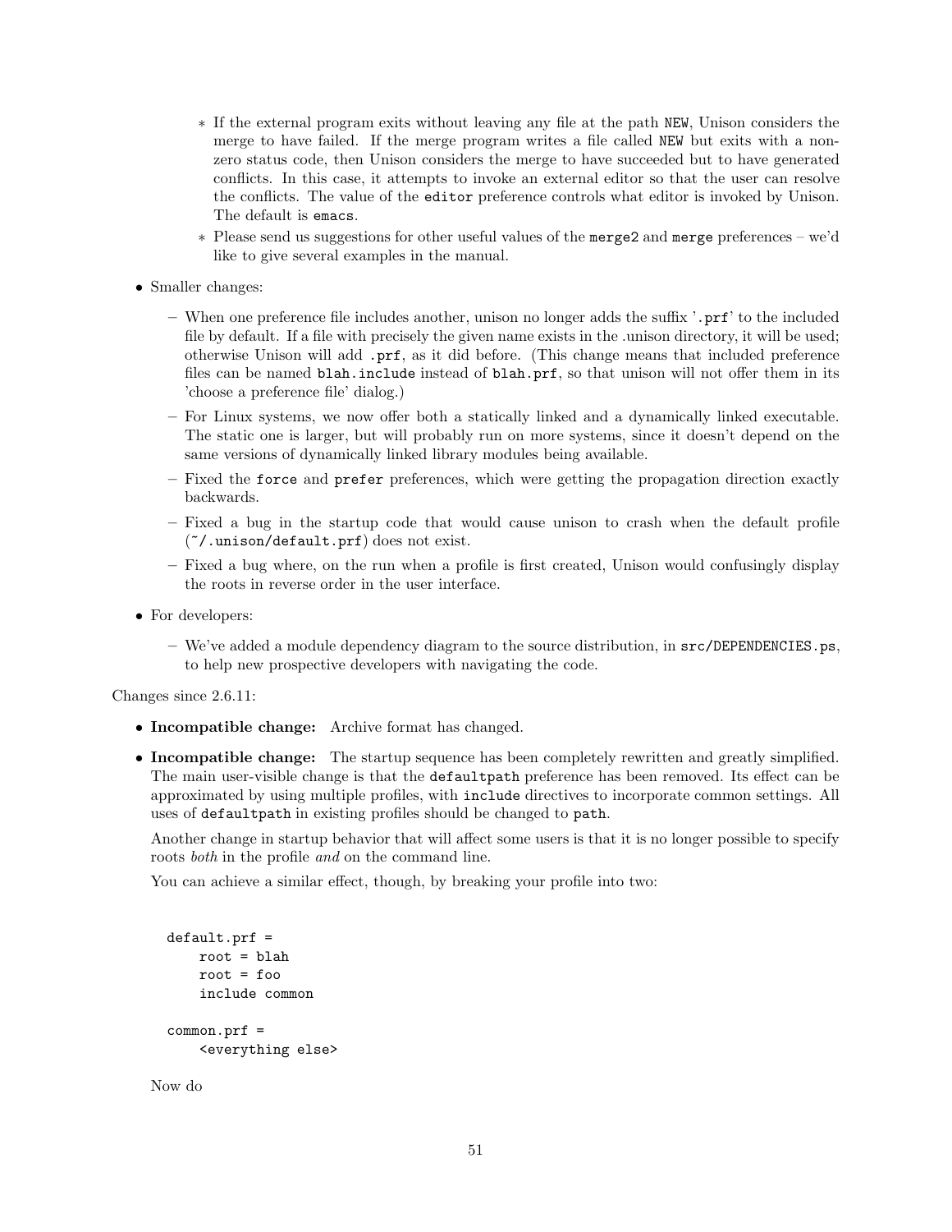* If the external program exits without leaving any file at the path `NEW`, Unison considers the merge to have failed. If the merge program writes a file called `NEW` but exits with a non-zero status code, then Unison considers the merge to have succeeded but to have generated conflicts. In this case, it attempts to invoke an external editor so that the user can resolve the conflicts. The value of the `editor` preference controls what editor is invoked by Unison. The default is `emacs`.
    * Please send us suggestions for other useful values of the `merge2` and `merge` preferences – we'd like to give several examples in the manual.

- Smaller changes:
  - When one preference file includes another, unison no longer adds the suffix '`.prf`' to the included file by default. If a file with precisely the given name exists in the .unison directory, it will be used; otherwise Unison will add `.prf`, as it did before. (This change means that included preference files can be named `blah.include` instead of `blah.prf`, so that unison will not offer them in its 'choose a preference file' dialog.)
  - For Linux systems, we now offer both a statically linked and a dynamically linked executable. The static one is larger, but will probably run on more systems, since it doesn't depend on the same versions of dynamically linked library modules being available.
  - Fixed the `force` and `prefer` preferences, which were getting the propagation direction exactly backwards.
  - Fixed a bug in the startup code that would cause unison to crash when the default profile (`~/.unison/default.prf`) does not exist.
  - Fixed a bug where, on the run when a profile is first created, Unison would confusingly display the roots in reverse order in the user interface.

- For developers:
  - We've added a module dependency diagram to the source distribution, in `src/DEPENDENCIES.ps`, to help new prospective developers with navigating the code.

Changes since 2.6.11:

- **Incompatible change:** Archive format has changed.
- **Incompatible change:** The startup sequence has been completely rewritten and greatly simplified. The main user-visible change is that the `defaultpath` preference has been removed. Its effect can be approximated by using multiple profiles, with `include` directives to incorporate common settings. All uses of `defaultpath` in existing profiles should be changed to `path`.

  Another change in startup behavior that will affect some users is that it is no longer possible to specify roots *both* in the profile *and* on the command line.

  You can achieve a similar effect, though, by breaking your profile into two:

  ```
  default.prf =
      root = blah
      root = foo
      include common

  common.prf =
      <everything else>
  ```

  Now do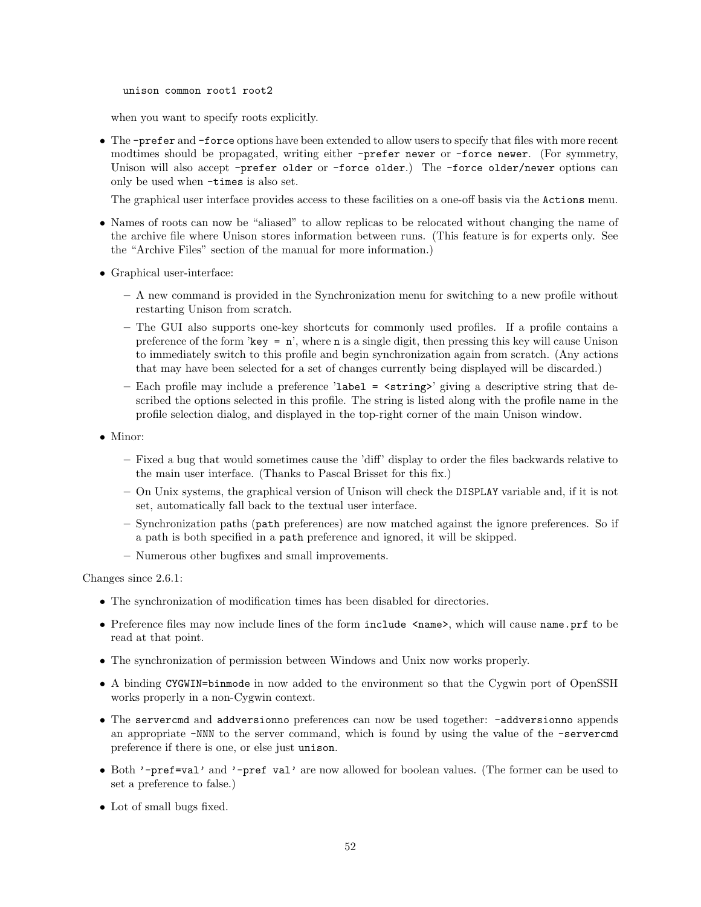```
unison common root1 root2
```

when you want to specify roots explicitly.

- The `-prefer` and `-force` options have been extended to allow users to specify that files with more recent modtimes should be propagated, writing either `-prefer newer` or `-force newer`. (For symmetry, Unison will also accept `-prefer older` or `-force older`.) The `-force older/newer` options can only be used when `-times` is also set.

  The graphical user interface provides access to these facilities on a one-off basis via the `Actions` menu.

- Names of roots can now be "aliased" to allow replicas to be relocated without changing the name of the archive file where Unison stores information between runs. (This feature is for experts only. See the "Archive Files" section of the manual for more information.)

- Graphical user-interface:
  - A new command is provided in the Synchronization menu for switching to a new profile without restarting Unison from scratch.
  - The GUI also supports one-key shortcuts for commonly used profiles. If a profile contains a preference of the form '`key = n`', where `n` is a single digit, then pressing this key will cause Unison to immediately switch to this profile and begin synchronization again from scratch. (Any actions that may have been selected for a set of changes currently being displayed will be discarded.)
  - Each profile may include a preference '`label = <string>`' giving a descriptive string that described the options selected in this profile. The string is listed along with the profile name in the profile selection dialog, and displayed in the top-right corner of the main Unison window.

- Minor:
  - Fixed a bug that would sometimes cause the 'diff' display to order the files backwards relative to the main user interface. (Thanks to Pascal Brisset for this fix.)
  - On Unix systems, the graphical version of Unison will check the `DISPLAY` variable and, if it is not set, automatically fall back to the textual user interface.
  - Synchronization paths (`path` preferences) are now matched against the ignore preferences. So if a path is both specified in a `path` preference and ignored, it will be skipped.
  - Numerous other bugfixes and small improvements.

Changes since 2.6.1:

- The synchronization of modification times has been disabled for directories.
- Preference files may now include lines of the form `include <name>`, which will cause `name.prf` to be read at that point.
- The synchronization of permission between Windows and Unix now works properly.
- A binding `CYGWIN=binmode` in now added to the environment so that the Cygwin port of OpenSSH works properly in a non-Cygwin context.
- The `servercmd` and `addversionno` preferences can now be used together: `-addversionno` appends an appropriate `-NNN` to the server command, which is found by using the value of the `-servercmd` preference if there is one, or else just `unison`.
- Both `'-pref=val'` and `'-pref val'` are now allowed for boolean values. (The former can be used to set a preference to false.)
- Lot of small bugs fixed.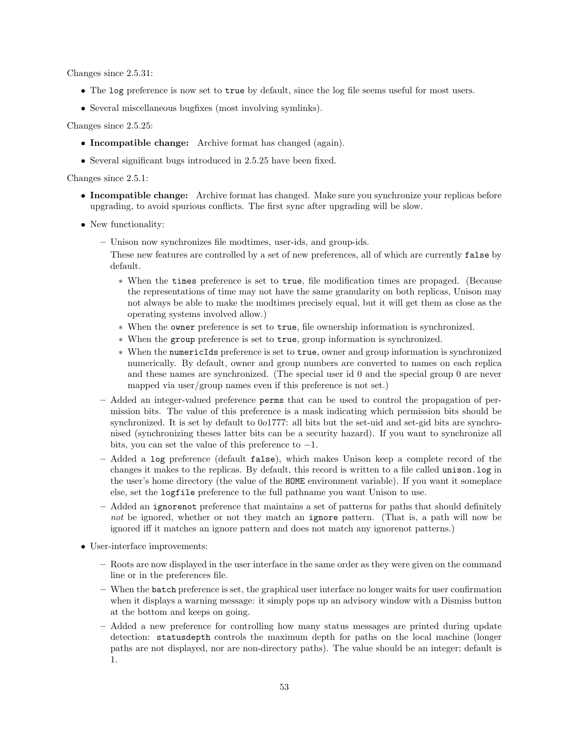Changes since 2.5.31:

- The `log` preference is now set to `true` by default, since the log file seems useful for most users.
- Several miscellaneous bugfixes (most involving symlinks).

Changes since 2.5.25:

- **Incompatible change:** Archive format has changed (again).
- Several significant bugs introduced in 2.5.25 have been fixed.

Changes since 2.5.1:

- **Incompatible change:** Archive format has changed. Make sure you synchronize your replicas before upgrading, to avoid spurious conflicts. The first sync after upgrading will be slow.
- New functionality:
  - Unison now synchronizes file modtimes, user-ids, and group-ids.

    These new features are controlled by a set of new preferences, all of which are currently `false` by default.

    * When the `times` preference is set to `true`, file modification times are propaged. (Because the representations of time may not have the same granularity on both replicas, Unison may not always be able to make the modtimes precisely equal, but it will get them as close as the operating systems involved allow.)
    * When the `owner` preference is set to `true`, file ownership information is synchronized.
    * When the `group` preference is set to `true`, group information is synchronized.
    * When the `numericIds` preference is set to `true`, owner and group information is synchronized numerically. By default, owner and group numbers are converted to names on each replica and these names are synchronized. (The special user id 0 and the special group 0 are never mapped via user/group names even if this preference is not set.)
  - Added an integer-valued preference `perms` that can be used to control the propagation of permission bits. The value of this preference is a mask indicating which permission bits should be synchronized. It is set by default to $0o1777$: all bits but the set-uid and set-gid bits are synchronised (synchronizing theses latter bits can be a security hazard). If you want to synchronize all bits, you can set the value of this preference to $-1$.
  - Added a `log` preference (default `false`), which makes Unison keep a complete record of the changes it makes to the replicas. By default, this record is written to a file called `unison.log` in the user's home directory (the value of the `HOME` environment variable). If you want it someplace else, set the `logfile` preference to the full pathname you want Unison to use.
  - Added an `ignorenot` preference that maintains a set of patterns for paths that should definitely *not* be ignored, whether or not they match an `ignore` pattern. (That is, a path will now be ignored iff it matches an ignore pattern and does not match any ignorenot patterns.)
- User-interface improvements:
  - Roots are now displayed in the user interface in the same order as they were given on the command line or in the preferences file.
  - When the `batch` preference is set, the graphical user interface no longer waits for user confirmation when it displays a warning message: it simply pops up an advisory window with a Dismiss button at the bottom and keeps on going.
  - Added a new preference for controlling how many status messages are printed during update detection: `statusdepth` controls the maximum depth for paths on the local machine (longer paths are not displayed, nor are non-directory paths). The value should be an integer; default is 1.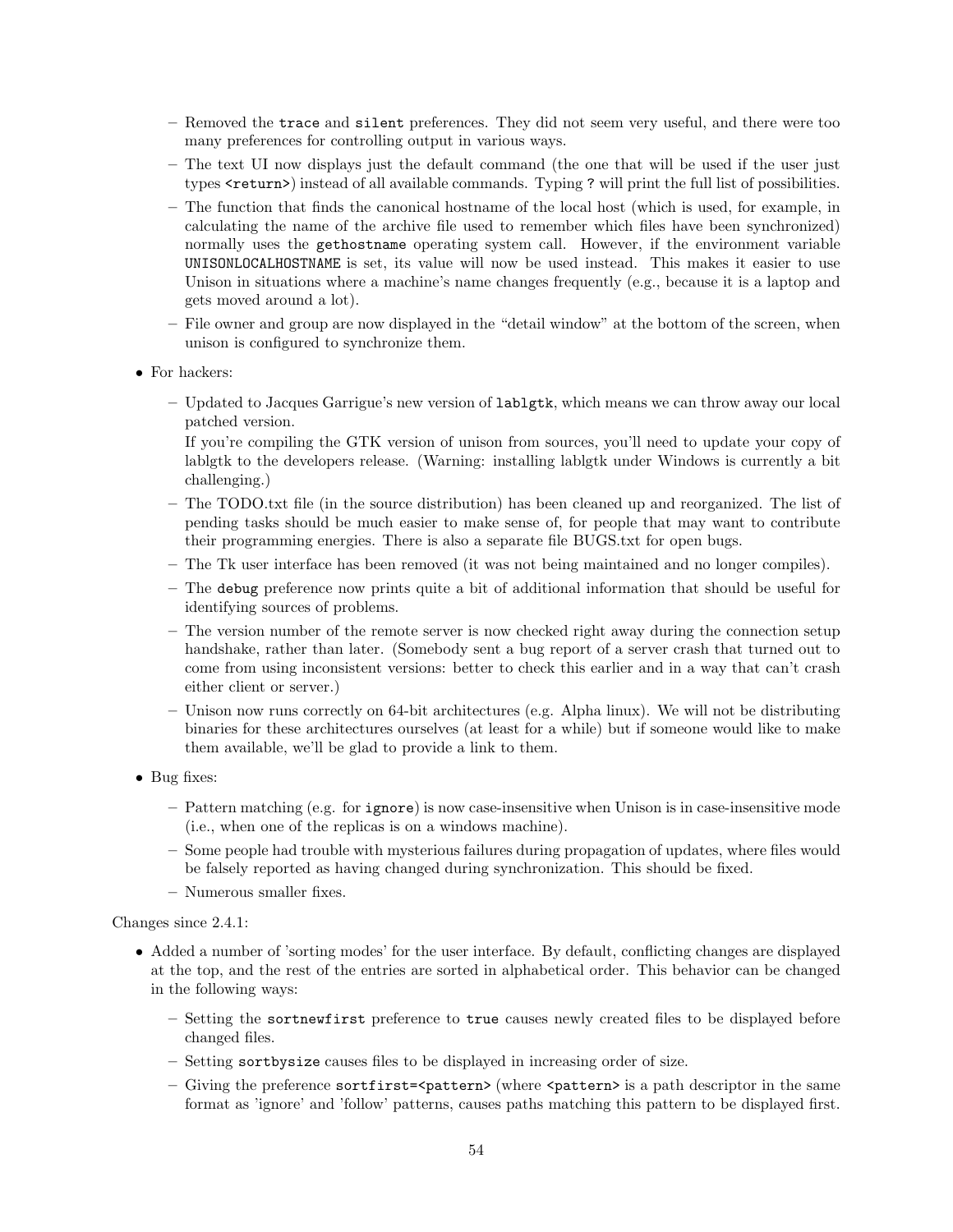- Removed the `trace` and `silent` preferences. They did not seem very useful, and there were too many preferences for controlling output in various ways.
  - The text UI now displays just the default command (the one that will be used if the user just types `<return>`) instead of all available commands. Typing `?` will print the full list of possibilities.
  - The function that finds the canonical hostname of the local host (which is used, for example, in calculating the name of the archive file used to remember which files have been synchronized) normally uses the `gethostname` operating system call. However, if the environment variable `UNISONLOCALHOSTNAME` is set, its value will now be used instead. This makes it easier to use Unison in situations where a machine's name changes frequently (e.g., because it is a laptop and gets moved around a lot).
  - File owner and group are now displayed in the "detail window" at the bottom of the screen, when unison is configured to synchronize them.

- For hackers:
  - Updated to Jacques Garrigue's new version of `lablgtk`, which means we can throw away our local patched version.

    If you're compiling the GTK version of unison from sources, you'll need to update your copy of lablgtk to the developers release. (Warning: installing lablgtk under Windows is currently a bit challenging.)
  - The TODO.txt file (in the source distribution) has been cleaned up and reorganized. The list of pending tasks should be much easier to make sense of, for people that may want to contribute their programming energies. There is also a separate file BUGS.txt for open bugs.
  - The Tk user interface has been removed (it was not being maintained and no longer compiles).
  - The `debug` preference now prints quite a bit of additional information that should be useful for identifying sources of problems.
  - The version number of the remote server is now checked right away during the connection setup handshake, rather than later. (Somebody sent a bug report of a server crash that turned out to come from using inconsistent versions: better to check this earlier and in a way that can't crash either client or server.)
  - Unison now runs correctly on 64-bit architectures (e.g. Alpha linux). We will not be distributing binaries for these architectures ourselves (at least for a while) but if someone would like to make them available, we'll be glad to provide a link to them.

- Bug fixes:
  - Pattern matching (e.g. for `ignore`) is now case-insensitive when Unison is in case-insensitive mode (i.e., when one of the replicas is on a windows machine).
  - Some people had trouble with mysterious failures during propagation of updates, where files would be falsely reported as having changed during synchronization. This should be fixed.
  - Numerous smaller fixes.

Changes since 2.4.1:

- Added a number of 'sorting modes' for the user interface. By default, conflicting changes are displayed at the top, and the rest of the entries are sorted in alphabetical order. This behavior can be changed in the following ways:
  - Setting the `sortnewfirst` preference to `true` causes newly created files to be displayed before changed files.
  - Setting `sortbysize` causes files to be displayed in increasing order of size.
  - Giving the preference `sortfirst=<pattern>` (where `<pattern>` is a path descriptor in the same format as 'ignore' and 'follow' patterns, causes paths matching this pattern to be displayed first.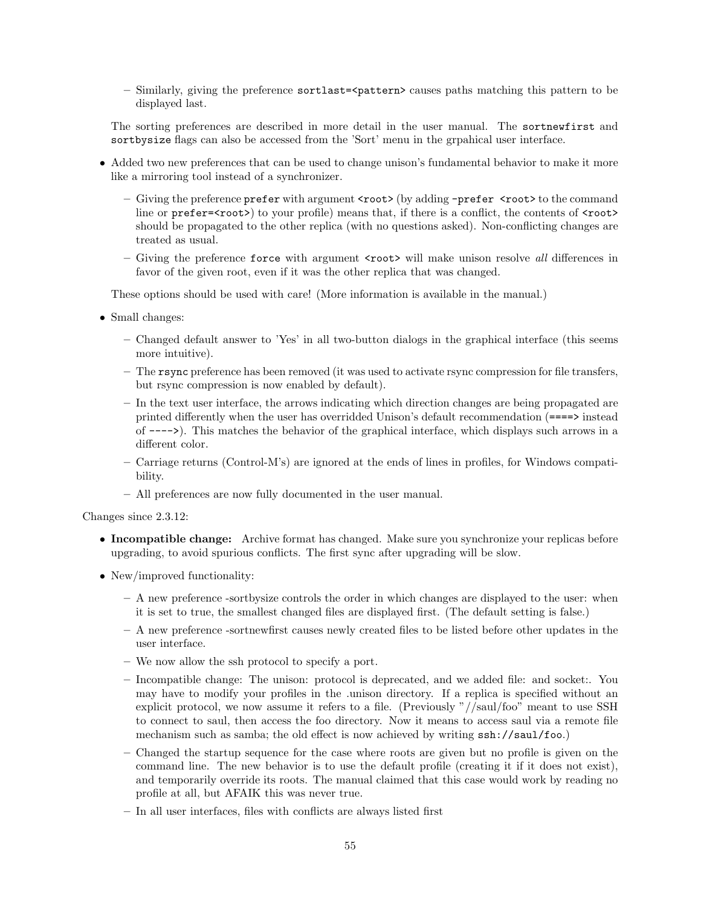- Similarly, giving the preference `sortlast=<pattern>` causes paths matching this pattern to be displayed last.

  The sorting preferences are described in more detail in the user manual. The `sortnewfirst` and `sortbysize` flags can also be accessed from the 'Sort' menu in the grpahical user interface.

- Added two new preferences that can be used to change unison's fundamental behavior to make it more like a mirroring tool instead of a synchronizer.
  - Giving the preference `prefer` with argument `<root>` (by adding `-prefer <root>` to the command line or `prefer=<root>`) to your profile) means that, if there is a conflict, the contents of `<root>` should be propagated to the other replica (with no questions asked). Non-conflicting changes are treated as usual.
  - Giving the preference `force` with argument `<root>` will make unison resolve *all* differences in favor of the given root, even if it was the other replica that was changed.

  These options should be used with care! (More information is available in the manual.)

- Small changes:
  - Changed default answer to 'Yes' in all two-button dialogs in the graphical interface (this seems more intuitive).
  - The `rsync` preference has been removed (it was used to activate rsync compression for file transfers, but rsync compression is now enabled by default).
  - In the text user interface, the arrows indicating which direction changes are being propagated are printed differently when the user has overridded Unison's default recommendation (`====>` instead of `---->`). This matches the behavior of the graphical interface, which displays such arrows in a different color.
  - Carriage returns (Control-M's) are ignored at the ends of lines in profiles, for Windows compatibility.
  - All preferences are now fully documented in the user manual.

Changes since 2.3.12:

- **Incompatible change:** Archive format has changed. Make sure you synchronize your replicas before upgrading, to avoid spurious conflicts. The first sync after upgrading will be slow.
- New/improved functionality:
  - A new preference -sortbysize controls the order in which changes are displayed to the user: when it is set to true, the smallest changed files are displayed first. (The default setting is false.)
  - A new preference -sortnewfirst causes newly created files to be listed before other updates in the user interface.
  - We now allow the ssh protocol to specify a port.
  - Incompatible change: The unison: protocol is deprecated, and we added file: and socket:. You may have to modify your profiles in the .unison directory. If a replica is specified without an explicit protocol, we now assume it refers to a file. (Previously "//saul/foo" meant to use SSH to connect to saul, then access the foo directory. Now it means to access saul via a remote file mechanism such as samba; the old effect is now achieved by writing `ssh://saul/foo`.)
  - Changed the startup sequence for the case where roots are given but no profile is given on the command line. The new behavior is to use the default profile (creating it if it does not exist), and temporarily override its roots. The manual claimed that this case would work by reading no profile at all, but AFAIK this was never true.
  - In all user interfaces, files with conflicts are always listed first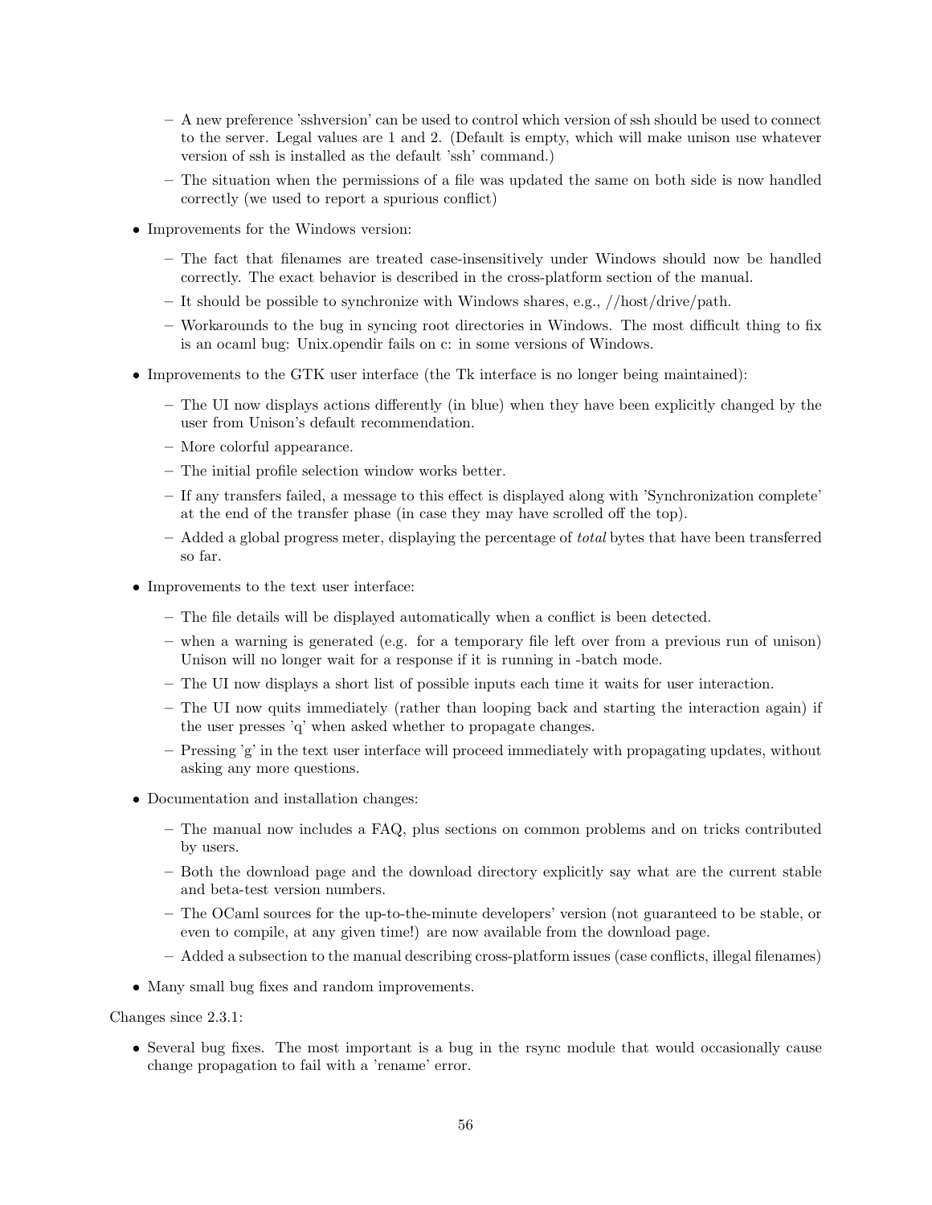- A new preference 'sshversion' can be used to control which version of ssh should be used to connect to the server. Legal values are 1 and 2. (Default is empty, which will make unison use whatever version of ssh is installed as the default 'ssh' command.)
  - The situation when the permissions of a file was updated the same on both side is now handled correctly (we used to report a spurious conflict)

- Improvements for the Windows version:
  - The fact that filenames are treated case-insensitively under Windows should now be handled correctly. The exact behavior is described in the cross-platform section of the manual.
  - It should be possible to synchronize with Windows shares, e.g., //host/drive/path.
  - Workarounds to the bug in syncing root directories in Windows. The most difficult thing to fix is an ocaml bug: Unix.opendir fails on c: in some versions of Windows.

- Improvements to the GTK user interface (the Tk interface is no longer being maintained):
  - The UI now displays actions differently (in blue) when they have been explicitly changed by the user from Unison's default recommendation.
  - More colorful appearance.
  - The initial profile selection window works better.
  - If any transfers failed, a message to this effect is displayed along with 'Synchronization complete' at the end of the transfer phase (in case they may have scrolled off the top).
  - Added a global progress meter, displaying the percentage of *total* bytes that have been transferred so far.

- Improvements to the text user interface:
  - The file details will be displayed automatically when a conflict is been detected.
  - when a warning is generated (e.g. for a temporary file left over from a previous run of unison) Unison will no longer wait for a response if it is running in -batch mode.
  - The UI now displays a short list of possible inputs each time it waits for user interaction.
  - The UI now quits immediately (rather than looping back and starting the interaction again) if the user presses 'q' when asked whether to propagate changes.
  - Pressing 'g' in the text user interface will proceed immediately with propagating updates, without asking any more questions.

- Documentation and installation changes:
  - The manual now includes a FAQ, plus sections on common problems and on tricks contributed by users.
  - Both the download page and the download directory explicitly say what are the current stable and beta-test version numbers.
  - The OCaml sources for the up-to-the-minute developers' version (not guaranteed to be stable, or even to compile, at any given time!) are now available from the download page.
  - Added a subsection to the manual describing cross-platform issues (case conflicts, illegal filenames)

- Many small bug fixes and random improvements.

Changes since 2.3.1:

- Several bug fixes. The most important is a bug in the rsync module that would occasionally cause change propagation to fail with a 'rename' error.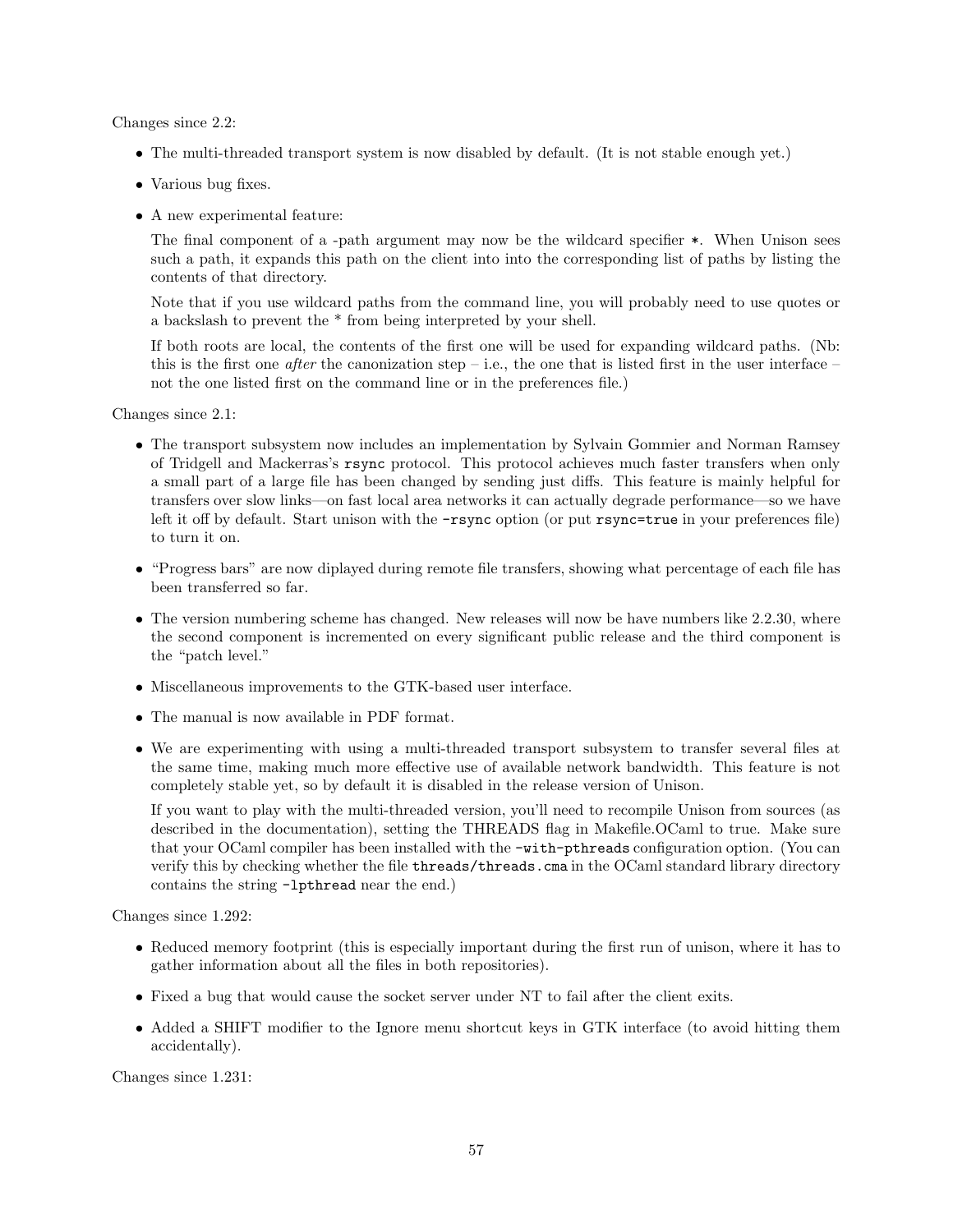Changes since 2.2:

- The multi-threaded transport system is now disabled by default. (It is not stable enough yet.)
- Various bug fixes.
- A new experimental feature:

  The final component of a -path argument may now be the wildcard specifier `*`. When Unison sees such a path, it expands this path on the client into into the corresponding list of paths by listing the contents of that directory.

  Note that if you use wildcard paths from the command line, you will probably need to use quotes or a backslash to prevent the * from being interpreted by your shell.

  If both roots are local, the contents of the first one will be used for expanding wildcard paths. (Nb: this is the first one *after* the canonization step – i.e., the one that is listed first in the user interface – not the one listed first on the command line or in the preferences file.)

Changes since 2.1:

- The transport subsystem now includes an implementation by Sylvain Gommier and Norman Ramsey of Tridgell and Mackerras's `rsync` protocol. This protocol achieves much faster transfers when only a small part of a large file has been changed by sending just diffs. This feature is mainly helpful for transfers over slow links—on fast local area networks it can actually degrade performance—so we have left it off by default. Start unison with the `-rsync` option (or put `rsync=true` in your preferences file) to turn it on.
- "Progress bars" are now diplayed during remote file transfers, showing what percentage of each file has been transferred so far.
- The version numbering scheme has changed. New releases will now be have numbers like 2.2.30, where the second component is incremented on every significant public release and the third component is the "patch level."
- Miscellaneous improvements to the GTK-based user interface.
- The manual is now available in PDF format.
- We are experimenting with using a multi-threaded transport subsystem to transfer several files at the same time, making much more effective use of available network bandwidth. This feature is not completely stable yet, so by default it is disabled in the release version of Unison.

  If you want to play with the multi-threaded version, you'll need to recompile Unison from sources (as described in the documentation), setting the THREADS flag in Makefile.OCaml to true. Make sure that your OCaml compiler has been installed with the `-with-pthreads` configuration option. (You can verify this by checking whether the file `threads/threads.cma` in the OCaml standard library directory contains the string `-lpthread` near the end.)

Changes since 1.292:

- Reduced memory footprint (this is especially important during the first run of unison, where it has to gather information about all the files in both repositories).
- Fixed a bug that would cause the socket server under NT to fail after the client exits.
- Added a SHIFT modifier to the Ignore menu shortcut keys in GTK interface (to avoid hitting them accidentally).

Changes since 1.231: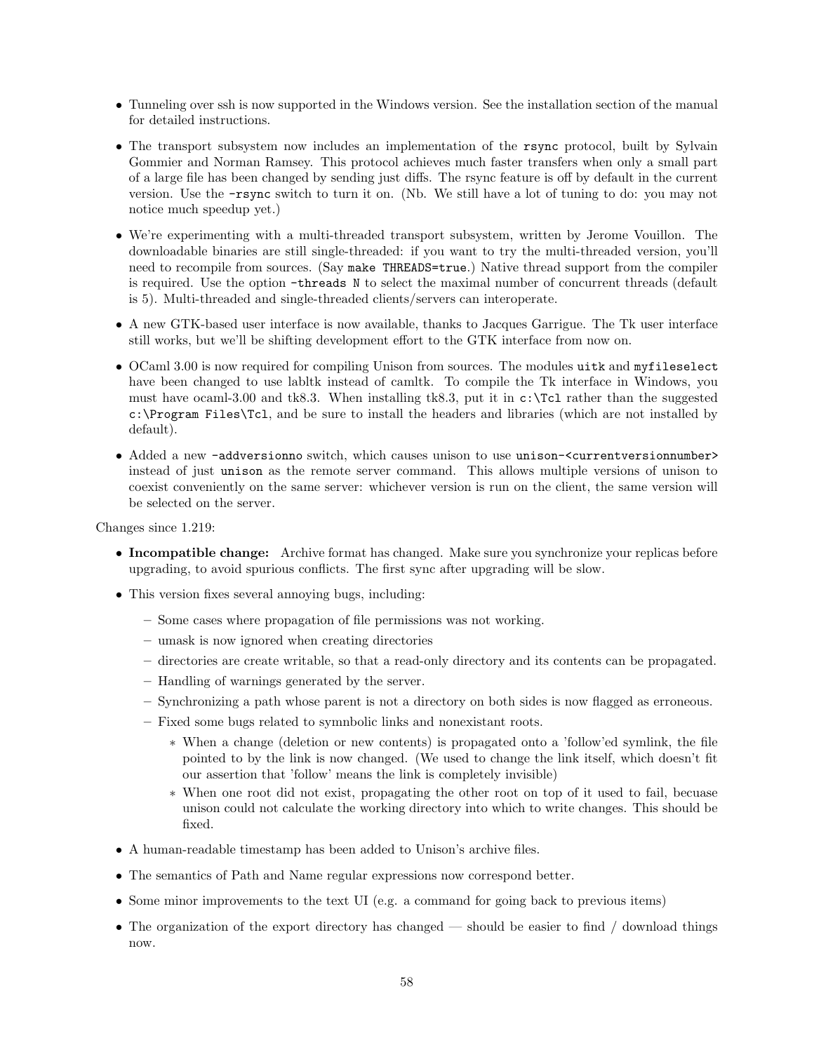- Tunneling over ssh is now supported in the Windows version. See the installation section of the manual for detailed instructions.
- The transport subsystem now includes an implementation of the `rsync` protocol, built by Sylvain Gommier and Norman Ramsey. This protocol achieves much faster transfers when only a small part of a large file has been changed by sending just diffs. The rsync feature is off by default in the current version. Use the `-rsync` switch to turn it on. (Nb. We still have a lot of tuning to do: you may not notice much speedup yet.)
- We're experimenting with a multi-threaded transport subsystem, written by Jerome Vouillon. The downloadable binaries are still single-threaded: if you want to try the multi-threaded version, you'll need to recompile from sources. (Say `make THREADS=true`.) Native thread support from the compiler is required. Use the option `-threads N` to select the maximal number of concurrent threads (default is 5). Multi-threaded and single-threaded clients/servers can interoperate.
- A new GTK-based user interface is now available, thanks to Jacques Garrigue. The Tk user interface still works, but we'll be shifting development effort to the GTK interface from now on.
- OCaml 3.00 is now required for compiling Unison from sources. The modules `uitk` and `myfileselect` have been changed to use labltk instead of camltk. To compile the Tk interface in Windows, you must have ocaml-3.00 and tk8.3. When installing tk8.3, put it in `c:\Tcl` rather than the suggested `c:\Program Files\Tcl`, and be sure to install the headers and libraries (which are not installed by default).
- Added a new `-addversionno` switch, which causes unison to use `unison-<currentversionnumber>` instead of just `unison` as the remote server command. This allows multiple versions of unison to coexist conveniently on the same server: whichever version is run on the client, the same version will be selected on the server.

Changes since 1.219:

- **Incompatible change:** Archive format has changed. Make sure you synchronize your replicas before upgrading, to avoid spurious conflicts. The first sync after upgrading will be slow.
- This version fixes several annoying bugs, including:
  - Some cases where propagation of file permissions was not working.
  - umask is now ignored when creating directories
  - directories are create writable, so that a read-only directory and its contents can be propagated.
  - Handling of warnings generated by the server.
  - Synchronizing a path whose parent is not a directory on both sides is now flagged as erroneous.
  - Fixed some bugs related to symnbolic links and nonexistant roots.
    - When a change (deletion or new contents) is propagated onto a 'follow'ed symlink, the file pointed to by the link is now changed. (We used to change the link itself, which doesn't fit our assertion that 'follow' means the link is completely invisible)
    - When one root did not exist, propagating the other root on top of it used to fail, becuase unison could not calculate the working directory into which to write changes. This should be fixed.
- A human-readable timestamp has been added to Unison's archive files.
- The semantics of Path and Name regular expressions now correspond better.
- Some minor improvements to the text UI (e.g. a command for going back to previous items)
- The organization of the export directory has changed — should be easier to find / download things now.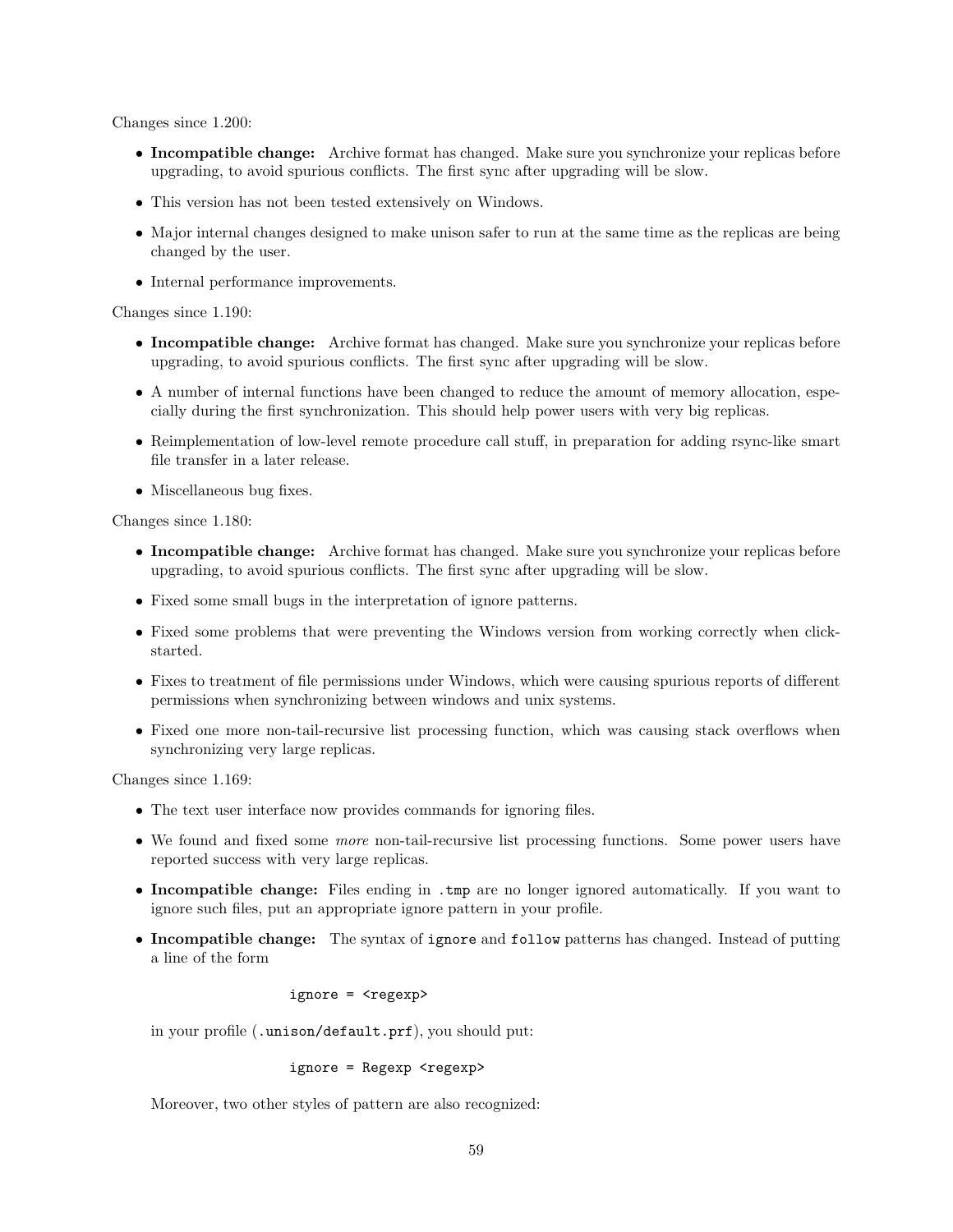Changes since 1.200:

- **Incompatible change:** Archive format has changed. Make sure you synchronize your replicas before upgrading, to avoid spurious conflicts. The first sync after upgrading will be slow.
- This version has not been tested extensively on Windows.
- Major internal changes designed to make unison safer to run at the same time as the replicas are being changed by the user.
- Internal performance improvements.

Changes since 1.190:

- **Incompatible change:** Archive format has changed. Make sure you synchronize your replicas before upgrading, to avoid spurious conflicts. The first sync after upgrading will be slow.
- A number of internal functions have been changed to reduce the amount of memory allocation, especially during the first synchronization. This should help power users with very big replicas.
- Reimplementation of low-level remote procedure call stuff, in preparation for adding rsync-like smart file transfer in a later release.
- Miscellaneous bug fixes.

Changes since 1.180:

- **Incompatible change:** Archive format has changed. Make sure you synchronize your replicas before upgrading, to avoid spurious conflicts. The first sync after upgrading will be slow.
- Fixed some small bugs in the interpretation of ignore patterns.
- Fixed some problems that were preventing the Windows version from working correctly when click-started.
- Fixes to treatment of file permissions under Windows, which were causing spurious reports of different permissions when synchronizing between windows and unix systems.
- Fixed one more non-tail-recursive list processing function, which was causing stack overflows when synchronizing very large replicas.

Changes since 1.169:

- The text user interface now provides commands for ignoring files.
- We found and fixed some *more* non-tail-recursive list processing functions. Some power users have reported success with very large replicas.
- **Incompatible change:** Files ending in `.tmp` are no longer ignored automatically. If you want to ignore such files, put an appropriate ignore pattern in your profile.
- **Incompatible change:** The syntax of `ignore` and `follow` patterns has changed. Instead of putting a line of the form

  ```
  ignore = <regexp>
  ```

  in your profile (`.unison/default.prf`), you should put:

  ```
  ignore = Regexp <regexp>
  ```

  Moreover, two other styles of pattern are also recognized: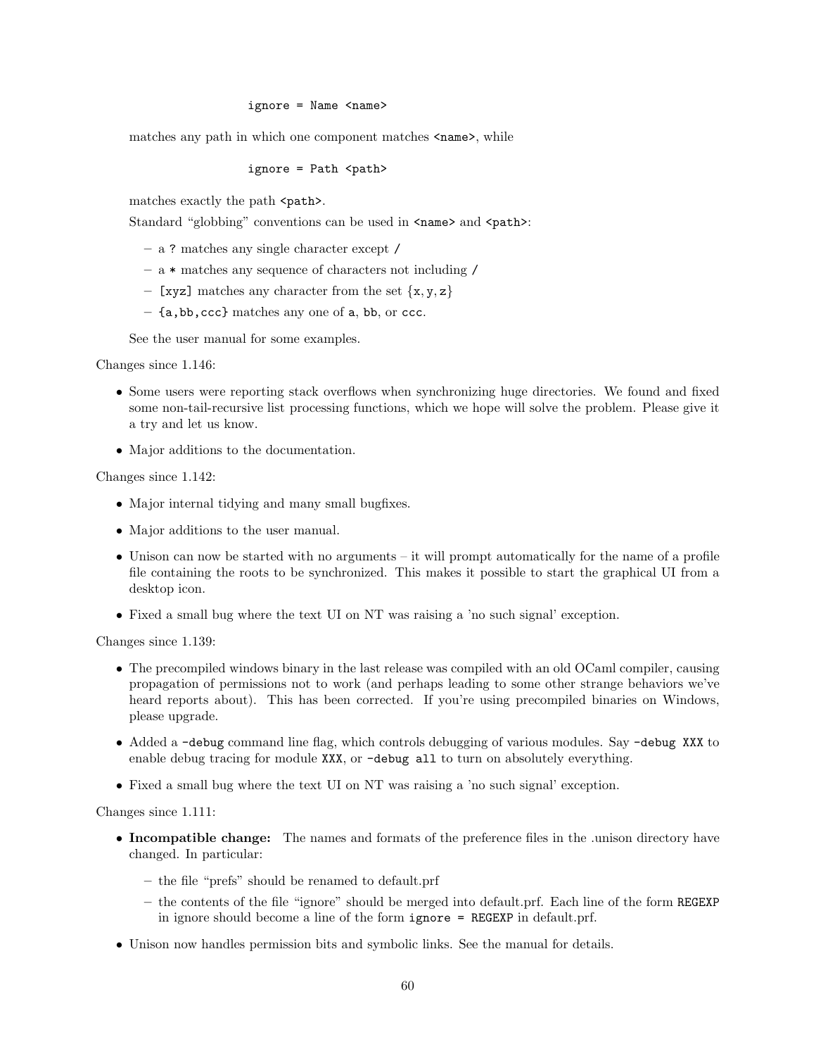```
ignore = Name <name>
```

matches any path in which one component matches `<name>`, while

```
ignore = Path <path>
```

matches exactly the path `<path>`.

Standard "globbing" conventions can be used in `<name>` and `<path>`:

- a `?` matches any single character except `/`
- a `*` matches any sequence of characters not including `/`
- `[xyz]` matches any character from the set {x, y, z}
- `{a,bb,ccc}` matches any one of `a`, `bb`, or `ccc`.

See the user manual for some examples.

Changes since 1.146:

- Some users were reporting stack overflows when synchronizing huge directories. We found and fixed some non-tail-recursive list processing functions, which we hope will solve the problem. Please give it a try and let us know.
- Major additions to the documentation.

Changes since 1.142:

- Major internal tidying and many small bugfixes.
- Major additions to the user manual.
- Unison can now be started with no arguments – it will prompt automatically for the name of a profile file containing the roots to be synchronized. This makes it possible to start the graphical UI from a desktop icon.
- Fixed a small bug where the text UI on NT was raising a 'no such signal' exception.

Changes since 1.139:

- The precompiled windows binary in the last release was compiled with an old OCaml compiler, causing propagation of permissions not to work (and perhaps leading to some other strange behaviors we've heard reports about). This has been corrected. If you're using precompiled binaries on Windows, please upgrade.
- Added a `-debug` command line flag, which controls debugging of various modules. Say `-debug XXX` to enable debug tracing for module `XXX`, or `-debug all` to turn on absolutely everything.
- Fixed a small bug where the text UI on NT was raising a 'no such signal' exception.

Changes since 1.111:

- **Incompatible change:** The names and formats of the preference files in the .unison directory have changed. In particular:
  - the file "prefs" should be renamed to default.prf
  - the contents of the file "ignore" should be merged into default.prf. Each line of the form `REGEXP` in ignore should become a line of the form `ignore = REGEXP` in default.prf.
- Unison now handles permission bits and symbolic links. See the manual for details.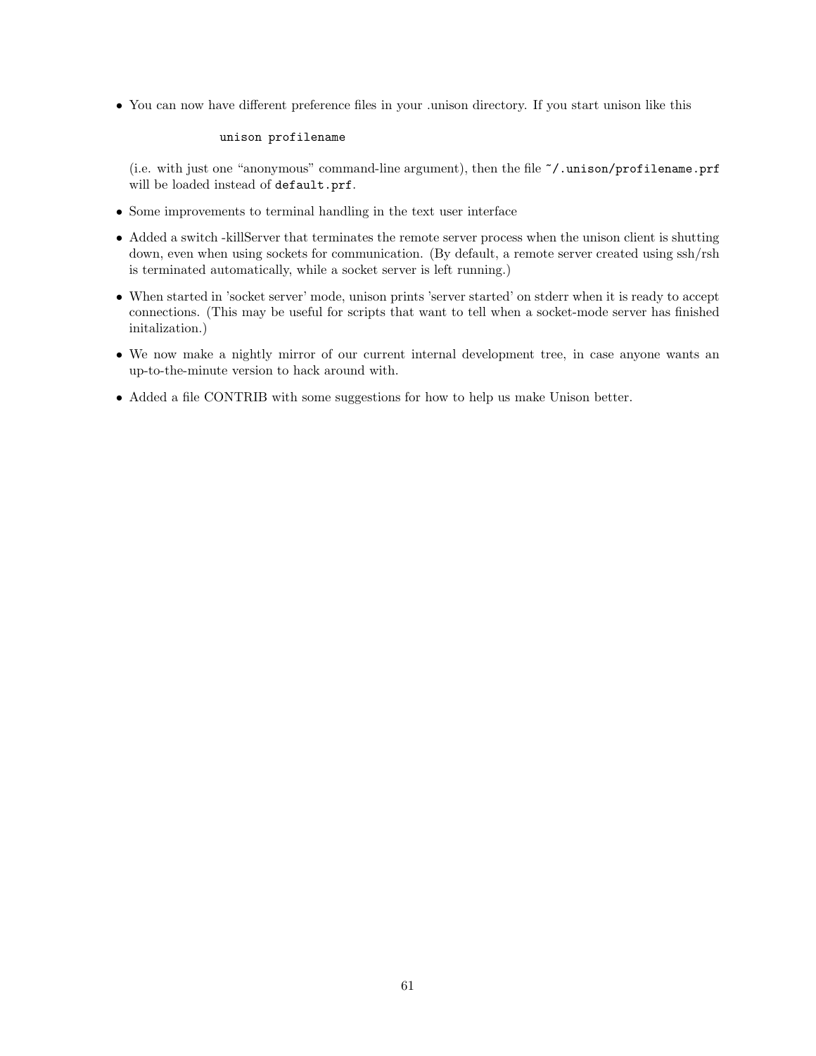- You can now have different preference files in your .unison directory. If you start unison like this

  ```
  unison profilename
  ```

  (i.e. with just one "anonymous" command-line argument), then the file `~/.unison/profilename.prf` will be loaded instead of `default.prf`.

- Some improvements to terminal handling in the text user interface

- Added a switch -killServer that terminates the remote server process when the unison client is shutting down, even when using sockets for communication. (By default, a remote server created using ssh/rsh is terminated automatically, while a socket server is left running.)

- When started in 'socket server' mode, unison prints 'server started' on stderr when it is ready to accept connections. (This may be useful for scripts that want to tell when a socket-mode server has finished initalization.)

- We now make a nightly mirror of our current internal development tree, in case anyone wants an up-to-the-minute version to hack around with.

- Added a file CONTRIB with some suggestions for how to help us make Unison better.